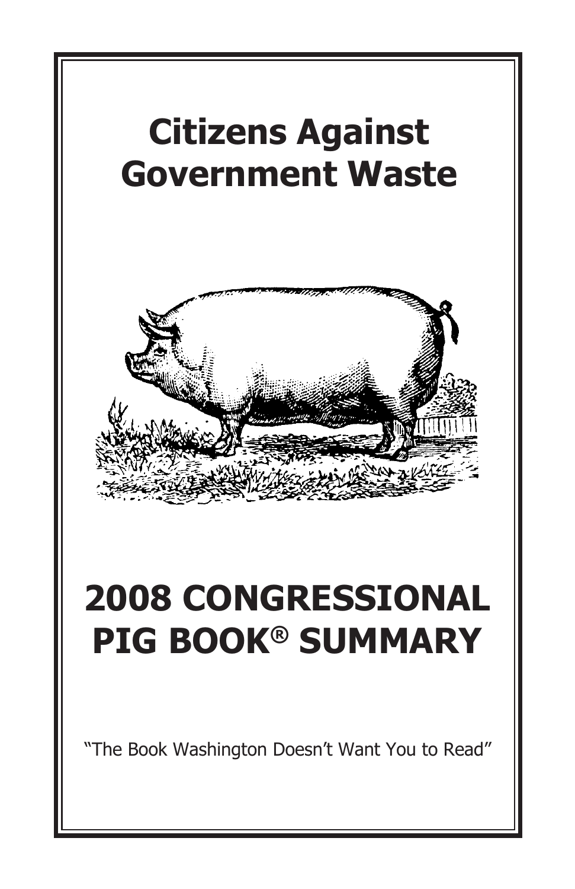# Citizens Against Government Waste

# 2008 CONGRESSIONAL PIG BOOK® SUMMARY

"The Book Washington Doesn't Want You to Read"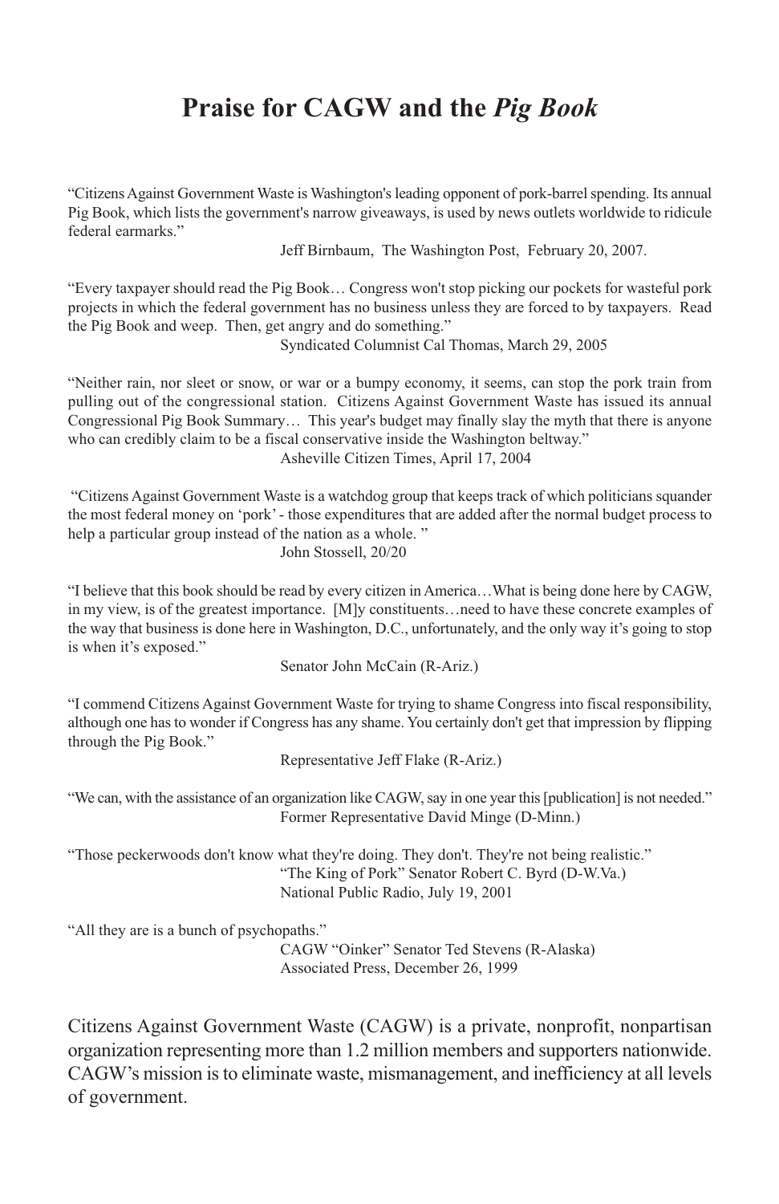# Praise for CAGW and the *Pig Book*

"Citizens Against Government Waste is Washington's leading opponent of pork-barrel spending. Its annual Pig Book, which lists the government's narrow giveaways, is used by news outlets worldwide to ridicule federal earmarks."

Jeff Birnbaum, The Washington Post, February 20, 2007.

"Every taxpayer should read the Pig Book… Congress won't stop picking our pockets for wasteful pork projects in which the federal government has no business unless they are forced to by taxpayers. Read the Pig Book and weep. Then, get angry and do something."

Syndicated Columnist Cal Thomas, March 29, 2005

"Neither rain, nor sleet or snow, or war or a bumpy economy, it seems, can stop the pork train from pulling out of the congressional station. Citizens Against Government Waste has issued its annual Congressional Pig Book Summary… This year's budget may finally slay the myth that there is anyone who can credibly claim to be a fiscal conservative inside the Washington beltway."

Asheville Citizen Times, April 17, 2004

"Citizens Against Government Waste is a watchdog group that keeps track of which politicians squander the most federal money on 'pork' - those expenditures that are added after the normal budget process to help a particular group instead of the nation as a whole."

John Stossell, 20/20

"I believe that this book should be read by every citizen in America…What is being done here by CAGW, in my view, is of the greatest importance. [M]y constituents…need to have these concrete examples of the way that business is done here in Washington, D.C., unfortunately, and the only way it's going to stop is when it's exposed."

Senator John McCain (R-Ariz.)

"I commend Citizens Against Government Waste for trying to shame Congress into fiscal responsibility, although one has to wonder if Congress has any shame. You certainly don't get that impression by flipping through the Pig Book."

Representative Jeff Flake (R-Ariz.)

"We can, with the assistance of an organization like CAGW, say in one year this [publication] is not needed."

Former Representative David Minge (D-Minn.)

"Those peckerwoods don't know what they're doing. They don't. They're not being realistic."

"The King of Pork" Senator Robert C. Byrd (D-W.Va.)
National Public Radio, July 19, 2001

"All they are is a bunch of psychopaths."

CAGW "Oinker" Senator Ted Stevens (R-Alaska)
Associated Press, December 26, 1999

Citizens Against Government Waste (CAGW) is a private, nonprofit, nonpartisan organization representing more than 1.2 million members and supporters nationwide. CAGW's mission is to eliminate waste, mismanagement, and inefficiency at all levels of government.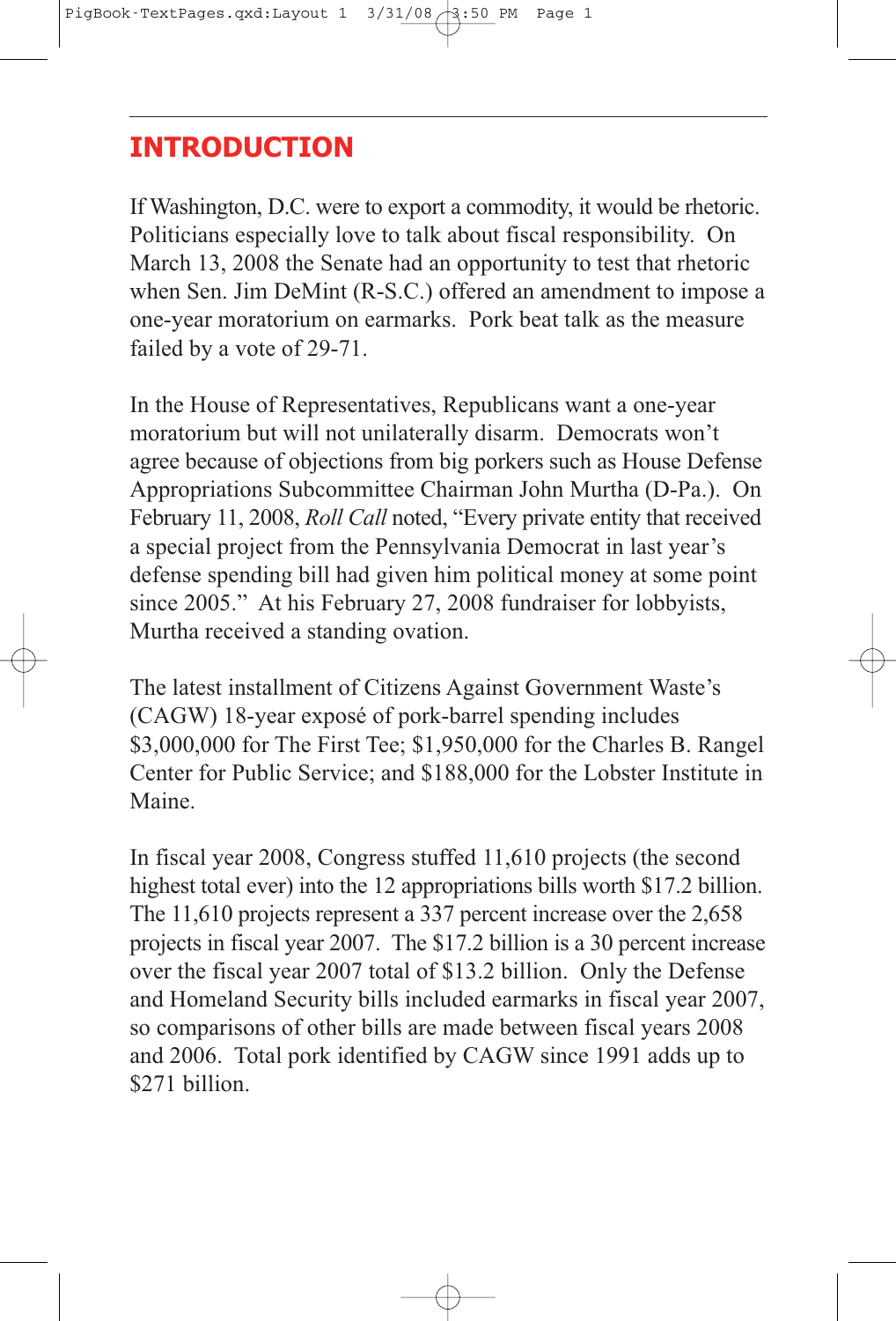# INTRODUCTION

If Washington, D.C. were to export a commodity, it would be rhetoric. Politicians especially love to talk about fiscal responsibility. On March 13, 2008 the Senate had an opportunity to test that rhetoric when Sen. Jim DeMint (R-S.C.) offered an amendment to impose a one-year moratorium on earmarks. Pork beat talk as the measure failed by a vote of 29-71.

In the House of Representatives, Republicans want a one-year moratorium but will not unilaterally disarm. Democrats won't agree because of objections from big porkers such as House Defense Appropriations Subcommittee Chairman John Murtha (D-Pa.). On February 11, 2008, *Roll Call* noted, "Every private entity that received a special project from the Pennsylvania Democrat in last year's defense spending bill had given him political money at some point since 2005." At his February 27, 2008 fundraiser for lobbyists, Murtha received a standing ovation.

The latest installment of Citizens Against Government Waste's (CAGW) 18-year exposé of pork-barrel spending includes $3,000,000 for The First Tee; $1,950,000 for the Charles B. Rangel Center for Public Service; and $188,000 for the Lobster Institute in Maine.

In fiscal year 2008, Congress stuffed 11,610 projects (the second highest total ever) into the 12 appropriations bills worth $17.2 billion. The 11,610 projects represent a 337 percent increase over the 2,658 projects in fiscal year 2007. The $17.2 billion is a 30 percent increase over the fiscal year 2007 total of $13.2 billion. Only the Defense and Homeland Security bills included earmarks in fiscal year 2007, so comparisons of other bills are made between fiscal years 2008 and 2006. Total pork identified by CAGW since 1991 adds up to $271 billion.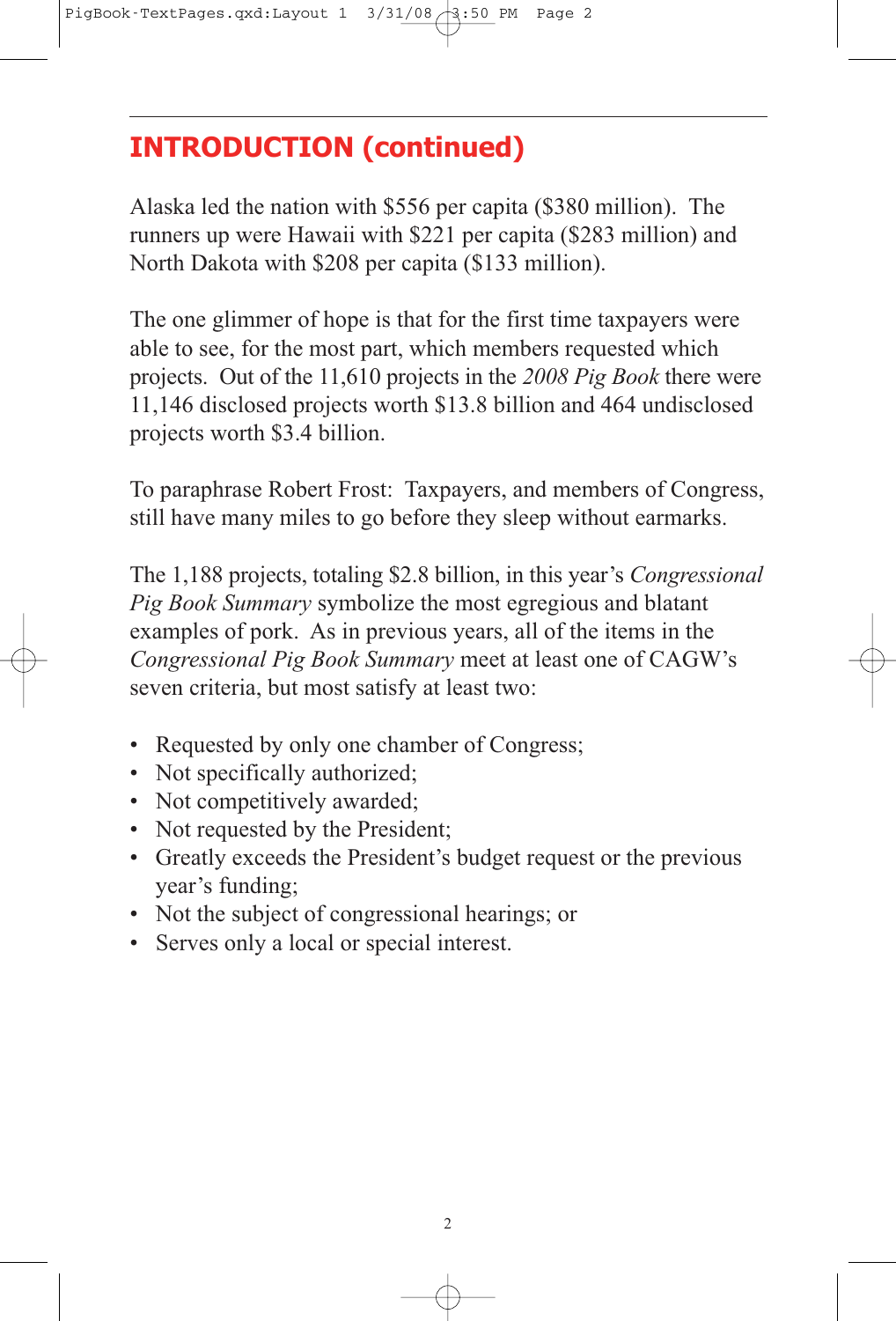## INTRODUCTION (continued)

Alaska led the nation with $556 per capita ($380 million). The runners up were Hawaii with $221 per capita ($283 million) and North Dakota with $208 per capita ($133 million).

The one glimmer of hope is that for the first time taxpayers were able to see, for the most part, which members requested which projects. Out of the 11,610 projects in the *2008 Pig Book* there were 11,146 disclosed projects worth $13.8 billion and 464 undisclosed projects worth $3.4 billion.

To paraphrase Robert Frost: Taxpayers, and members of Congress, still have many miles to go before they sleep without earmarks.

The 1,188 projects, totaling $2.8 billion, in this year's *Congressional Pig Book Summary* symbolize the most egregious and blatant examples of pork. As in previous years, all of the items in the *Congressional Pig Book Summary* meet at least one of CAGW's seven criteria, but most satisfy at least two:

- Requested by only one chamber of Congress;
- Not specifically authorized;
- Not competitively awarded;
- Not requested by the President;
- Greatly exceeds the President's budget request or the previous year's funding;
- Not the subject of congressional hearings; or
- Serves only a local or special interest.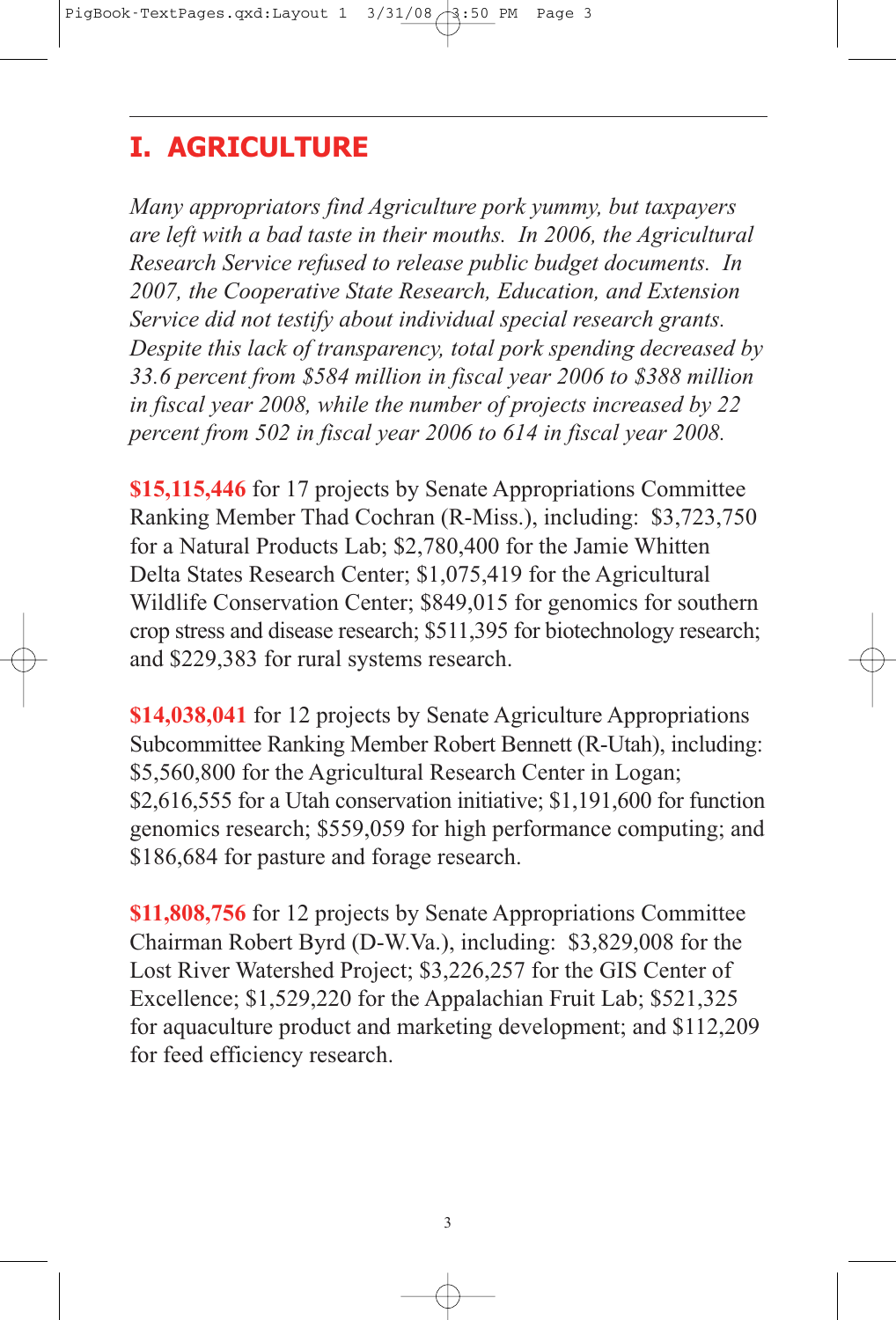# I. AGRICULTURE

*Many appropriators find Agriculture pork yummy, but taxpayers are left with a bad taste in their mouths. In 2006, the Agricultural Research Service refused to release public budget documents. In 2007, the Cooperative State Research, Education, and Extension Service did not testify about individual special research grants. Despite this lack of transparency, total pork spending decreased by 33.6 percent from $584 million in fiscal year 2006 to $388 million in fiscal year 2008, while the number of projects increased by 22 percent from 502 in fiscal year 2006 to 614 in fiscal year 2008.*

**$15,115,446** for 17 projects by Senate Appropriations Committee Ranking Member Thad Cochran (R-Miss.), including: $3,723,750 for a Natural Products Lab; $2,780,400 for the Jamie Whitten Delta States Research Center; $1,075,419 for the Agricultural Wildlife Conservation Center; $849,015 for genomics for southern crop stress and disease research; $511,395 for biotechnology research; and $229,383 for rural systems research.

**$14,038,041** for 12 projects by Senate Agriculture Appropriations Subcommittee Ranking Member Robert Bennett (R-Utah), including: $5,560,800 for the Agricultural Research Center in Logan; $2,616,555 for a Utah conservation initiative; $1,191,600 for function genomics research; $559,059 for high performance computing; and $186,684 for pasture and forage research.

**$11,808,756** for 12 projects by Senate Appropriations Committee Chairman Robert Byrd (D-W.Va.), including: $3,829,008 for the Lost River Watershed Project; $3,226,257 for the GIS Center of Excellence; $1,529,220 for the Appalachian Fruit Lab; $521,325 for aquaculture product and marketing development; and $112,209 for feed efficiency research.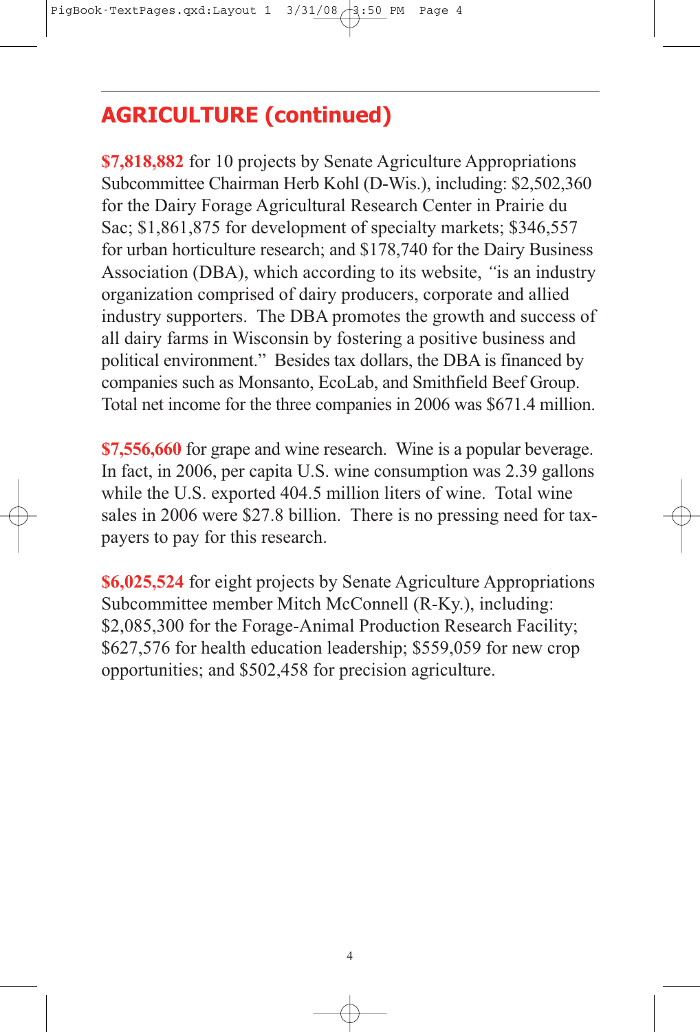## AGRICULTURE (continued)

**$7,818,882** for 10 projects by Senate Agriculture Appropriations Subcommittee Chairman Herb Kohl (D-Wis.), including: $2,502,360 for the Dairy Forage Agricultural Research Center in Prairie du Sac; $1,861,875 for development of specialty markets; $346,557 for urban horticulture research; and $178,740 for the Dairy Business Association (DBA), which according to its website, "is an industry organization comprised of dairy producers, corporate and allied industry supporters. The DBA promotes the growth and success of all dairy farms in Wisconsin by fostering a positive business and political environment." Besides tax dollars, the DBA is financed by companies such as Monsanto, EcoLab, and Smithfield Beef Group. Total net income for the three companies in 2006 was $671.4 million.

**$7,556,660** for grape and wine research. Wine is a popular beverage. In fact, in 2006, per capita U.S. wine consumption was 2.39 gallons while the U.S. exported 404.5 million liters of wine. Total wine sales in 2006 were $27.8 billion. There is no pressing need for taxpayers to pay for this research.

**$6,025,524** for eight projects by Senate Agriculture Appropriations Subcommittee member Mitch McConnell (R-Ky.), including: $2,085,300 for the Forage-Animal Production Research Facility; $627,576 for health education leadership; $559,059 for new crop opportunities; and $502,458 for precision agriculture.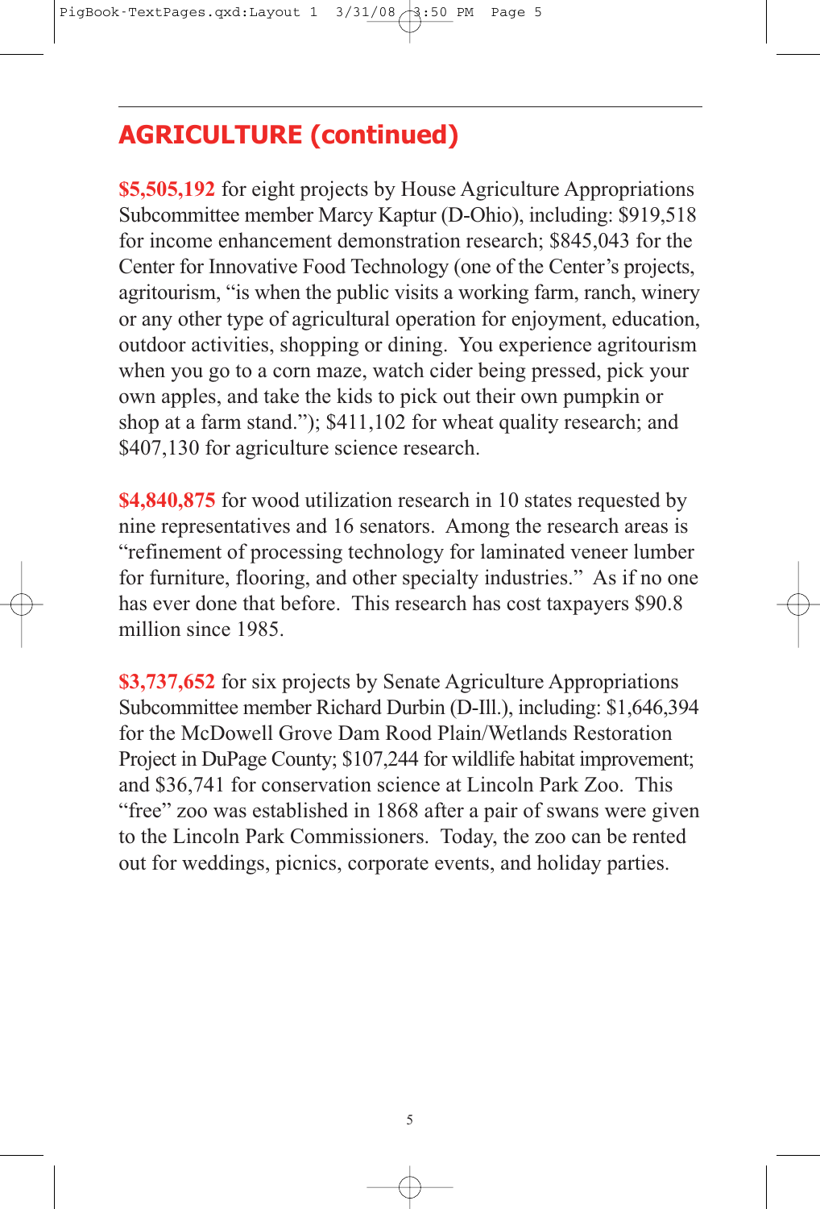## AGRICULTURE (continued)

**$5,505,192** for eight projects by House Agriculture Appropriations Subcommittee member Marcy Kaptur (D-Ohio), including: $919,518 for income enhancement demonstration research; $845,043 for the Center for Innovative Food Technology (one of the Center's projects, agritourism, "is when the public visits a working farm, ranch, winery or any other type of agricultural operation for enjoyment, education, outdoor activities, shopping or dining. You experience agritourism when you go to a corn maze, watch cider being pressed, pick your own apples, and take the kids to pick out their own pumpkin or shop at a farm stand."); $411,102 for wheat quality research; and $407,130 for agriculture science research.

**$4,840,875** for wood utilization research in 10 states requested by nine representatives and 16 senators. Among the research areas is "refinement of processing technology for laminated veneer lumber for furniture, flooring, and other specialty industries." As if no one has ever done that before. This research has cost taxpayers $90.8 million since 1985.

**$3,737,652** for six projects by Senate Agriculture Appropriations Subcommittee member Richard Durbin (D-Ill.), including: $1,646,394 for the McDowell Grove Dam Rood Plain/Wetlands Restoration Project in DuPage County; $107,244 for wildlife habitat improvement; and $36,741 for conservation science at Lincoln Park Zoo. This "free" zoo was established in 1868 after a pair of swans were given to the Lincoln Park Commissioners. Today, the zoo can be rented out for weddings, picnics, corporate events, and holiday parties.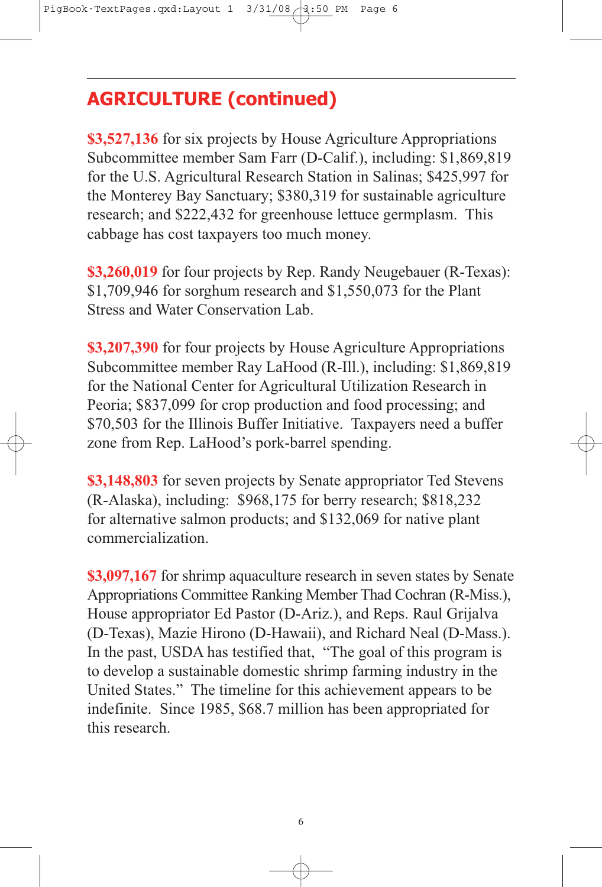## AGRICULTURE (continued)

**$3,527,136** for six projects by House Agriculture Appropriations Subcommittee member Sam Farr (D-Calif.), including: $1,869,819 for the U.S. Agricultural Research Station in Salinas; $425,997 for the Monterey Bay Sanctuary; $380,319 for sustainable agriculture research; and $222,432 for greenhouse lettuce germplasm. This cabbage has cost taxpayers too much money.

**$3,260,019** for four projects by Rep. Randy Neugebauer (R-Texas): $1,709,946 for sorghum research and $1,550,073 for the Plant Stress and Water Conservation Lab.

**$3,207,390** for four projects by House Agriculture Appropriations Subcommittee member Ray LaHood (R-Ill.), including: $1,869,819 for the National Center for Agricultural Utilization Research in Peoria; $837,099 for crop production and food processing; and $70,503 for the Illinois Buffer Initiative. Taxpayers need a buffer zone from Rep. LaHood's pork-barrel spending.

**$3,148,803** for seven projects by Senate appropriator Ted Stevens (R-Alaska), including: $968,175 for berry research; $818,232 for alternative salmon products; and $132,069 for native plant commercialization.

**$3,097,167** for shrimp aquaculture research in seven states by Senate Appropriations Committee Ranking Member Thad Cochran (R-Miss.), House appropriator Ed Pastor (D-Ariz.), and Reps. Raul Grijalva (D-Texas), Mazie Hirono (D-Hawaii), and Richard Neal (D-Mass.). In the past, USDA has testified that, "The goal of this program is to develop a sustainable domestic shrimp farming industry in the United States." The timeline for this achievement appears to be indefinite. Since 1985, $68.7 million has been appropriated for this research.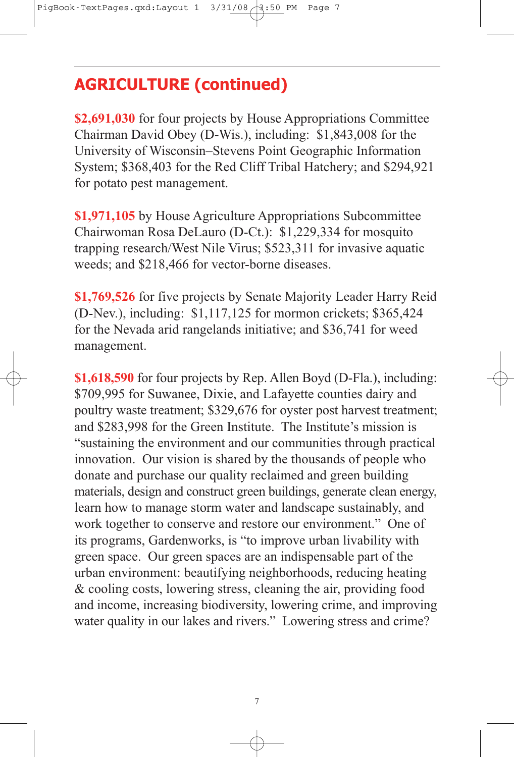## AGRICULTURE (continued)

**$2,691,030** for four projects by House Appropriations Committee Chairman David Obey (D-Wis.), including: $1,843,008 for the University of Wisconsin–Stevens Point Geographic Information System; $368,403 for the Red Cliff Tribal Hatchery; and $294,921 for potato pest management.

**$1,971,105** by House Agriculture Appropriations Subcommittee Chairwoman Rosa DeLauro (D-Ct.): $1,229,334 for mosquito trapping research/West Nile Virus; $523,311 for invasive aquatic weeds; and $218,466 for vector-borne diseases.

**$1,769,526** for five projects by Senate Majority Leader Harry Reid (D-Nev.), including: $1,117,125 for mormon crickets; $365,424 for the Nevada arid rangelands initiative; and $36,741 for weed management.

**$1,618,590** for four projects by Rep. Allen Boyd (D-Fla.), including: $709,995 for Suwanee, Dixie, and Lafayette counties dairy and poultry waste treatment; $329,676 for oyster post harvest treatment; and $283,998 for the Green Institute. The Institute's mission is "sustaining the environment and our communities through practical innovation. Our vision is shared by the thousands of people who donate and purchase our quality reclaimed and green building materials, design and construct green buildings, generate clean energy, learn how to manage storm water and landscape sustainably, and work together to conserve and restore our environment." One of its programs, Gardenworks, is "to improve urban livability with green space. Our green spaces are an indispensable part of the urban environment: beautifying neighborhoods, reducing heating & cooling costs, lowering stress, cleaning the air, providing food and income, increasing biodiversity, lowering crime, and improving water quality in our lakes and rivers." Lowering stress and crime?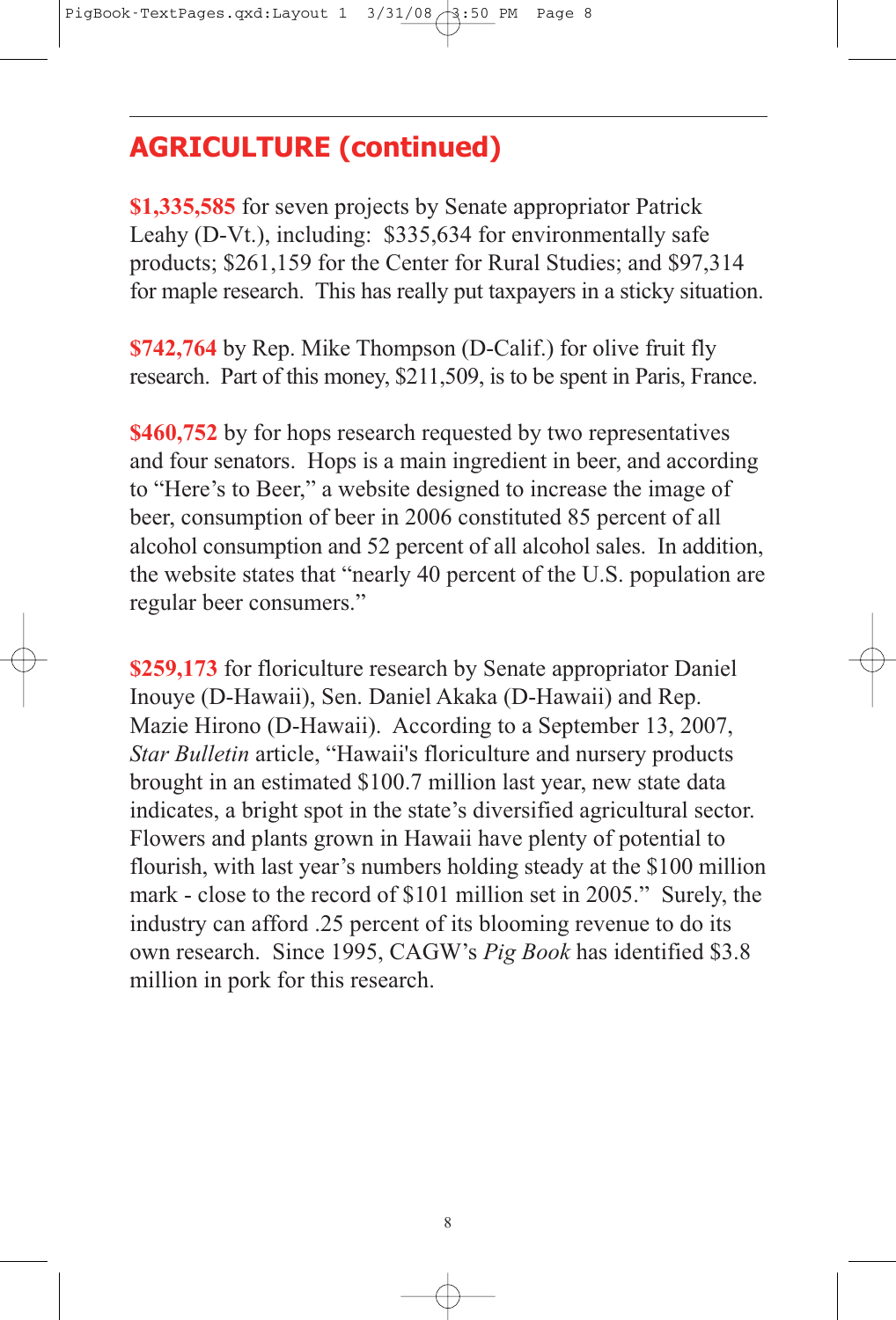## AGRICULTURE (continued)

**$1,335,585** for seven projects by Senate appropriator Patrick Leahy (D-Vt.), including: $335,634 for environmentally safe products; $261,159 for the Center for Rural Studies; and $97,314 for maple research. This has really put taxpayers in a sticky situation.

**$742,764** by Rep. Mike Thompson (D-Calif.) for olive fruit fly research. Part of this money, $211,509, is to be spent in Paris, France.

**$460,752** by for hops research requested by two representatives and four senators. Hops is a main ingredient in beer, and according to "Here's to Beer," a website designed to increase the image of beer, consumption of beer in 2006 constituted 85 percent of all alcohol consumption and 52 percent of all alcohol sales. In addition, the website states that "nearly 40 percent of the U.S. population are regular beer consumers."

**$259,173** for floriculture research by Senate appropriator Daniel Inouye (D-Hawaii), Sen. Daniel Akaka (D-Hawaii) and Rep. Mazie Hirono (D-Hawaii). According to a September 13, 2007, *Star Bulletin* article, "Hawaii's floriculture and nursery products brought in an estimated $100.7 million last year, new state data indicates, a bright spot in the state's diversified agricultural sector. Flowers and plants grown in Hawaii have plenty of potential to flourish, with last year's numbers holding steady at the $100 million mark - close to the record of $101 million set in 2005." Surely, the industry can afford .25 percent of its blooming revenue to do its own research. Since 1995, CAGW's *Pig Book* has identified $3.8 million in pork for this research.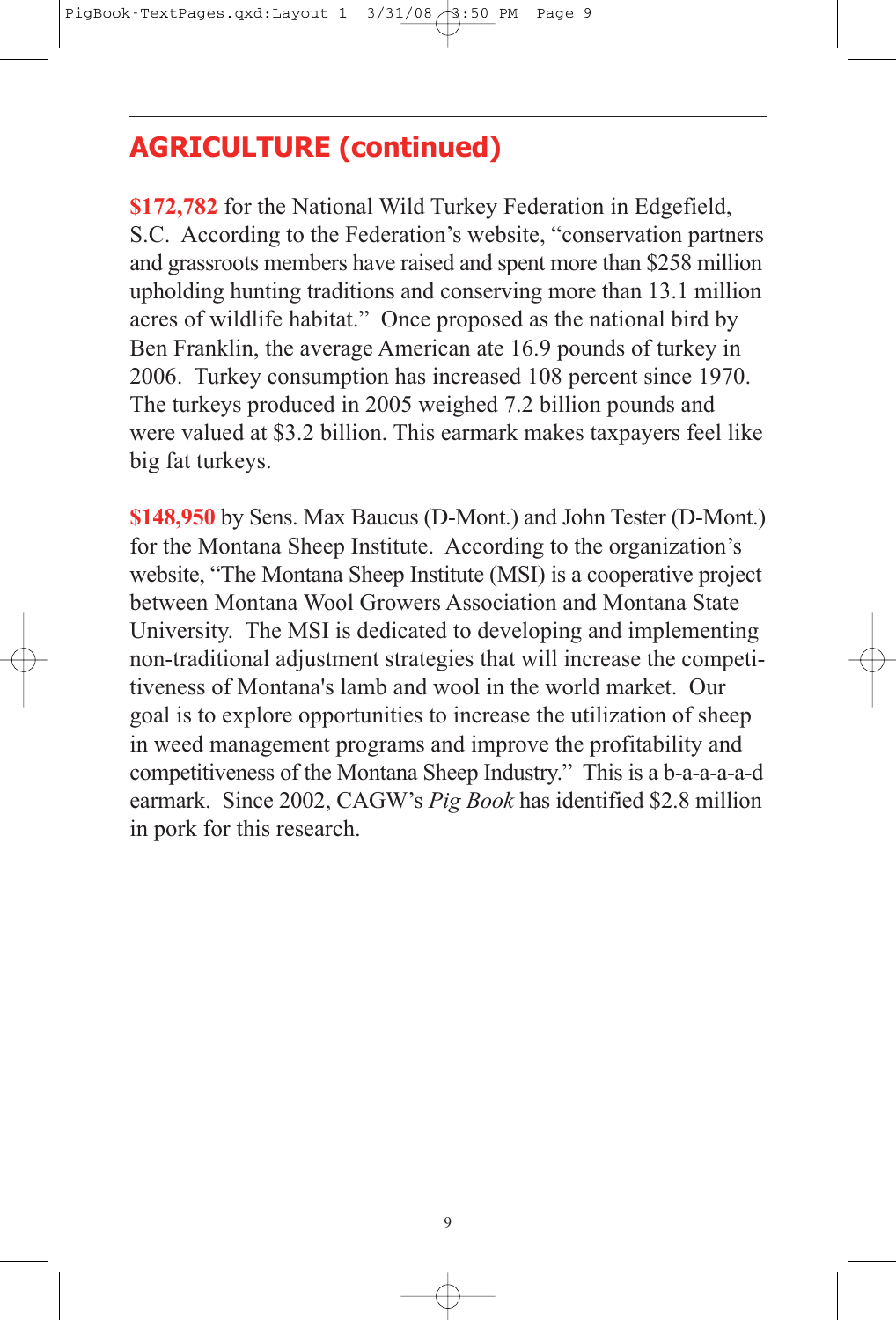## AGRICULTURE (continued)

**$172,782** for the National Wild Turkey Federation in Edgefield, S.C. According to the Federation's website, "conservation partners and grassroots members have raised and spent more than $258 million upholding hunting traditions and conserving more than 13.1 million acres of wildlife habitat." Once proposed as the national bird by Ben Franklin, the average American ate 16.9 pounds of turkey in 2006. Turkey consumption has increased 108 percent since 1970. The turkeys produced in 2005 weighed 7.2 billion pounds and were valued at $3.2 billion. This earmark makes taxpayers feel like big fat turkeys.

**$148,950** by Sens. Max Baucus (D-Mont.) and John Tester (D-Mont.) for the Montana Sheep Institute. According to the organization's website, "The Montana Sheep Institute (MSI) is a cooperative project between Montana Wool Growers Association and Montana State University. The MSI is dedicated to developing and implementing non-traditional adjustment strategies that will increase the competitiveness of Montana's lamb and wool in the world market. Our goal is to explore opportunities to increase the utilization of sheep in weed management programs and improve the profitability and competitiveness of the Montana Sheep Industry." This is a b-a-a-a-a-d earmark. Since 2002, CAGW's *Pig Book* has identified $2.8 million in pork for this research.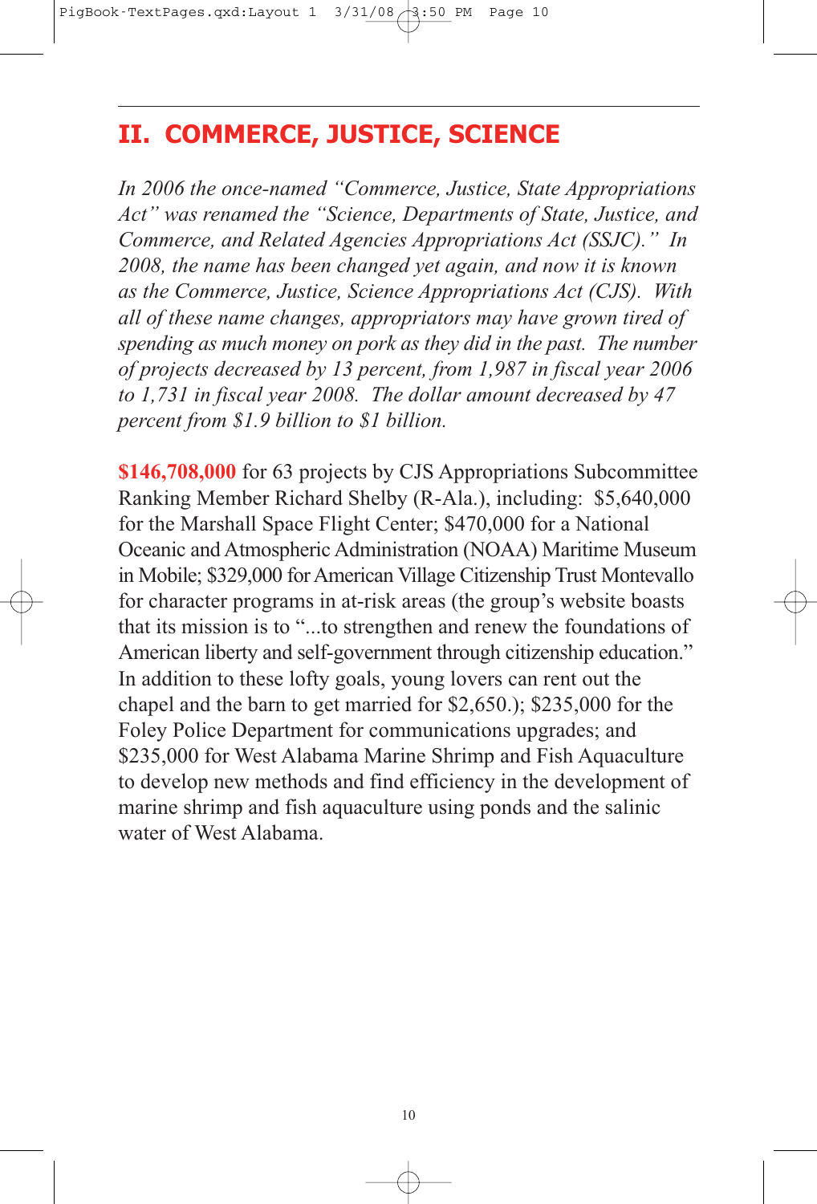## II. COMMERCE, JUSTICE, SCIENCE

*In 2006 the once-named "Commerce, Justice, State Appropriations Act" was renamed the "Science, Departments of State, Justice, and Commerce, and Related Agencies Appropriations Act (SSJC)." In 2008, the name has been changed yet again, and now it is known as the Commerce, Justice, Science Appropriations Act (CJS). With all of these name changes, appropriators may have grown tired of spending as much money on pork as they did in the past. The number of projects decreased by 13 percent, from 1,987 in fiscal year 2006 to 1,731 in fiscal year 2008. The dollar amount decreased by 47 percent from $1.9 billion to $1 billion.*

**$146,708,000** for 63 projects by CJS Appropriations Subcommittee Ranking Member Richard Shelby (R-Ala.), including: $5,640,000 for the Marshall Space Flight Center; $470,000 for a National Oceanic and Atmospheric Administration (NOAA) Maritime Museum in Mobile; $329,000 for American Village Citizenship Trust Montevallo for character programs in at-risk areas (the group's website boasts that its mission is to "...to strengthen and renew the foundations of American liberty and self-government through citizenship education." In addition to these lofty goals, young lovers can rent out the chapel and the barn to get married for $2,650.); $235,000 for the Foley Police Department for communications upgrades; and $235,000 for West Alabama Marine Shrimp and Fish Aquaculture to develop new methods and find efficiency in the development of marine shrimp and fish aquaculture using ponds and the salinic water of West Alabama.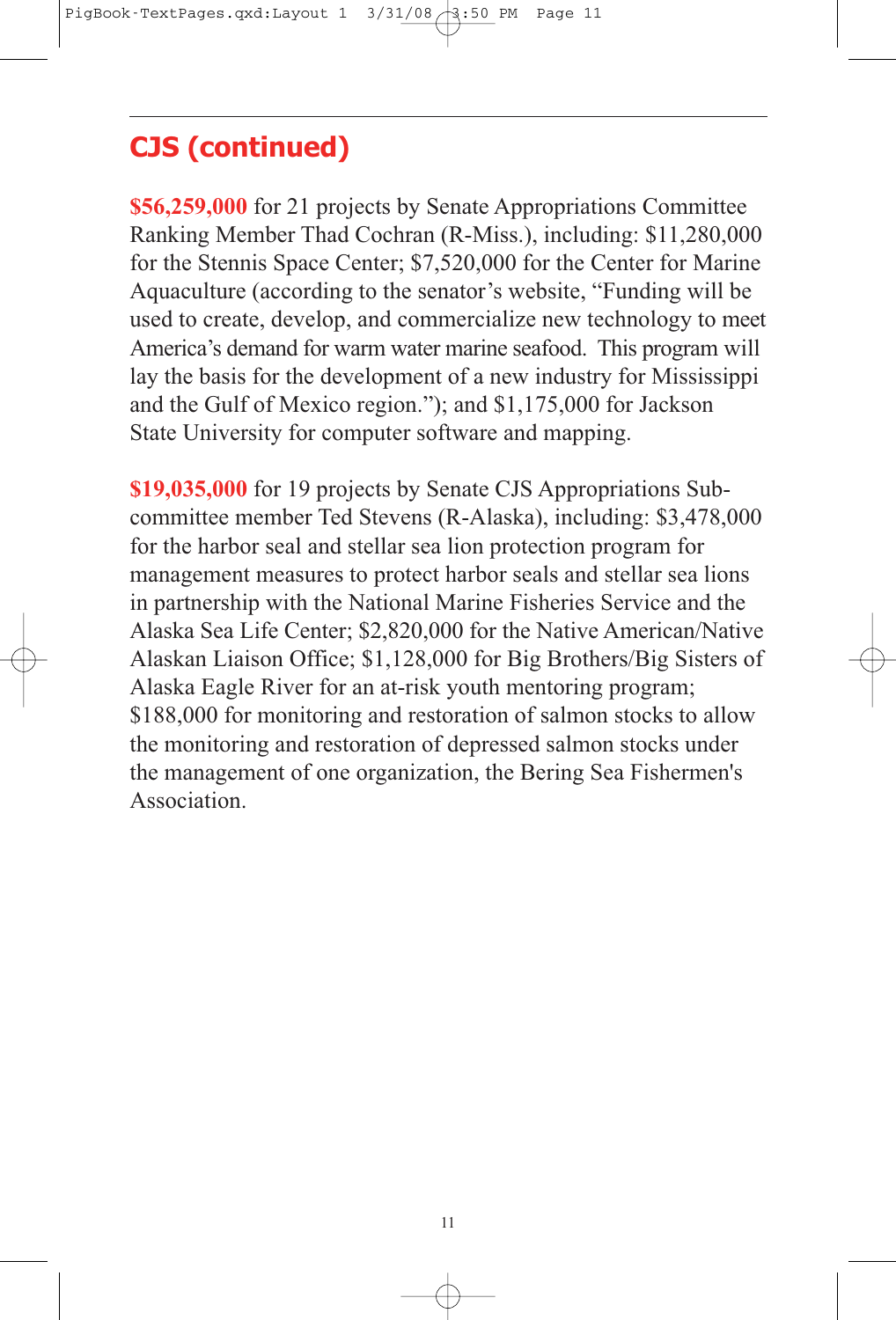## CJS (continued)

**$56,259,000** for 21 projects by Senate Appropriations Committee Ranking Member Thad Cochran (R-Miss.), including: $11,280,000 for the Stennis Space Center; $7,520,000 for the Center for Marine Aquaculture (according to the senator's website, "Funding will be used to create, develop, and commercialize new technology to meet America's demand for warm water marine seafood. This program will lay the basis for the development of a new industry for Mississippi and the Gulf of Mexico region."); and $1,175,000 for Jackson State University for computer software and mapping.

**$19,035,000** for 19 projects by Senate CJS Appropriations Subcommittee member Ted Stevens (R-Alaska), including: $3,478,000 for the harbor seal and stellar sea lion protection program for management measures to protect harbor seals and stellar sea lions in partnership with the National Marine Fisheries Service and the Alaska Sea Life Center; $2,820,000 for the Native American/Native Alaskan Liaison Office; $1,128,000 for Big Brothers/Big Sisters of Alaska Eagle River for an at-risk youth mentoring program; $188,000 for monitoring and restoration of salmon stocks to allow the monitoring and restoration of depressed salmon stocks under the management of one organization, the Bering Sea Fishermen's Association.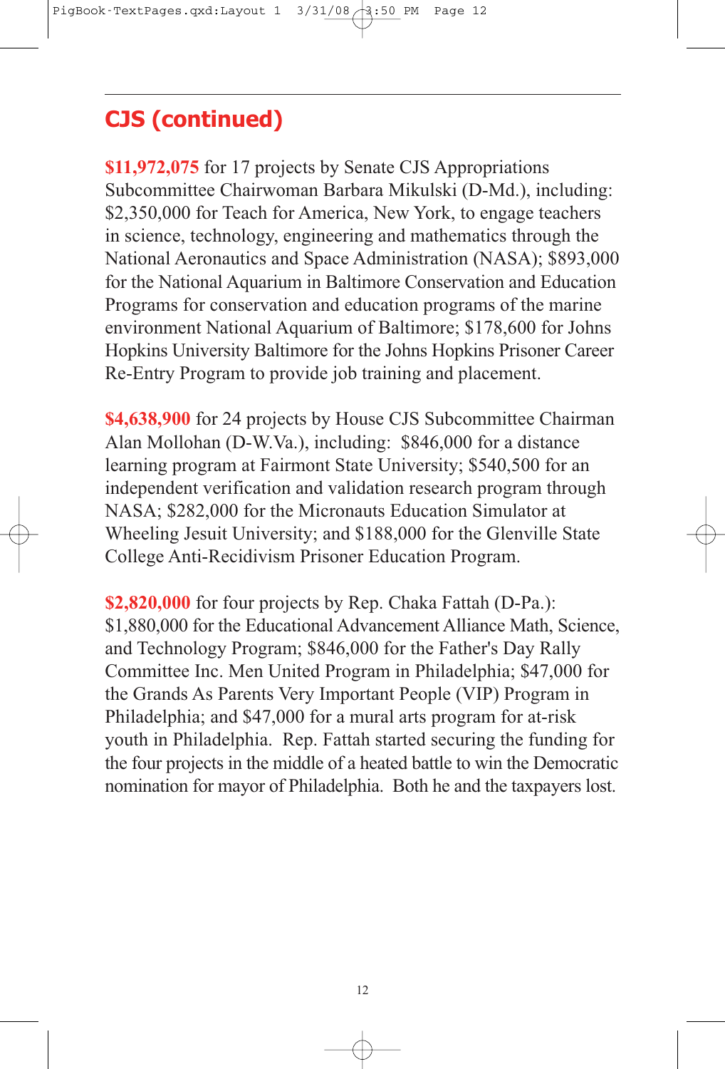## CJS (continued)

**$11,972,075** for 17 projects by Senate CJS Appropriations Subcommittee Chairwoman Barbara Mikulski (D-Md.), including: $2,350,000 for Teach for America, New York, to engage teachers in science, technology, engineering and mathematics through the National Aeronautics and Space Administration (NASA); $893,000 for the National Aquarium in Baltimore Conservation and Education Programs for conservation and education programs of the marine environment National Aquarium of Baltimore; $178,600 for Johns Hopkins University Baltimore for the Johns Hopkins Prisoner Career Re-Entry Program to provide job training and placement.

**$4,638,900** for 24 projects by House CJS Subcommittee Chairman Alan Mollohan (D-W.Va.), including: $846,000 for a distance learning program at Fairmont State University; $540,500 for an independent verification and validation research program through NASA; $282,000 for the Micronauts Education Simulator at Wheeling Jesuit University; and $188,000 for the Glenville State College Anti-Recidivism Prisoner Education Program.

**$2,820,000** for four projects by Rep. Chaka Fattah (D-Pa.): $1,880,000 for the Educational Advancement Alliance Math, Science, and Technology Program; $846,000 for the Father's Day Rally Committee Inc. Men United Program in Philadelphia; $47,000 for the Grands As Parents Very Important People (VIP) Program in Philadelphia; and $47,000 for a mural arts program for at-risk youth in Philadelphia. Rep. Fattah started securing the funding for the four projects in the middle of a heated battle to win the Democratic nomination for mayor of Philadelphia. Both he and the taxpayers lost.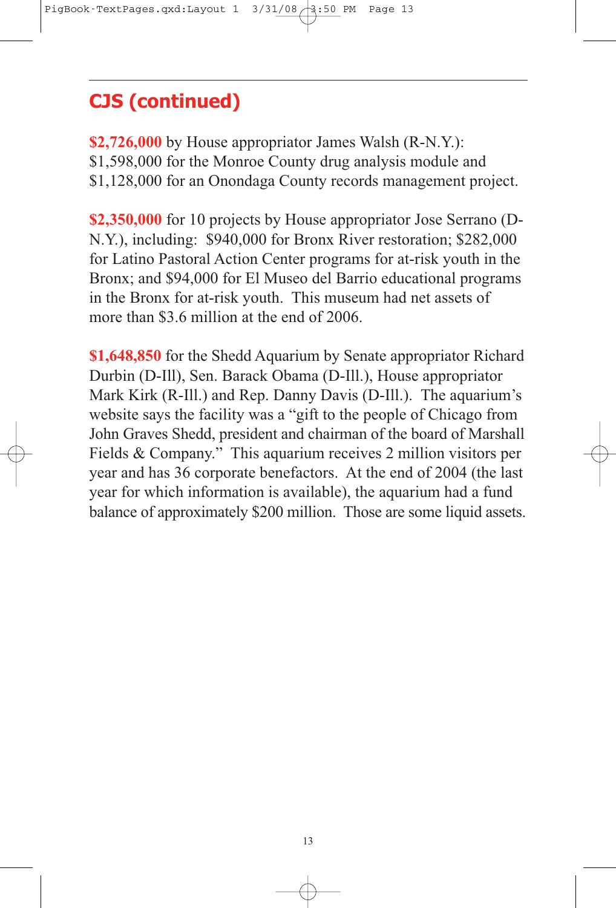## CJS (continued)

**$2,726,000** by House appropriator James Walsh (R-N.Y.): $1,598,000 for the Monroe County drug analysis module and $1,128,000 for an Onondaga County records management project.

**$2,350,000** for 10 projects by House appropriator Jose Serrano (D-N.Y.), including: $940,000 for Bronx River restoration; $282,000 for Latino Pastoral Action Center programs for at-risk youth in the Bronx; and $94,000 for El Museo del Barrio educational programs in the Bronx for at-risk youth. This museum had net assets of more than $3.6 million at the end of 2006.

**$1,648,850** for the Shedd Aquarium by Senate appropriator Richard Durbin (D-Ill), Sen. Barack Obama (D-Ill.), House appropriator Mark Kirk (R-Ill.) and Rep. Danny Davis (D-Ill.). The aquarium's website says the facility was a "gift to the people of Chicago from John Graves Shedd, president and chairman of the board of Marshall Fields & Company." This aquarium receives 2 million visitors per year and has 36 corporate benefactors. At the end of 2004 (the last year for which information is available), the aquarium had a fund balance of approximately $200 million. Those are some liquid assets.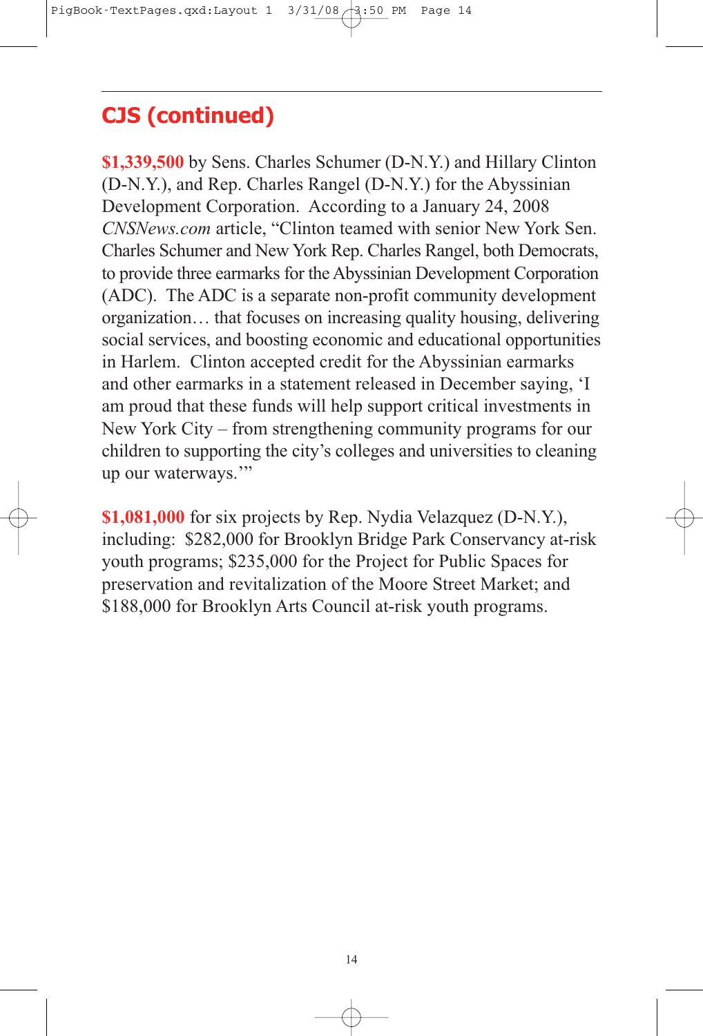## CJS (continued)

**$1,339,500** by Sens. Charles Schumer (D-N.Y.) and Hillary Clinton (D-N.Y.), and Rep. Charles Rangel (D-N.Y.) for the Abyssinian Development Corporation. According to a January 24, 2008 *CNSNews.com* article, "Clinton teamed with senior New York Sen. Charles Schumer and New York Rep. Charles Rangel, both Democrats, to provide three earmarks for the Abyssinian Development Corporation (ADC). The ADC is a separate non-profit community development organization… that focuses on increasing quality housing, delivering social services, and boosting economic and educational opportunities in Harlem. Clinton accepted credit for the Abyssinian earmarks and other earmarks in a statement released in December saying, 'I am proud that these funds will help support critical investments in New York City – from strengthening community programs for our children to supporting the city's colleges and universities to cleaning up our waterways.'"

**$1,081,000** for six projects by Rep. Nydia Velazquez (D-N.Y.), including: $282,000 for Brooklyn Bridge Park Conservancy at-risk youth programs; $235,000 for the Project for Public Spaces for preservation and revitalization of the Moore Street Market; and $188,000 for Brooklyn Arts Council at-risk youth programs.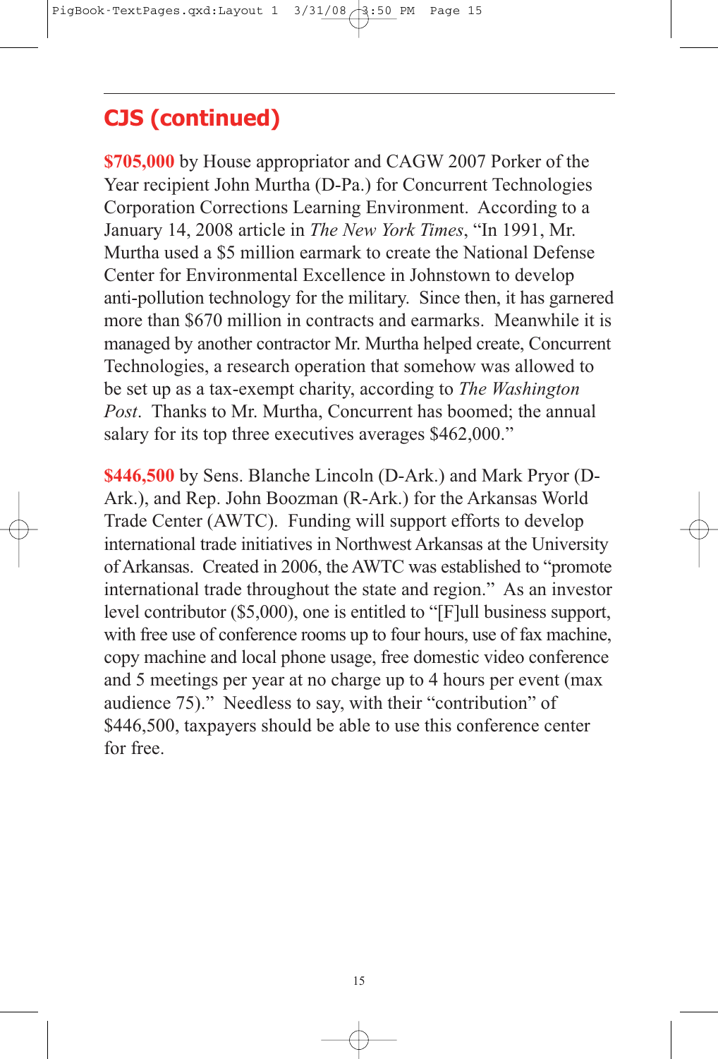## CJS (continued)

**$705,000** by House appropriator and CAGW 2007 Porker of the Year recipient John Murtha (D-Pa.) for Concurrent Technologies Corporation Corrections Learning Environment. According to a January 14, 2008 article in *The New York Times*, "In 1991, Mr. Murtha used a $5 million earmark to create the National Defense Center for Environmental Excellence in Johnstown to develop anti-pollution technology for the military. Since then, it has garnered more than $670 million in contracts and earmarks. Meanwhile it is managed by another contractor Mr. Murtha helped create, Concurrent Technologies, a research operation that somehow was allowed to be set up as a tax-exempt charity, according to *The Washington Post*. Thanks to Mr. Murtha, Concurrent has boomed; the annual salary for its top three executives averages $462,000."

**$446,500** by Sens. Blanche Lincoln (D-Ark.) and Mark Pryor (D-Ark.), and Rep. John Boozman (R-Ark.) for the Arkansas World Trade Center (AWTC). Funding will support efforts to develop international trade initiatives in Northwest Arkansas at the University of Arkansas. Created in 2006, the AWTC was established to "promote international trade throughout the state and region." As an investor level contributor ($5,000), one is entitled to "[F]ull business support, with free use of conference rooms up to four hours, use of fax machine, copy machine and local phone usage, free domestic video conference and 5 meetings per year at no charge up to 4 hours per event (max audience 75)." Needless to say, with their "contribution" of $446,500, taxpayers should be able to use this conference center for free.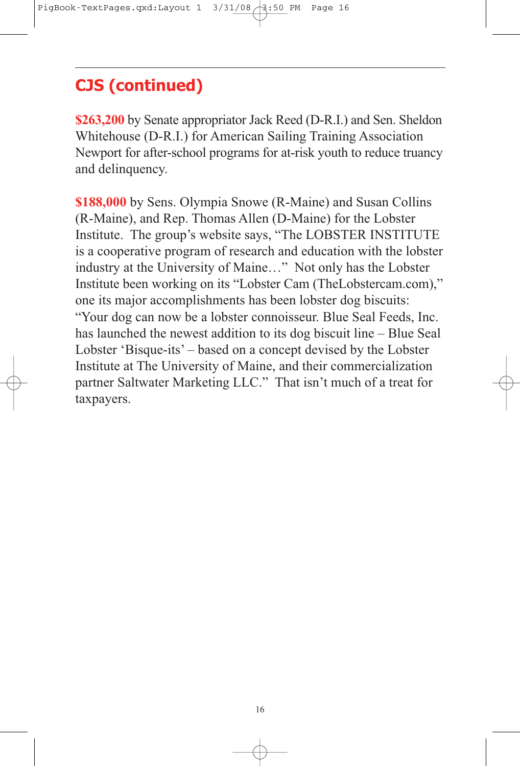## CJS (continued)

**$263,200** by Senate appropriator Jack Reed (D-R.I.) and Sen. Sheldon Whitehouse (D-R.I.) for American Sailing Training Association Newport for after-school programs for at-risk youth to reduce truancy and delinquency.

**$188,000** by Sens. Olympia Snowe (R-Maine) and Susan Collins (R-Maine), and Rep. Thomas Allen (D-Maine) for the Lobster Institute. The group's website says, "The LOBSTER INSTITUTE is a cooperative program of research and education with the lobster industry at the University of Maine…" Not only has the Lobster Institute been working on its "Lobster Cam (TheLobstercam.com)," one its major accomplishments has been lobster dog biscuits: "Your dog can now be a lobster connoisseur. Blue Seal Feeds, Inc. has launched the newest addition to its dog biscuit line – Blue Seal Lobster 'Bisque-its' – based on a concept devised by the Lobster Institute at The University of Maine, and their commercialization partner Saltwater Marketing LLC." That isn't much of a treat for taxpayers.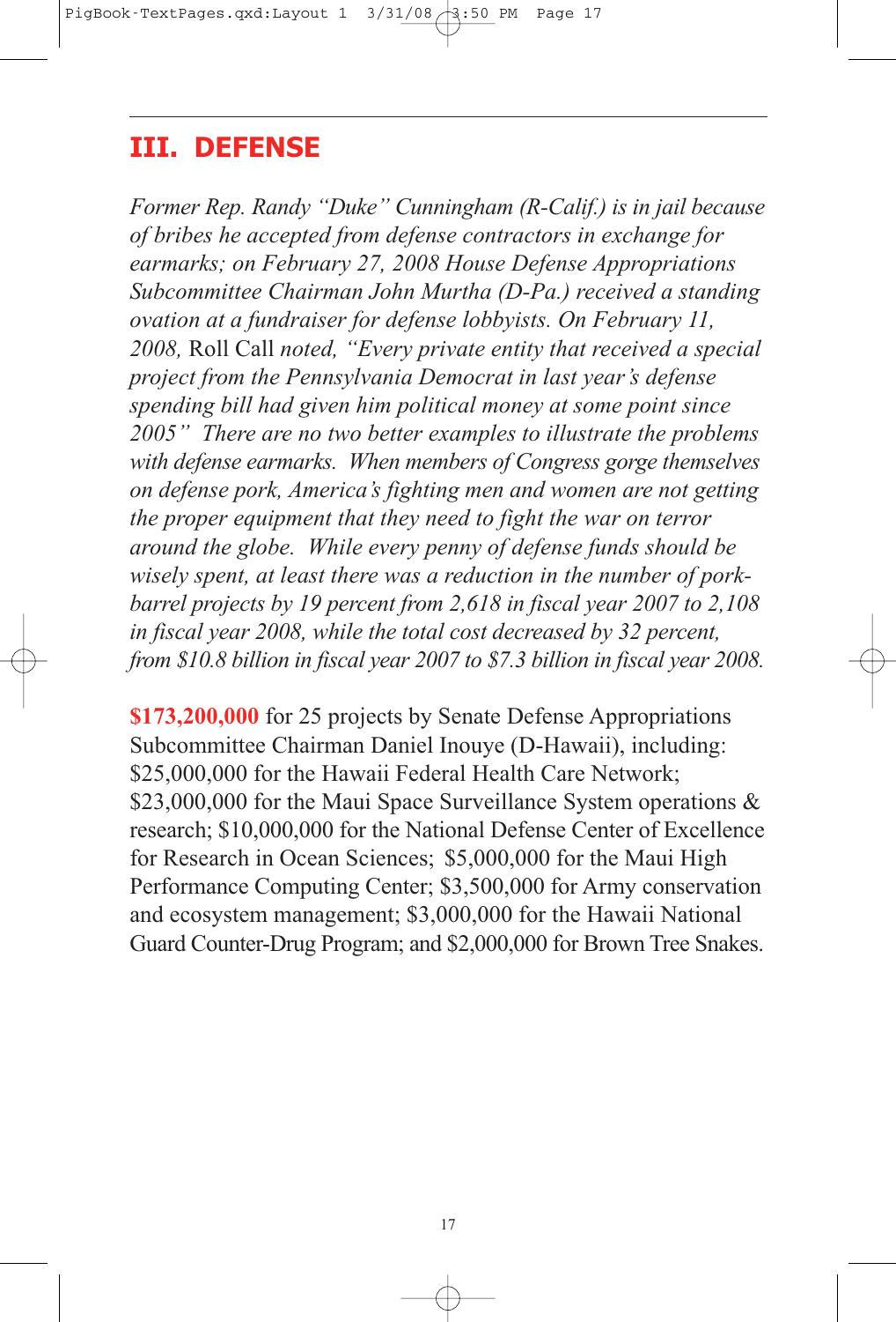## III. DEFENSE

*Former Rep. Randy "Duke" Cunningham (R-Calif.) is in jail because of bribes he accepted from defense contractors in exchange for earmarks; on February 27, 2008 House Defense Appropriations Subcommittee Chairman John Murtha (D-Pa.) received a standing ovation at a fundraiser for defense lobbyists. On February 11, 2008,* Roll Call *noted, "Every private entity that received a special project from the Pennsylvania Democrat in last year's defense spending bill had given him political money at some point since 2005" There are no two better examples to illustrate the problems with defense earmarks. When members of Congress gorge themselves on defense pork, America's fighting men and women are not getting the proper equipment that they need to fight the war on terror around the globe. While every penny of defense funds should be wisely spent, at least there was a reduction in the number of pork-barrel projects by 19 percent from 2,618 in fiscal year 2007 to 2,108 in fiscal year 2008, while the total cost decreased by 32 percent, from $10.8 billion in fiscal year 2007 to $7.3 billion in fiscal year 2008.*

**$173,200,000** for 25 projects by Senate Defense Appropriations Subcommittee Chairman Daniel Inouye (D-Hawaii), including: $25,000,000 for the Hawaii Federal Health Care Network; $23,000,000 for the Maui Space Surveillance System operations & research; $10,000,000 for the National Defense Center of Excellence for Research in Ocean Sciences; $5,000,000 for the Maui High Performance Computing Center; $3,500,000 for Army conservation and ecosystem management; $3,000,000 for the Hawaii National Guard Counter-Drug Program; and $2,000,000 for Brown Tree Snakes.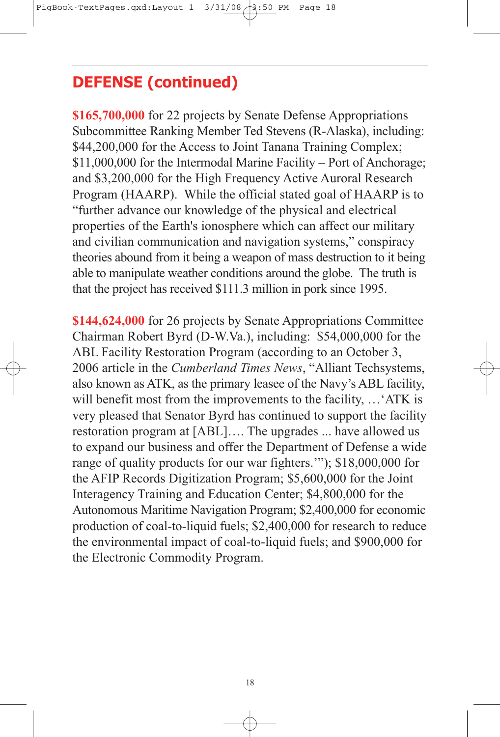## DEFENSE (continued)

**$165,700,000** for 22 projects by Senate Defense Appropriations Subcommittee Ranking Member Ted Stevens (R-Alaska), including: $44,200,000 for the Access to Joint Tanana Training Complex; $11,000,000 for the Intermodal Marine Facility – Port of Anchorage; and $3,200,000 for the High Frequency Active Auroral Research Program (HAARP). While the official stated goal of HAARP is to "further advance our knowledge of the physical and electrical properties of the Earth's ionosphere which can affect our military and civilian communication and navigation systems," conspiracy theories abound from it being a weapon of mass destruction to it being able to manipulate weather conditions around the globe. The truth is that the project has received $111.3 million in pork since 1995.

**$144,624,000** for 26 projects by Senate Appropriations Committee Chairman Robert Byrd (D-W.Va.), including: $54,000,000 for the ABL Facility Restoration Program (according to an October 3, 2006 article in the *Cumberland Times News*, "Alliant Techsystems, also known as ATK, as the primary leasee of the Navy's ABL facility, will benefit most from the improvements to the facility, …'ATK is very pleased that Senator Byrd has continued to support the facility restoration program at [ABL]…. The upgrades ... have allowed us to expand our business and offer the Department of Defense a wide range of quality products for our war fighters.'"); $18,000,000 for the AFIP Records Digitization Program; $5,600,000 for the Joint Interagency Training and Education Center; $4,800,000 for the Autonomous Maritime Navigation Program; $2,400,000 for economic production of coal-to-liquid fuels; $2,400,000 for research to reduce the environmental impact of coal-to-liquid fuels; and $900,000 for the Electronic Commodity Program.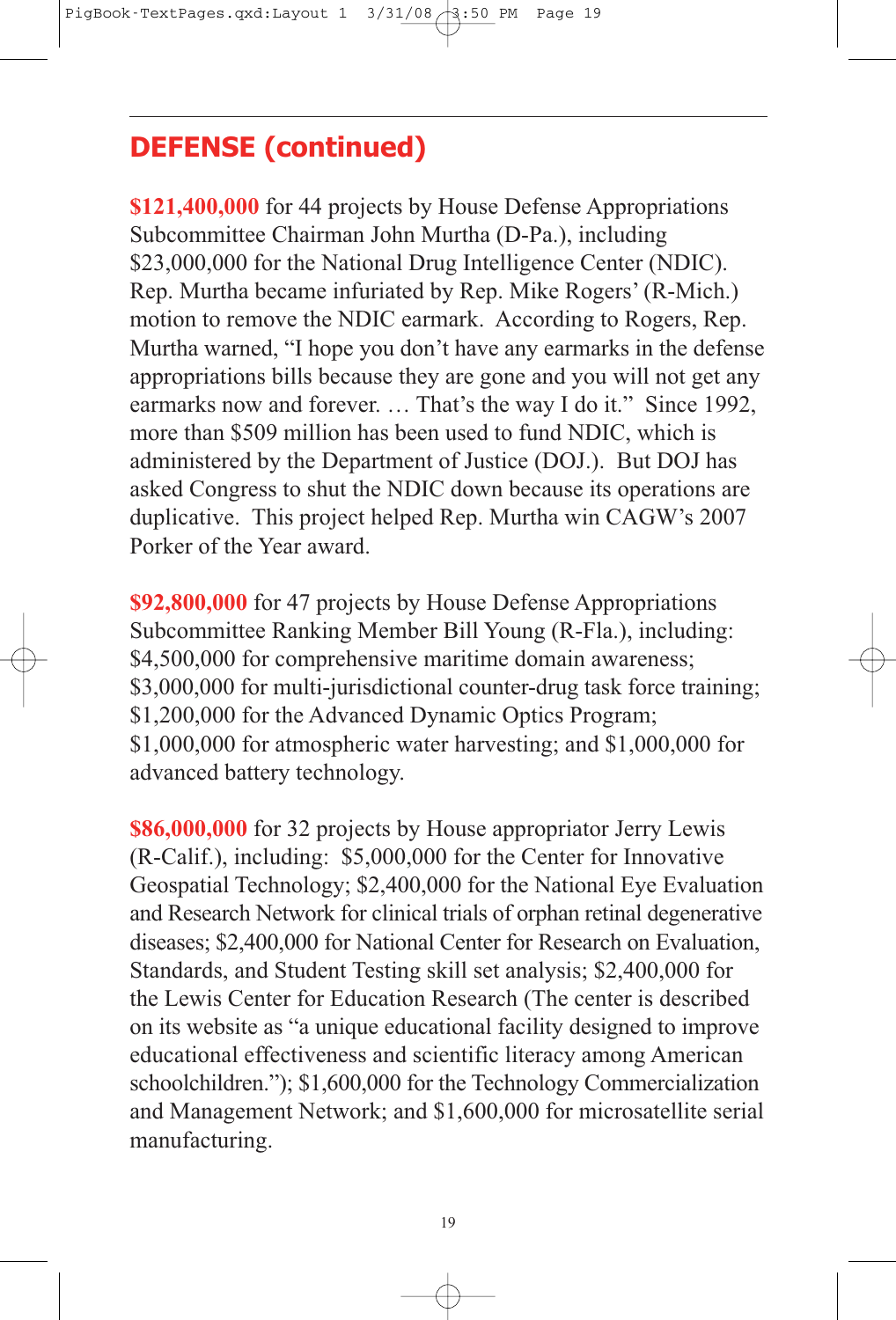## DEFENSE (continued)

**$121,400,000** for 44 projects by House Defense Appropriations Subcommittee Chairman John Murtha (D-Pa.), including $23,000,000 for the National Drug Intelligence Center (NDIC). Rep. Murtha became infuriated by Rep. Mike Rogers' (R-Mich.) motion to remove the NDIC earmark. According to Rogers, Rep. Murtha warned, "I hope you don't have any earmarks in the defense appropriations bills because they are gone and you will not get any earmarks now and forever. … That's the way I do it." Since 1992, more than $509 million has been used to fund NDIC, which is administered by the Department of Justice (DOJ.). But DOJ has asked Congress to shut the NDIC down because its operations are duplicative. This project helped Rep. Murtha win CAGW's 2007 Porker of the Year award.

**$92,800,000** for 47 projects by House Defense Appropriations Subcommittee Ranking Member Bill Young (R-Fla.), including: $4,500,000 for comprehensive maritime domain awareness; $3,000,000 for multi-jurisdictional counter-drug task force training; $1,200,000 for the Advanced Dynamic Optics Program; $1,000,000 for atmospheric water harvesting; and $1,000,000 for advanced battery technology.

**$86,000,000** for 32 projects by House appropriator Jerry Lewis (R-Calif.), including: $5,000,000 for the Center for Innovative Geospatial Technology; $2,400,000 for the National Eye Evaluation and Research Network for clinical trials of orphan retinal degenerative diseases; $2,400,000 for National Center for Research on Evaluation, Standards, and Student Testing skill set analysis; $2,400,000 for the Lewis Center for Education Research (The center is described on its website as "a unique educational facility designed to improve educational effectiveness and scientific literacy among American schoolchildren."); $1,600,000 for the Technology Commercialization and Management Network; and $1,600,000 for microsatellite serial manufacturing.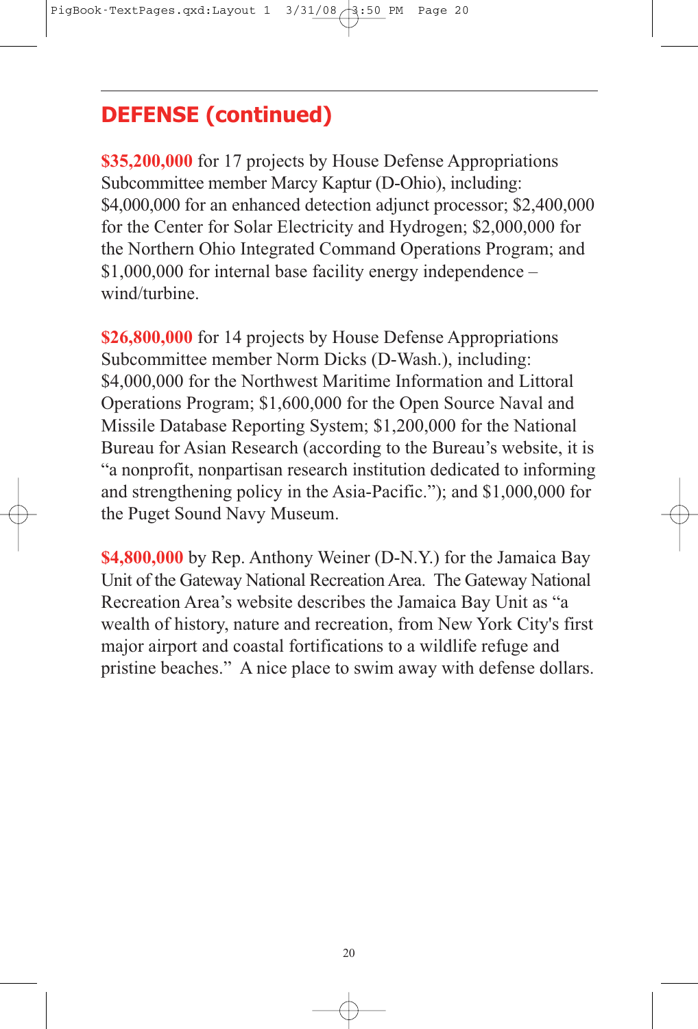## DEFENSE (continued)

**$35,200,000** for 17 projects by House Defense Appropriations Subcommittee member Marcy Kaptur (D-Ohio), including: $4,000,000 for an enhanced detection adjunct processor; $2,400,000 for the Center for Solar Electricity and Hydrogen; $2,000,000 for the Northern Ohio Integrated Command Operations Program; and $1,000,000 for internal base facility energy independence – wind/turbine.

**$26,800,000** for 14 projects by House Defense Appropriations Subcommittee member Norm Dicks (D-Wash.), including: $4,000,000 for the Northwest Maritime Information and Littoral Operations Program; $1,600,000 for the Open Source Naval and Missile Database Reporting System; $1,200,000 for the National Bureau for Asian Research (according to the Bureau's website, it is "a nonprofit, nonpartisan research institution dedicated to informing and strengthening policy in the Asia-Pacific."); and $1,000,000 for the Puget Sound Navy Museum.

**$4,800,000** by Rep. Anthony Weiner (D-N.Y.) for the Jamaica Bay Unit of the Gateway National Recreation Area. The Gateway National Recreation Area's website describes the Jamaica Bay Unit as "a wealth of history, nature and recreation, from New York City's first major airport and coastal fortifications to a wildlife refuge and pristine beaches." A nice place to swim away with defense dollars.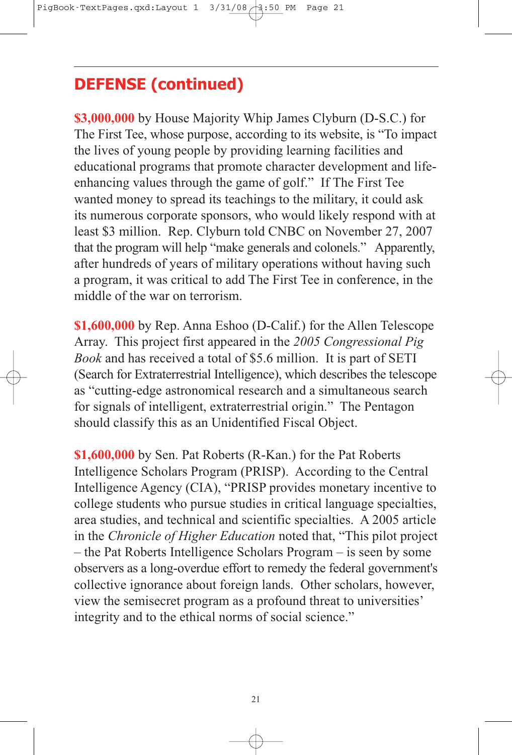## DEFENSE (continued)

**$3,000,000** by House Majority Whip James Clyburn (D-S.C.) for The First Tee, whose purpose, according to its website, is "To impact the lives of young people by providing learning facilities and educational programs that promote character development and life-enhancing values through the game of golf." If The First Tee wanted money to spread its teachings to the military, it could ask its numerous corporate sponsors, who would likely respond with at least $3 million. Rep. Clyburn told CNBC on November 27, 2007 that the program will help "make generals and colonels." Apparently, after hundreds of years of military operations without having such a program, it was critical to add The First Tee in conference, in the middle of the war on terrorism.

**$1,600,000** by Rep. Anna Eshoo (D-Calif.) for the Allen Telescope Array. This project first appeared in the *2005 Congressional Pig Book* and has received a total of $5.6 million. It is part of SETI (Search for Extraterrestrial Intelligence), which describes the telescope as "cutting-edge astronomical research and a simultaneous search for signals of intelligent, extraterrestrial origin." The Pentagon should classify this as an Unidentified Fiscal Object.

**$1,600,000** by Sen. Pat Roberts (R-Kan.) for the Pat Roberts Intelligence Scholars Program (PRISP). According to the Central Intelligence Agency (CIA), "PRISP provides monetary incentive to college students who pursue studies in critical language specialties, area studies, and technical and scientific specialties. A 2005 article in the *Chronicle of Higher Education* noted that, "This pilot project – the Pat Roberts Intelligence Scholars Program – is seen by some observers as a long-overdue effort to remedy the federal government's collective ignorance about foreign lands. Other scholars, however, view the semisecret program as a profound threat to universities' integrity and to the ethical norms of social science."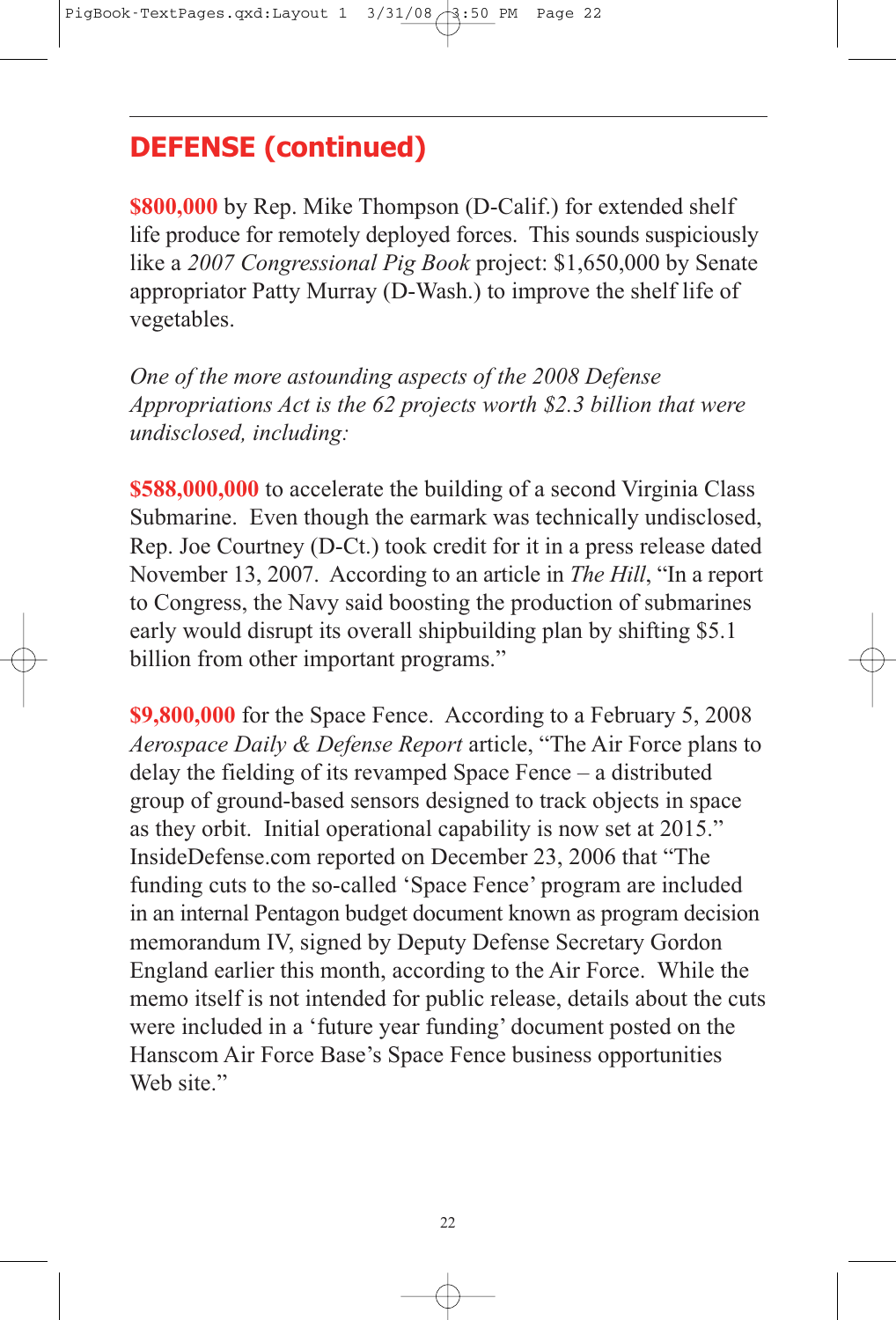## DEFENSE (continued)

**$800,000** by Rep. Mike Thompson (D-Calif.) for extended shelf life produce for remotely deployed forces. This sounds suspiciously like a *2007 Congressional Pig Book* project: $1,650,000 by Senate appropriator Patty Murray (D-Wash.) to improve the shelf life of vegetables.

*One of the more astounding aspects of the 2008 Defense Appropriations Act is the 62 projects worth $2.3 billion that were undisclosed, including:*

**$588,000,000** to accelerate the building of a second Virginia Class Submarine. Even though the earmark was technically undisclosed, Rep. Joe Courtney (D-Ct.) took credit for it in a press release dated November 13, 2007. According to an article in *The Hill*, "In a report to Congress, the Navy said boosting the production of submarines early would disrupt its overall shipbuilding plan by shifting $5.1 billion from other important programs."

**$9,800,000** for the Space Fence. According to a February 5, 2008 *Aerospace Daily & Defense Report* article, "The Air Force plans to delay the fielding of its revamped Space Fence – a distributed group of ground-based sensors designed to track objects in space as they orbit. Initial operational capability is now set at 2015." InsideDefense.com reported on December 23, 2006 that "The funding cuts to the so-called 'Space Fence' program are included in an internal Pentagon budget document known as program decision memorandum IV, signed by Deputy Defense Secretary Gordon England earlier this month, according to the Air Force. While the memo itself is not intended for public release, details about the cuts were included in a 'future year funding' document posted on the Hanscom Air Force Base's Space Fence business opportunities Web site."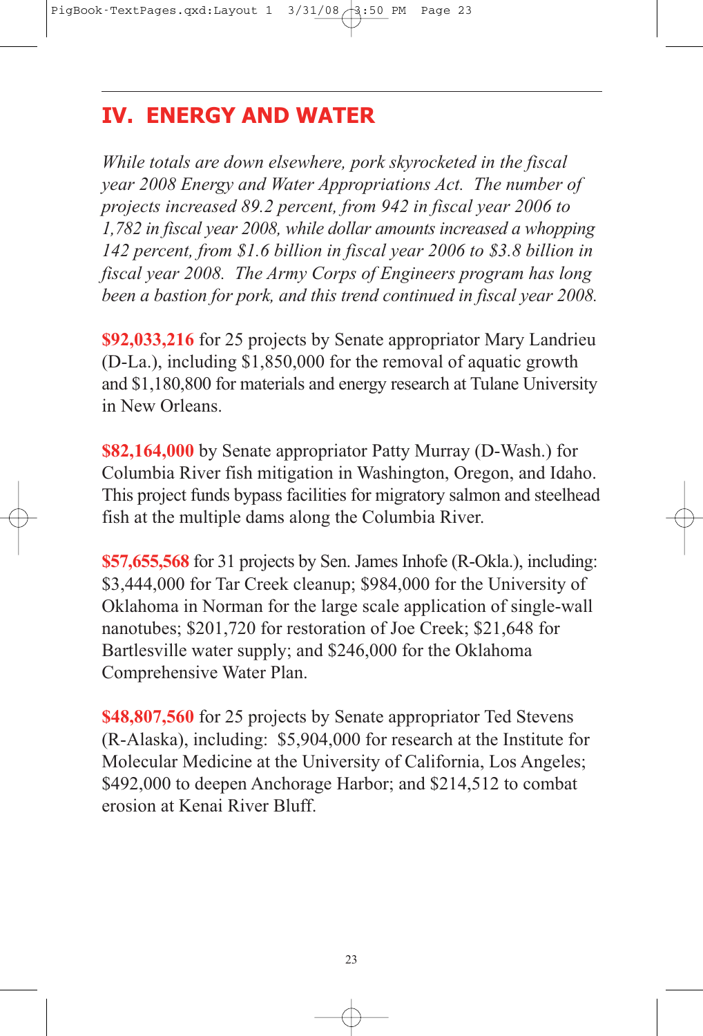## IV. ENERGY AND WATER

*While totals are down elsewhere, pork skyrocketed in the fiscal year 2008 Energy and Water Appropriations Act. The number of projects increased 89.2 percent, from 942 in fiscal year 2006 to 1,782 in fiscal year 2008, while dollar amounts increased a whopping 142 percent, from $1.6 billion in fiscal year 2006 to $3.8 billion in fiscal year 2008. The Army Corps of Engineers program has long been a bastion for pork, and this trend continued in fiscal year 2008.*

**$92,033,216** for 25 projects by Senate appropriator Mary Landrieu (D-La.), including $1,850,000 for the removal of aquatic growth and $1,180,800 for materials and energy research at Tulane University in New Orleans.

**$82,164,000** by Senate appropriator Patty Murray (D-Wash.) for Columbia River fish mitigation in Washington, Oregon, and Idaho. This project funds bypass facilities for migratory salmon and steelhead fish at the multiple dams along the Columbia River.

**$57,655,568** for 31 projects by Sen. James Inhofe (R-Okla.), including: $3,444,000 for Tar Creek cleanup; $984,000 for the University of Oklahoma in Norman for the large scale application of single-wall nanotubes; $201,720 for restoration of Joe Creek; $21,648 for Bartlesville water supply; and $246,000 for the Oklahoma Comprehensive Water Plan.

**$48,807,560** for 25 projects by Senate appropriator Ted Stevens (R-Alaska), including: $5,904,000 for research at the Institute for Molecular Medicine at the University of California, Los Angeles; $492,000 to deepen Anchorage Harbor; and $214,512 to combat erosion at Kenai River Bluff.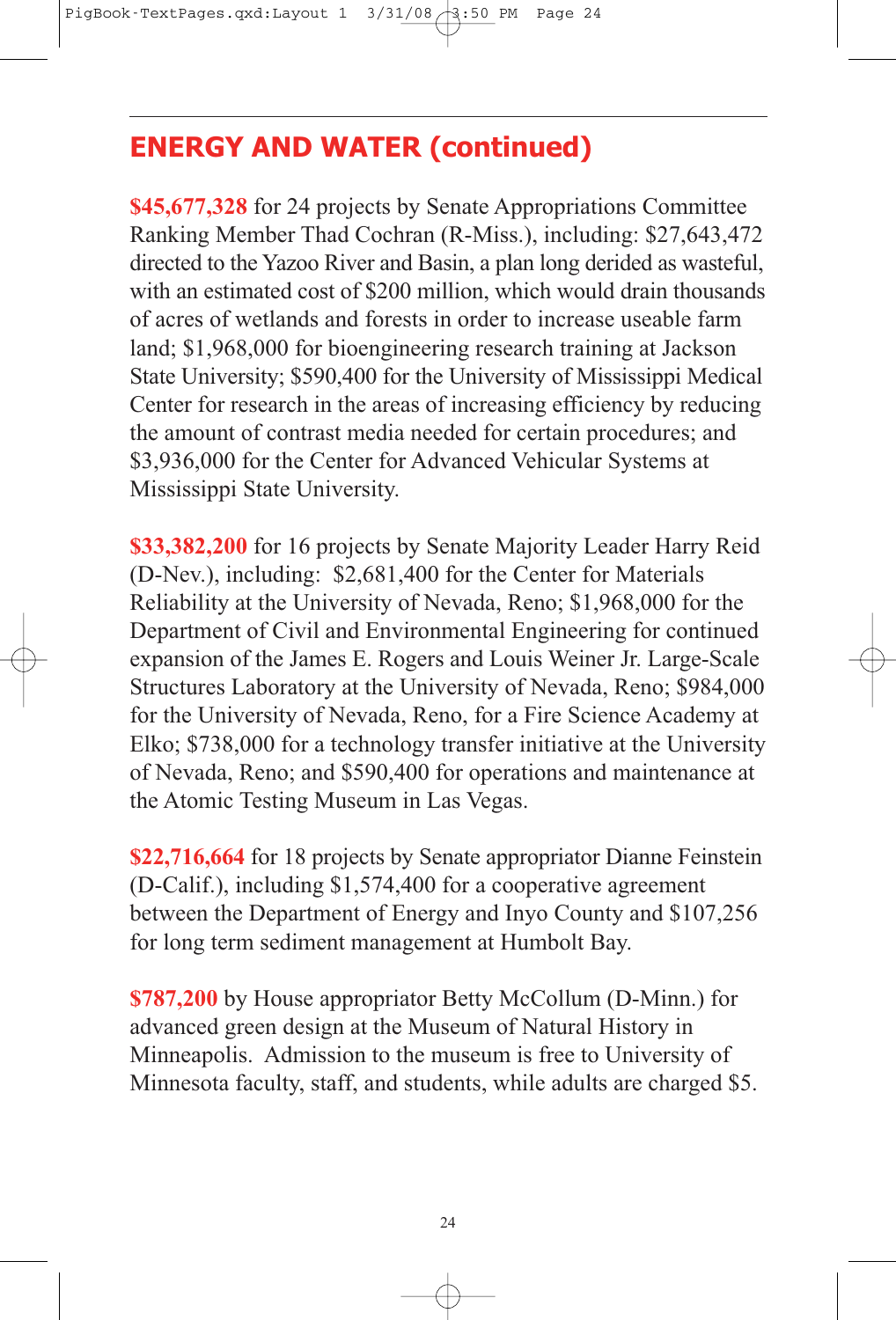## ENERGY AND WATER (continued)

**$45,677,328** for 24 projects by Senate Appropriations Committee Ranking Member Thad Cochran (R-Miss.), including: $27,643,472 directed to the Yazoo River and Basin, a plan long derided as wasteful, with an estimated cost of $200 million, which would drain thousands of acres of wetlands and forests in order to increase useable farm land; $1,968,000 for bioengineering research training at Jackson State University; $590,400 for the University of Mississippi Medical Center for research in the areas of increasing efficiency by reducing the amount of contrast media needed for certain procedures; and $3,936,000 for the Center for Advanced Vehicular Systems at Mississippi State University.

**$33,382,200** for 16 projects by Senate Majority Leader Harry Reid (D-Nev.), including: $2,681,400 for the Center for Materials Reliability at the University of Nevada, Reno; $1,968,000 for the Department of Civil and Environmental Engineering for continued expansion of the James E. Rogers and Louis Weiner Jr. Large-Scale Structures Laboratory at the University of Nevada, Reno; $984,000 for the University of Nevada, Reno, for a Fire Science Academy at Elko; $738,000 for a technology transfer initiative at the University of Nevada, Reno; and $590,400 for operations and maintenance at the Atomic Testing Museum in Las Vegas.

**$22,716,664** for 18 projects by Senate appropriator Dianne Feinstein (D-Calif.), including $1,574,400 for a cooperative agreement between the Department of Energy and Inyo County and $107,256 for long term sediment management at Humbolt Bay.

**$787,200** by House appropriator Betty McCollum (D-Minn.) for advanced green design at the Museum of Natural History in Minneapolis. Admission to the museum is free to University of Minnesota faculty, staff, and students, while adults are charged $5.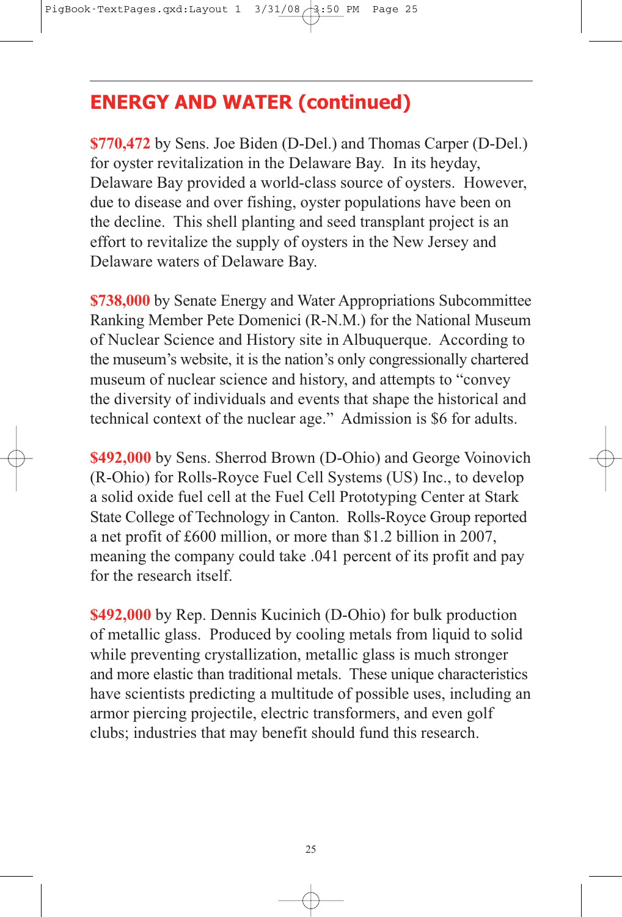## ENERGY AND WATER (continued)

**$770,472** by Sens. Joe Biden (D-Del.) and Thomas Carper (D-Del.) for oyster revitalization in the Delaware Bay. In its heyday, Delaware Bay provided a world-class source of oysters. However, due to disease and over fishing, oyster populations have been on the decline. This shell planting and seed transplant project is an effort to revitalize the supply of oysters in the New Jersey and Delaware waters of Delaware Bay.

**$738,000** by Senate Energy and Water Appropriations Subcommittee Ranking Member Pete Domenici (R-N.M.) for the National Museum of Nuclear Science and History site in Albuquerque. According to the museum's website, it is the nation's only congressionally chartered museum of nuclear science and history, and attempts to "convey the diversity of individuals and events that shape the historical and technical context of the nuclear age." Admission is $6 for adults.

**$492,000** by Sens. Sherrod Brown (D-Ohio) and George Voinovich (R-Ohio) for Rolls-Royce Fuel Cell Systems (US) Inc., to develop a solid oxide fuel cell at the Fuel Cell Prototyping Center at Stark State College of Technology in Canton. Rolls-Royce Group reported a net profit of £600 million, or more than $1.2 billion in 2007, meaning the company could take .041 percent of its profit and pay for the research itself.

**$492,000** by Rep. Dennis Kucinich (D-Ohio) for bulk production of metallic glass. Produced by cooling metals from liquid to solid while preventing crystallization, metallic glass is much stronger and more elastic than traditional metals. These unique characteristics have scientists predicting a multitude of possible uses, including an armor piercing projectile, electric transformers, and even golf clubs; industries that may benefit should fund this research.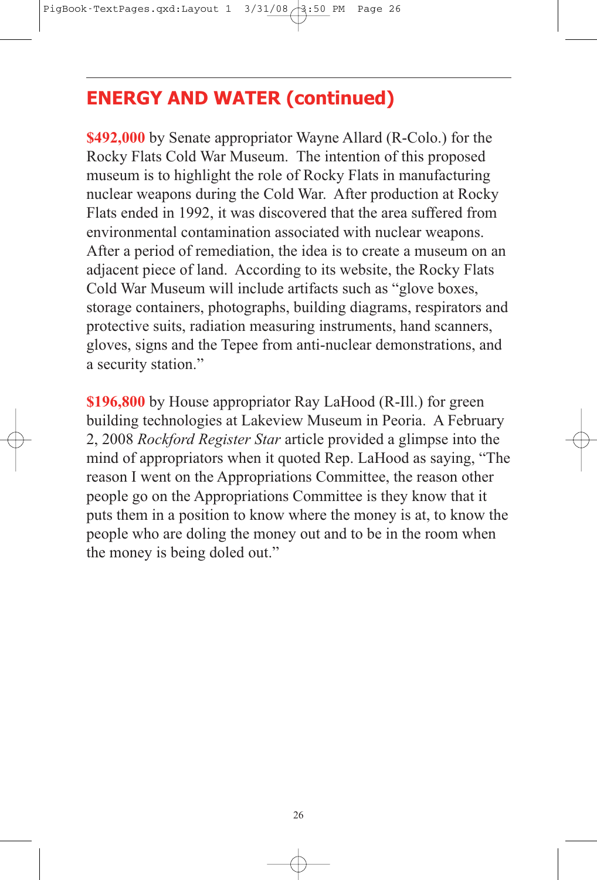## ENERGY AND WATER (continued)

**$492,000** by Senate appropriator Wayne Allard (R-Colo.) for the Rocky Flats Cold War Museum. The intention of this proposed museum is to highlight the role of Rocky Flats in manufacturing nuclear weapons during the Cold War. After production at Rocky Flats ended in 1992, it was discovered that the area suffered from environmental contamination associated with nuclear weapons. After a period of remediation, the idea is to create a museum on an adjacent piece of land. According to its website, the Rocky Flats Cold War Museum will include artifacts such as "glove boxes, storage containers, photographs, building diagrams, respirators and protective suits, radiation measuring instruments, hand scanners, gloves, signs and the Tepee from anti-nuclear demonstrations, and a security station."

**$196,800** by House appropriator Ray LaHood (R-Ill.) for green building technologies at Lakeview Museum in Peoria. A February 2, 2008 *Rockford Register Star* article provided a glimpse into the mind of appropriators when it quoted Rep. LaHood as saying, "The reason I went on the Appropriations Committee, the reason other people go on the Appropriations Committee is they know that it puts them in a position to know where the money is at, to know the people who are doling the money out and to be in the room when the money is being doled out."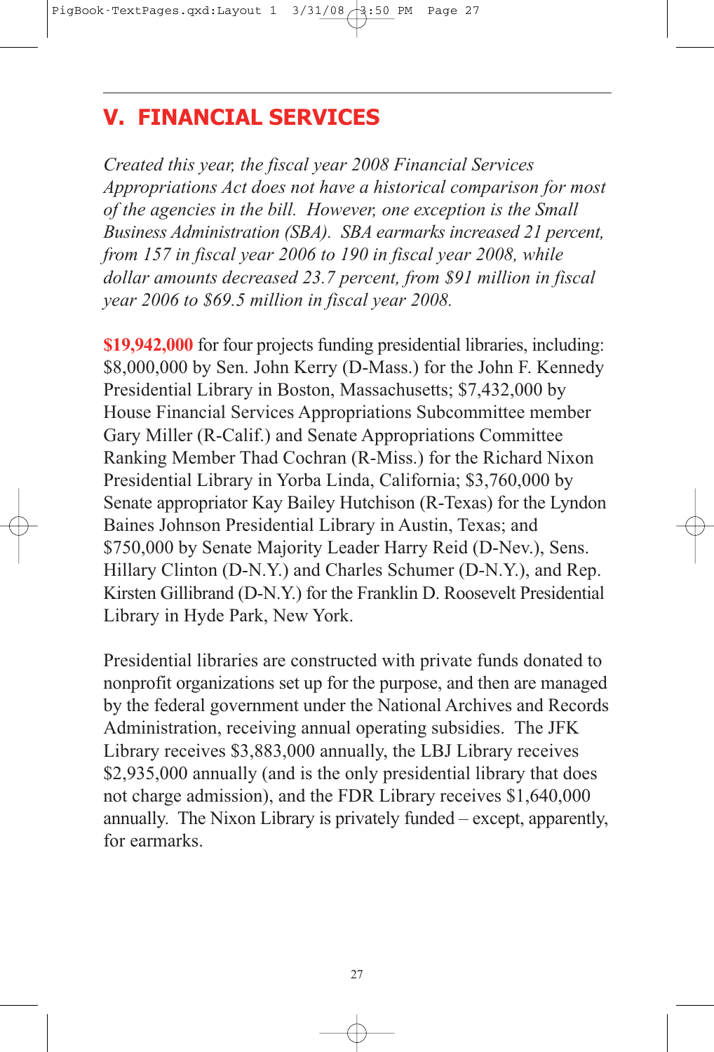## V. FINANCIAL SERVICES

*Created this year, the fiscal year 2008 Financial Services Appropriations Act does not have a historical comparison for most of the agencies in the bill. However, one exception is the Small Business Administration (SBA). SBA earmarks increased 21 percent, from 157 in fiscal year 2006 to 190 in fiscal year 2008, while dollar amounts decreased 23.7 percent, from $91 million in fiscal year 2006 to $69.5 million in fiscal year 2008.*

**$19,942,000** for four projects funding presidential libraries, including: $8,000,000 by Sen. John Kerry (D-Mass.) for the John F. Kennedy Presidential Library in Boston, Massachusetts; $7,432,000 by House Financial Services Appropriations Subcommittee member Gary Miller (R-Calif.) and Senate Appropriations Committee Ranking Member Thad Cochran (R-Miss.) for the Richard Nixon Presidential Library in Yorba Linda, California; $3,760,000 by Senate appropriator Kay Bailey Hutchison (R-Texas) for the Lyndon Baines Johnson Presidential Library in Austin, Texas; and $750,000 by Senate Majority Leader Harry Reid (D-Nev.), Sens. Hillary Clinton (D-N.Y.) and Charles Schumer (D-N.Y.), and Rep. Kirsten Gillibrand (D-N.Y.) for the Franklin D. Roosevelt Presidential Library in Hyde Park, New York.

Presidential libraries are constructed with private funds donated to nonprofit organizations set up for the purpose, and then are managed by the federal government under the National Archives and Records Administration, receiving annual operating subsidies. The JFK Library receives $3,883,000 annually, the LBJ Library receives $2,935,000 annually (and is the only presidential library that does not charge admission), and the FDR Library receives $1,640,000 annually. The Nixon Library is privately funded – except, apparently, for earmarks.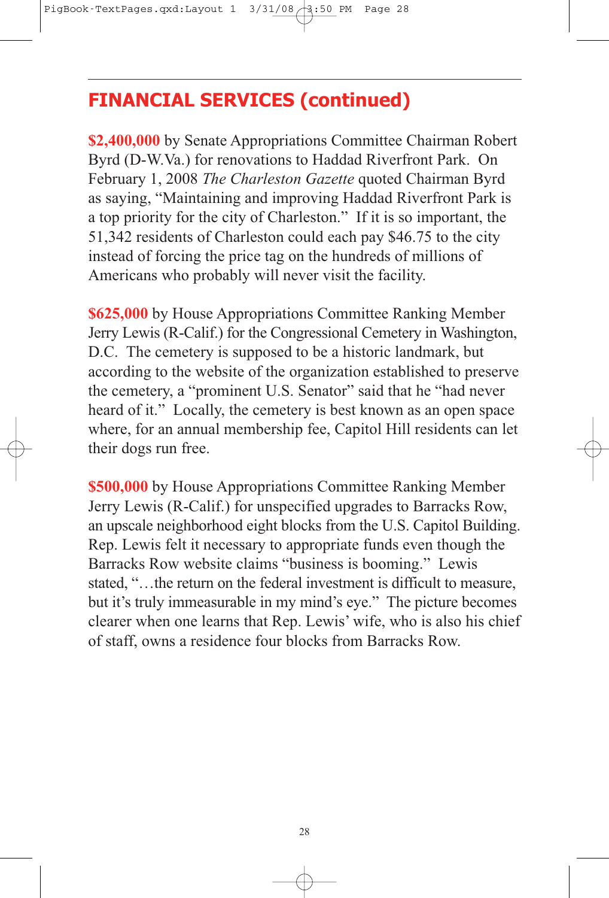## FINANCIAL SERVICES (continued)

**$2,400,000** by Senate Appropriations Committee Chairman Robert Byrd (D-W.Va.) for renovations to Haddad Riverfront Park. On February 1, 2008 *The Charleston Gazette* quoted Chairman Byrd as saying, "Maintaining and improving Haddad Riverfront Park is a top priority for the city of Charleston." If it is so important, the 51,342 residents of Charleston could each pay $46.75 to the city instead of forcing the price tag on the hundreds of millions of Americans who probably will never visit the facility.

**$625,000** by House Appropriations Committee Ranking Member Jerry Lewis (R-Calif.) for the Congressional Cemetery in Washington, D.C. The cemetery is supposed to be a historic landmark, but according to the website of the organization established to preserve the cemetery, a "prominent U.S. Senator" said that he "had never heard of it." Locally, the cemetery is best known as an open space where, for an annual membership fee, Capitol Hill residents can let their dogs run free.

**$500,000** by House Appropriations Committee Ranking Member Jerry Lewis (R-Calif.) for unspecified upgrades to Barracks Row, an upscale neighborhood eight blocks from the U.S. Capitol Building. Rep. Lewis felt it necessary to appropriate funds even though the Barracks Row website claims "business is booming." Lewis stated, "…the return on the federal investment is difficult to measure, but it's truly immeasurable in my mind's eye." The picture becomes clearer when one learns that Rep. Lewis' wife, who is also his chief of staff, owns a residence four blocks from Barracks Row.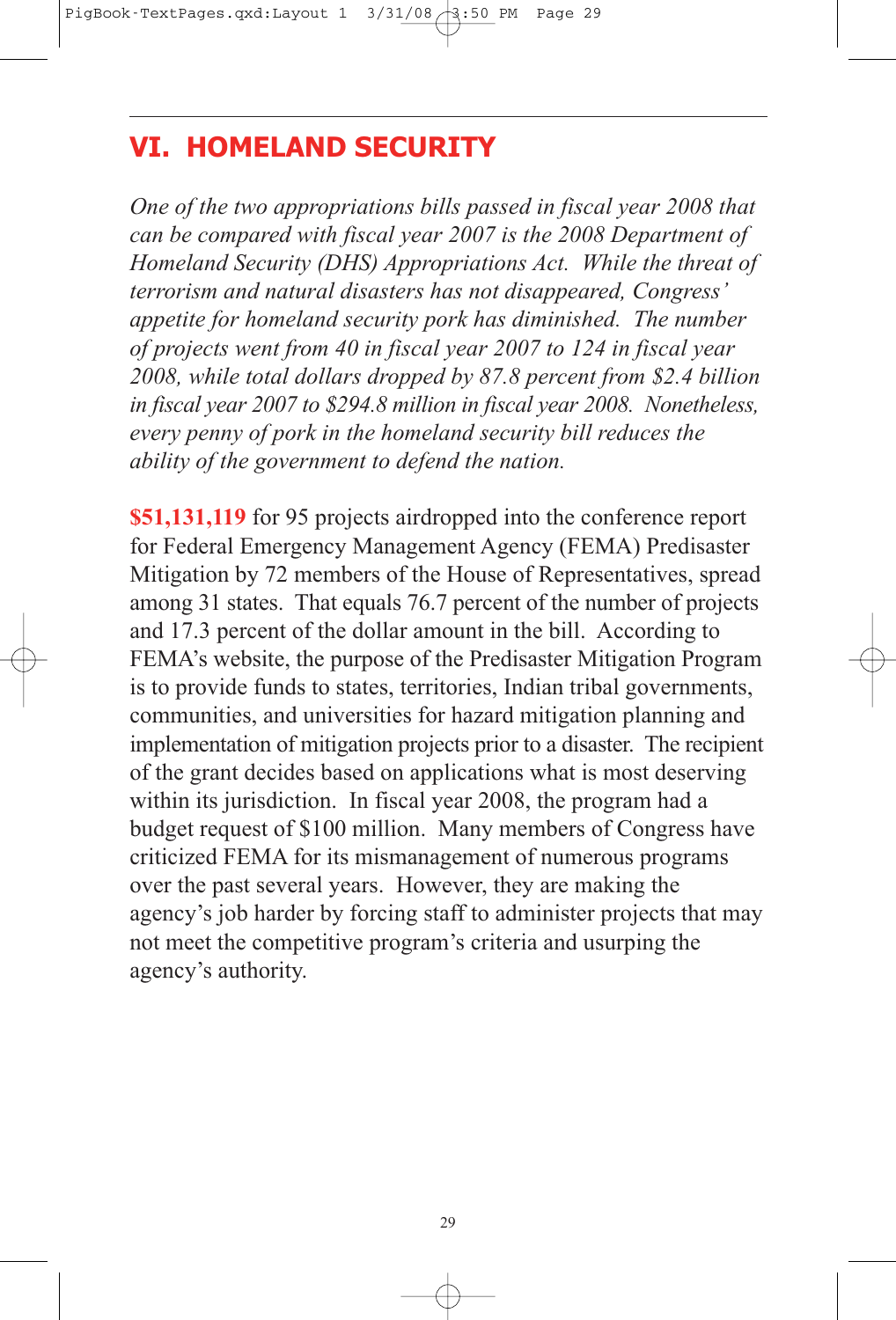## VI. HOMELAND SECURITY

*One of the two appropriations bills passed in fiscal year 2008 that can be compared with fiscal year 2007 is the 2008 Department of Homeland Security (DHS) Appropriations Act. While the threat of terrorism and natural disasters has not disappeared, Congress' appetite for homeland security pork has diminished. The number of projects went from 40 in fiscal year 2007 to 124 in fiscal year 2008, while total dollars dropped by 87.8 percent from $2.4 billion in fiscal year 2007 to $294.8 million in fiscal year 2008. Nonetheless, every penny of pork in the homeland security bill reduces the ability of the government to defend the nation.*

**$51,131,119** for 95 projects airdropped into the conference report for Federal Emergency Management Agency (FEMA) Predisaster Mitigation by 72 members of the House of Representatives, spread among 31 states. That equals 76.7 percent of the number of projects and 17.3 percent of the dollar amount in the bill. According to FEMA's website, the purpose of the Predisaster Mitigation Program is to provide funds to states, territories, Indian tribal governments, communities, and universities for hazard mitigation planning and implementation of mitigation projects prior to a disaster. The recipient of the grant decides based on applications what is most deserving within its jurisdiction. In fiscal year 2008, the program had a budget request of $100 million. Many members of Congress have criticized FEMA for its mismanagement of numerous programs over the past several years. However, they are making the agency's job harder by forcing staff to administer projects that may not meet the competitive program's criteria and usurping the agency's authority.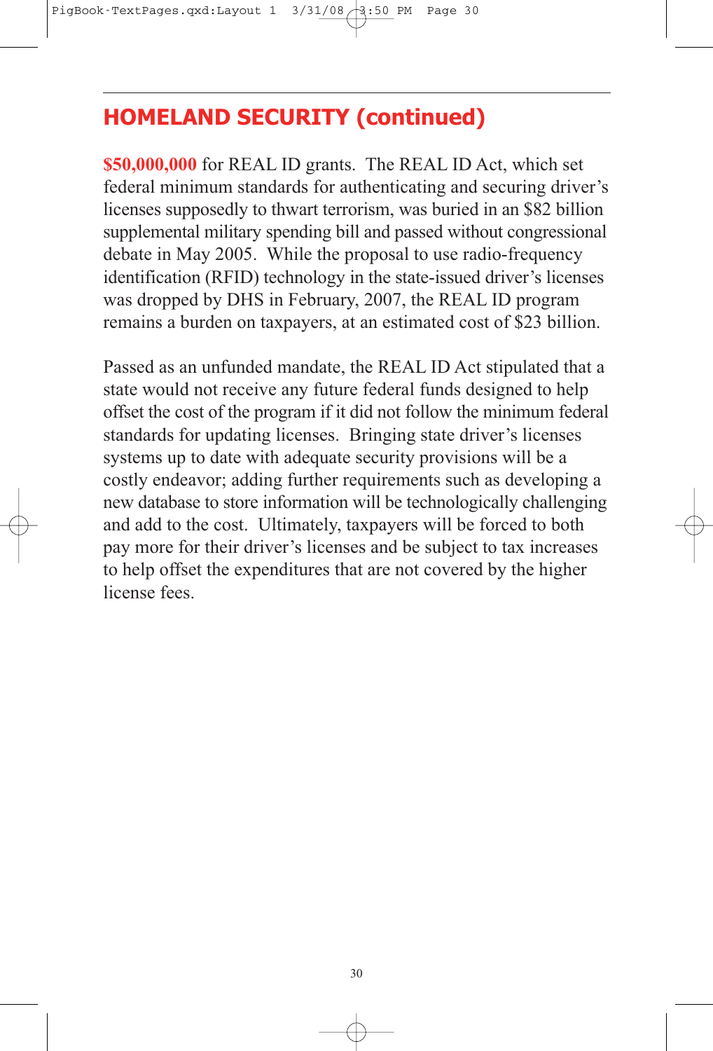## HOMELAND SECURITY (continued)

**$50,000,000** for REAL ID grants. The REAL ID Act, which set federal minimum standards for authenticating and securing driver's licenses supposedly to thwart terrorism, was buried in an $82 billion supplemental military spending bill and passed without congressional debate in May 2005. While the proposal to use radio-frequency identification (RFID) technology in the state-issued driver's licenses was dropped by DHS in February, 2007, the REAL ID program remains a burden on taxpayers, at an estimated cost of $23 billion.

Passed as an unfunded mandate, the REAL ID Act stipulated that a state would not receive any future federal funds designed to help offset the cost of the program if it did not follow the minimum federal standards for updating licenses. Bringing state driver's licenses systems up to date with adequate security provisions will be a costly endeavor; adding further requirements such as developing a new database to store information will be technologically challenging and add to the cost. Ultimately, taxpayers will be forced to both pay more for their driver's licenses and be subject to tax increases to help offset the expenditures that are not covered by the higher license fees.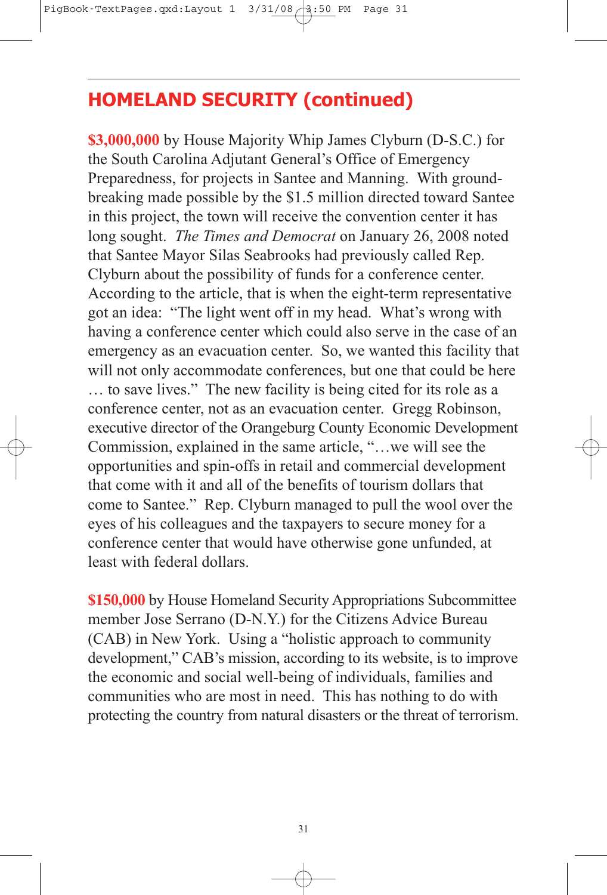## HOMELAND SECURITY (continued)

**$3,000,000** by House Majority Whip James Clyburn (D-S.C.) for the South Carolina Adjutant General's Office of Emergency Preparedness, for projects in Santee and Manning. With ground-breaking made possible by the $1.5 million directed toward Santee in this project, the town will receive the convention center it has long sought. *The Times and Democrat* on January 26, 2008 noted that Santee Mayor Silas Seabrooks had previously called Rep. Clyburn about the possibility of funds for a conference center. According to the article, that is when the eight-term representative got an idea: "The light went off in my head. What's wrong with having a conference center which could also serve in the case of an emergency as an evacuation center. So, we wanted this facility that will not only accommodate conferences, but one that could be here … to save lives." The new facility is being cited for its role as a conference center, not as an evacuation center. Gregg Robinson, executive director of the Orangeburg County Economic Development Commission, explained in the same article, "…we will see the opportunities and spin-offs in retail and commercial development that come with it and all of the benefits of tourism dollars that come to Santee." Rep. Clyburn managed to pull the wool over the eyes of his colleagues and the taxpayers to secure money for a conference center that would have otherwise gone unfunded, at least with federal dollars.

**$150,000** by House Homeland Security Appropriations Subcommittee member Jose Serrano (D-N.Y.) for the Citizens Advice Bureau (CAB) in New York. Using a "holistic approach to community development," CAB's mission, according to its website, is to improve the economic and social well-being of individuals, families and communities who are most in need. This has nothing to do with protecting the country from natural disasters or the threat of terrorism.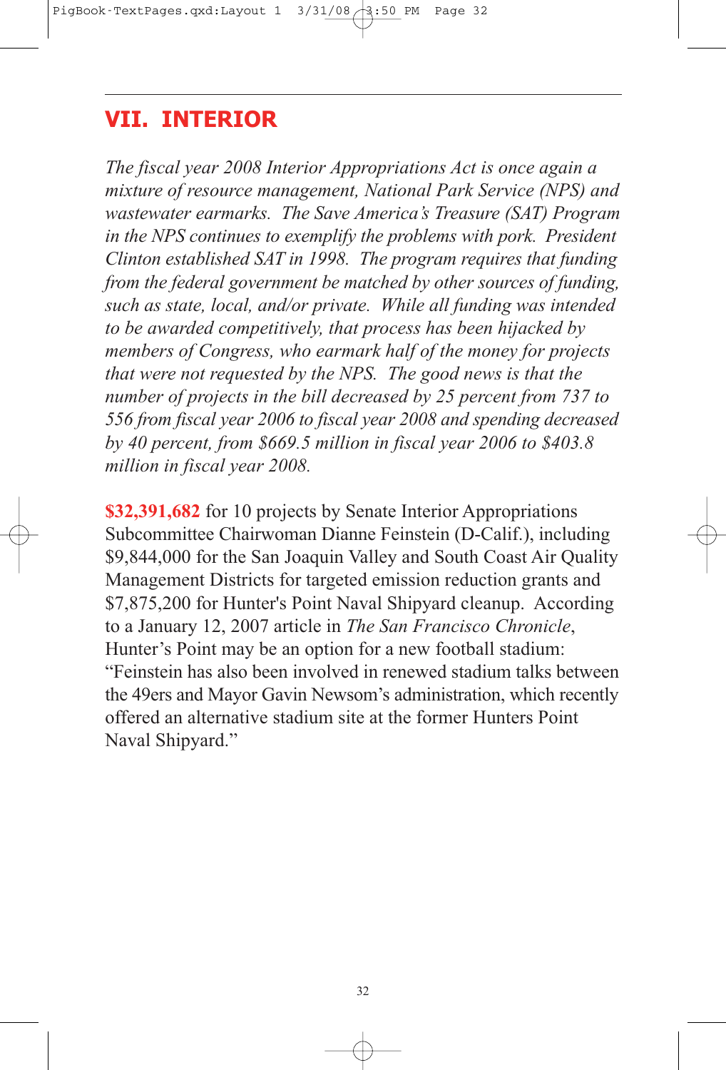## VII. INTERIOR

*The fiscal year 2008 Interior Appropriations Act is once again a mixture of resource management, National Park Service (NPS) and wastewater earmarks. The Save America's Treasure (SAT) Program in the NPS continues to exemplify the problems with pork. President Clinton established SAT in 1998. The program requires that funding from the federal government be matched by other sources of funding, such as state, local, and/or private. While all funding was intended to be awarded competitively, that process has been hijacked by members of Congress, who earmark half of the money for projects that were not requested by the NPS. The good news is that the number of projects in the bill decreased by 25 percent from 737 to 556 from fiscal year 2006 to fiscal year 2008 and spending decreased by 40 percent, from $669.5 million in fiscal year 2006 to $403.8 million in fiscal year 2008.*

**$32,391,682** for 10 projects by Senate Interior Appropriations Subcommittee Chairwoman Dianne Feinstein (D-Calif.), including $9,844,000 for the San Joaquin Valley and South Coast Air Quality Management Districts for targeted emission reduction grants and $7,875,200 for Hunter's Point Naval Shipyard cleanup. According to a January 12, 2007 article in *The San Francisco Chronicle*, Hunter's Point may be an option for a new football stadium: "Feinstein has also been involved in renewed stadium talks between the 49ers and Mayor Gavin Newsom's administration, which recently offered an alternative stadium site at the former Hunters Point Naval Shipyard."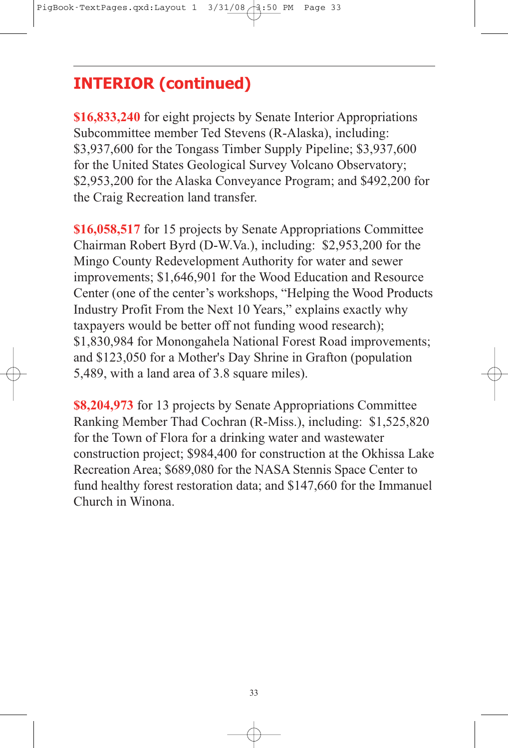## INTERIOR (continued)

**$16,833,240** for eight projects by Senate Interior Appropriations Subcommittee member Ted Stevens (R-Alaska), including: $3,937,600 for the Tongass Timber Supply Pipeline; $3,937,600 for the United States Geological Survey Volcano Observatory; $2,953,200 for the Alaska Conveyance Program; and $492,200 for the Craig Recreation land transfer.

**$16,058,517** for 15 projects by Senate Appropriations Committee Chairman Robert Byrd (D-W.Va.), including: $2,953,200 for the Mingo County Redevelopment Authority for water and sewer improvements; $1,646,901 for the Wood Education and Resource Center (one of the center's workshops, "Helping the Wood Products Industry Profit From the Next 10 Years," explains exactly why taxpayers would be better off not funding wood research); $1,830,984 for Monongahela National Forest Road improvements; and $123,050 for a Mother's Day Shrine in Grafton (population 5,489, with a land area of 3.8 square miles).

**$8,204,973** for 13 projects by Senate Appropriations Committee Ranking Member Thad Cochran (R-Miss.), including: $1,525,820 for the Town of Flora for a drinking water and wastewater construction project; $984,400 for construction at the Okhissa Lake Recreation Area; $689,080 for the NASA Stennis Space Center to fund healthy forest restoration data; and $147,660 for the Immanuel Church in Winona.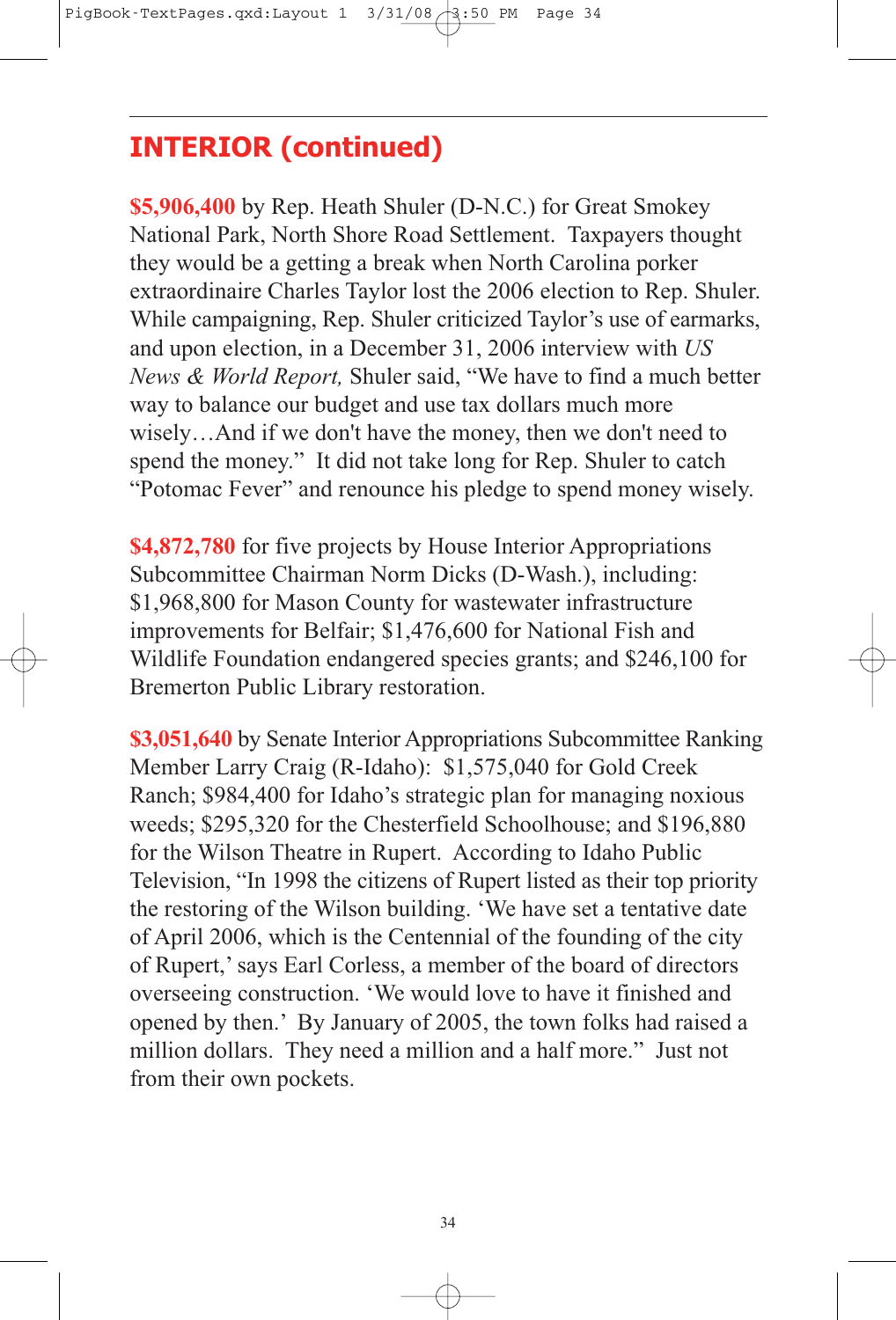## INTERIOR (continued)

**$5,906,400** by Rep. Heath Shuler (D-N.C.) for Great Smokey National Park, North Shore Road Settlement. Taxpayers thought they would be a getting a break when North Carolina porker extraordinaire Charles Taylor lost the 2006 election to Rep. Shuler. While campaigning, Rep. Shuler criticized Taylor's use of earmarks, and upon election, in a December 31, 2006 interview with *US News & World Report,* Shuler said, "We have to find a much better way to balance our budget and use tax dollars much more wisely…And if we don't have the money, then we don't need to spend the money." It did not take long for Rep. Shuler to catch "Potomac Fever" and renounce his pledge to spend money wisely.

**$4,872,780** for five projects by House Interior Appropriations Subcommittee Chairman Norm Dicks (D-Wash.), including: $1,968,800 for Mason County for wastewater infrastructure improvements for Belfair; $1,476,600 for National Fish and Wildlife Foundation endangered species grants; and $246,100 for Bremerton Public Library restoration.

**$3,051,640** by Senate Interior Appropriations Subcommittee Ranking Member Larry Craig (R-Idaho): $1,575,040 for Gold Creek Ranch; $984,400 for Idaho's strategic plan for managing noxious weeds; $295,320 for the Chesterfield Schoolhouse; and $196,880 for the Wilson Theatre in Rupert. According to Idaho Public Television, "In 1998 the citizens of Rupert listed as their top priority the restoring of the Wilson building. 'We have set a tentative date of April 2006, which is the Centennial of the founding of the city of Rupert,' says Earl Corless, a member of the board of directors overseeing construction. 'We would love to have it finished and opened by then.' By January of 2005, the town folks had raised a million dollars. They need a million and a half more." Just not from their own pockets.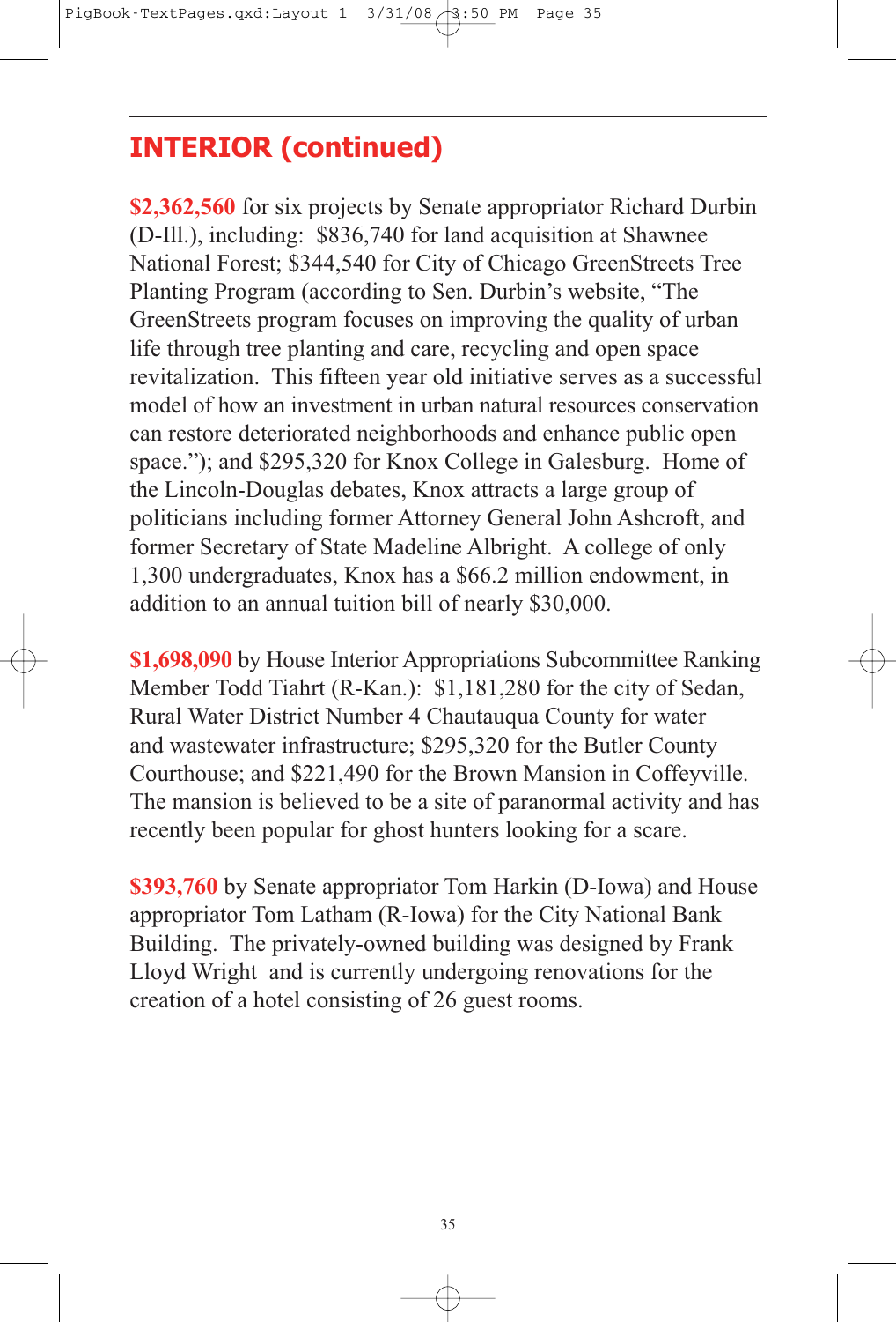## INTERIOR (continued)

**$2,362,560** for six projects by Senate appropriator Richard Durbin (D-Ill.), including: $836,740 for land acquisition at Shawnee National Forest; $344,540 for City of Chicago GreenStreets Tree Planting Program (according to Sen. Durbin's website, "The GreenStreets program focuses on improving the quality of urban life through tree planting and care, recycling and open space revitalization. This fifteen year old initiative serves as a successful model of how an investment in urban natural resources conservation can restore deteriorated neighborhoods and enhance public open space."); and $295,320 for Knox College in Galesburg. Home of the Lincoln-Douglas debates, Knox attracts a large group of politicians including former Attorney General John Ashcroft, and former Secretary of State Madeline Albright. A college of only 1,300 undergraduates, Knox has a $66.2 million endowment, in addition to an annual tuition bill of nearly $30,000.

**$1,698,090** by House Interior Appropriations Subcommittee Ranking Member Todd Tiahrt (R-Kan.): $1,181,280 for the city of Sedan, Rural Water District Number 4 Chautauqua County for water and wastewater infrastructure; $295,320 for the Butler County Courthouse; and $221,490 for the Brown Mansion in Coffeyville. The mansion is believed to be a site of paranormal activity and has recently been popular for ghost hunters looking for a scare.

**$393,760** by Senate appropriator Tom Harkin (D-Iowa) and House appropriator Tom Latham (R-Iowa) for the City National Bank Building. The privately-owned building was designed by Frank Lloyd Wright and is currently undergoing renovations for the creation of a hotel consisting of 26 guest rooms.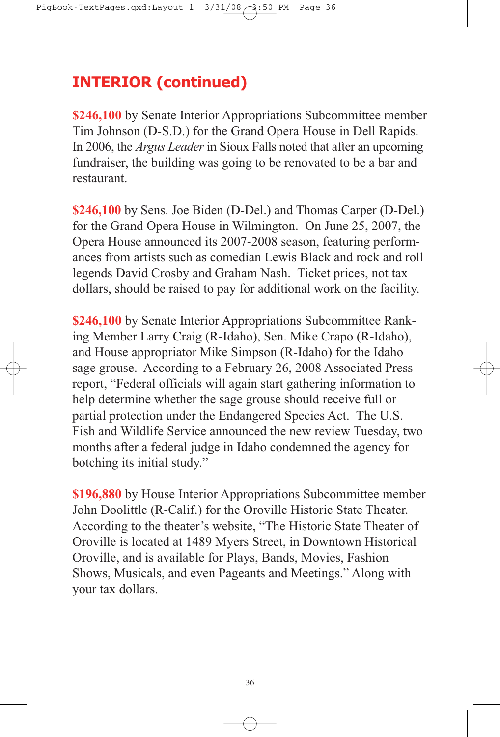## INTERIOR (continued)

**$246,100** by Senate Interior Appropriations Subcommittee member Tim Johnson (D-S.D.) for the Grand Opera House in Dell Rapids. In 2006, the *Argus Leader* in Sioux Falls noted that after an upcoming fundraiser, the building was going to be renovated to be a bar and restaurant.

**$246,100** by Sens. Joe Biden (D-Del.) and Thomas Carper (D-Del.) for the Grand Opera House in Wilmington. On June 25, 2007, the Opera House announced its 2007-2008 season, featuring performances from artists such as comedian Lewis Black and rock and roll legends David Crosby and Graham Nash. Ticket prices, not tax dollars, should be raised to pay for additional work on the facility.

**$246,100** by Senate Interior Appropriations Subcommittee Ranking Member Larry Craig (R-Idaho), Sen. Mike Crapo (R-Idaho), and House appropriator Mike Simpson (R-Idaho) for the Idaho sage grouse. According to a February 26, 2008 Associated Press report, "Federal officials will again start gathering information to help determine whether the sage grouse should receive full or partial protection under the Endangered Species Act. The U.S. Fish and Wildlife Service announced the new review Tuesday, two months after a federal judge in Idaho condemned the agency for botching its initial study."

**$196,880** by House Interior Appropriations Subcommittee member John Doolittle (R-Calif.) for the Oroville Historic State Theater. According to the theater's website, "The Historic State Theater of Oroville is located at 1489 Myers Street, in Downtown Historical Oroville, and is available for Plays, Bands, Movies, Fashion Shows, Musicals, and even Pageants and Meetings." Along with your tax dollars.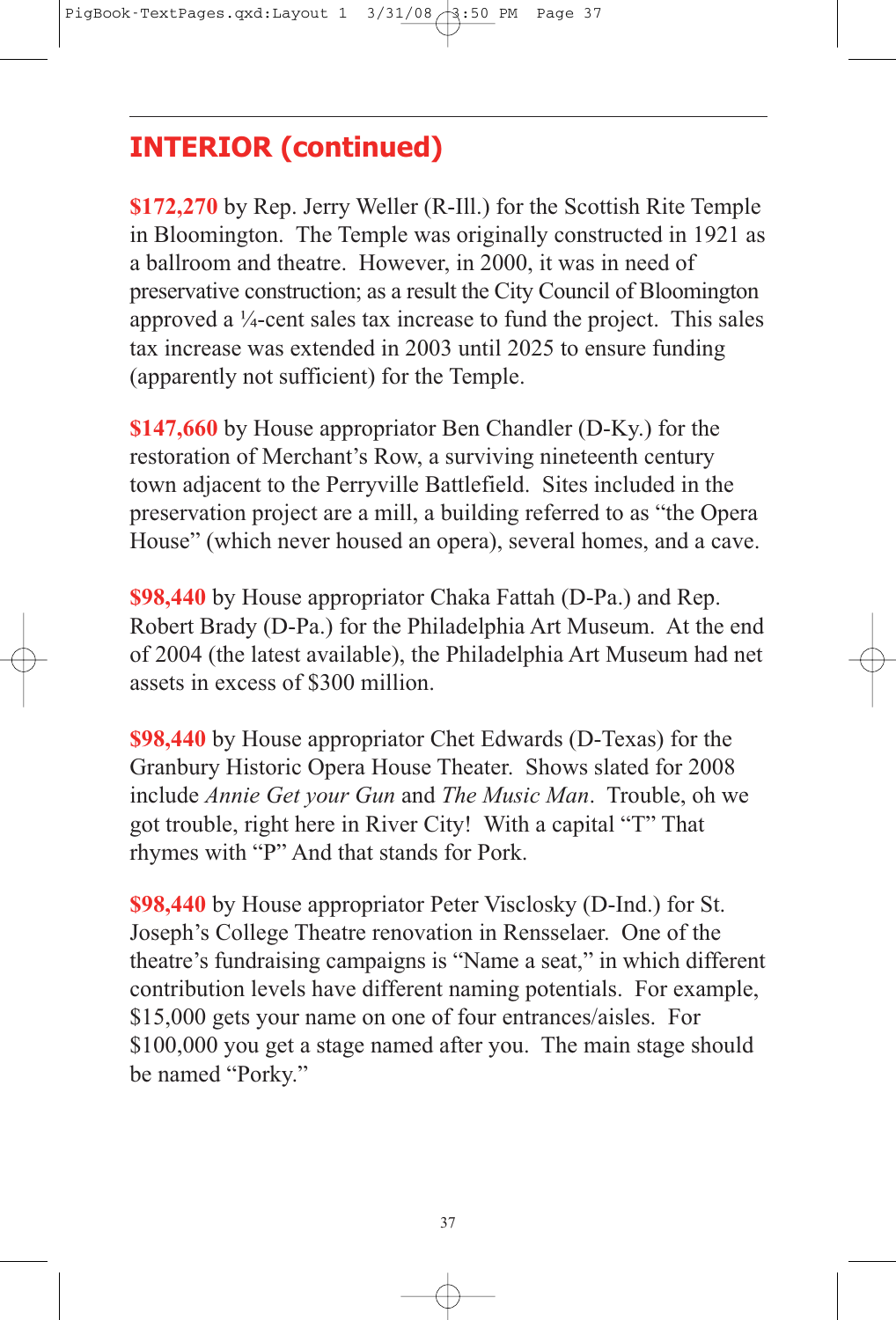## INTERIOR (continued)

**$172,270** by Rep. Jerry Weller (R-Ill.) for the Scottish Rite Temple in Bloomington. The Temple was originally constructed in 1921 as a ballroom and theatre. However, in 2000, it was in need of preservative construction; as a result the City Council of Bloomington approved a ¼-cent sales tax increase to fund the project. This sales tax increase was extended in 2003 until 2025 to ensure funding (apparently not sufficient) for the Temple.

**$147,660** by House appropriator Ben Chandler (D-Ky.) for the restoration of Merchant's Row, a surviving nineteenth century town adjacent to the Perryville Battlefield. Sites included in the preservation project are a mill, a building referred to as "the Opera House" (which never housed an opera), several homes, and a cave.

**$98,440** by House appropriator Chaka Fattah (D-Pa.) and Rep. Robert Brady (D-Pa.) for the Philadelphia Art Museum. At the end of 2004 (the latest available), the Philadelphia Art Museum had net assets in excess of $300 million.

**$98,440** by House appropriator Chet Edwards (D-Texas) for the Granbury Historic Opera House Theater. Shows slated for 2008 include *Annie Get your Gun* and *The Music Man*. Trouble, oh we got trouble, right here in River City! With a capital "T" That rhymes with "P" And that stands for Pork.

**$98,440** by House appropriator Peter Visclosky (D-Ind.) for St. Joseph's College Theatre renovation in Rensselaer. One of the theatre's fundraising campaigns is "Name a seat," in which different contribution levels have different naming potentials. For example, $15,000 gets your name on one of four entrances/aisles. For $100,000 you get a stage named after you. The main stage should be named "Porky."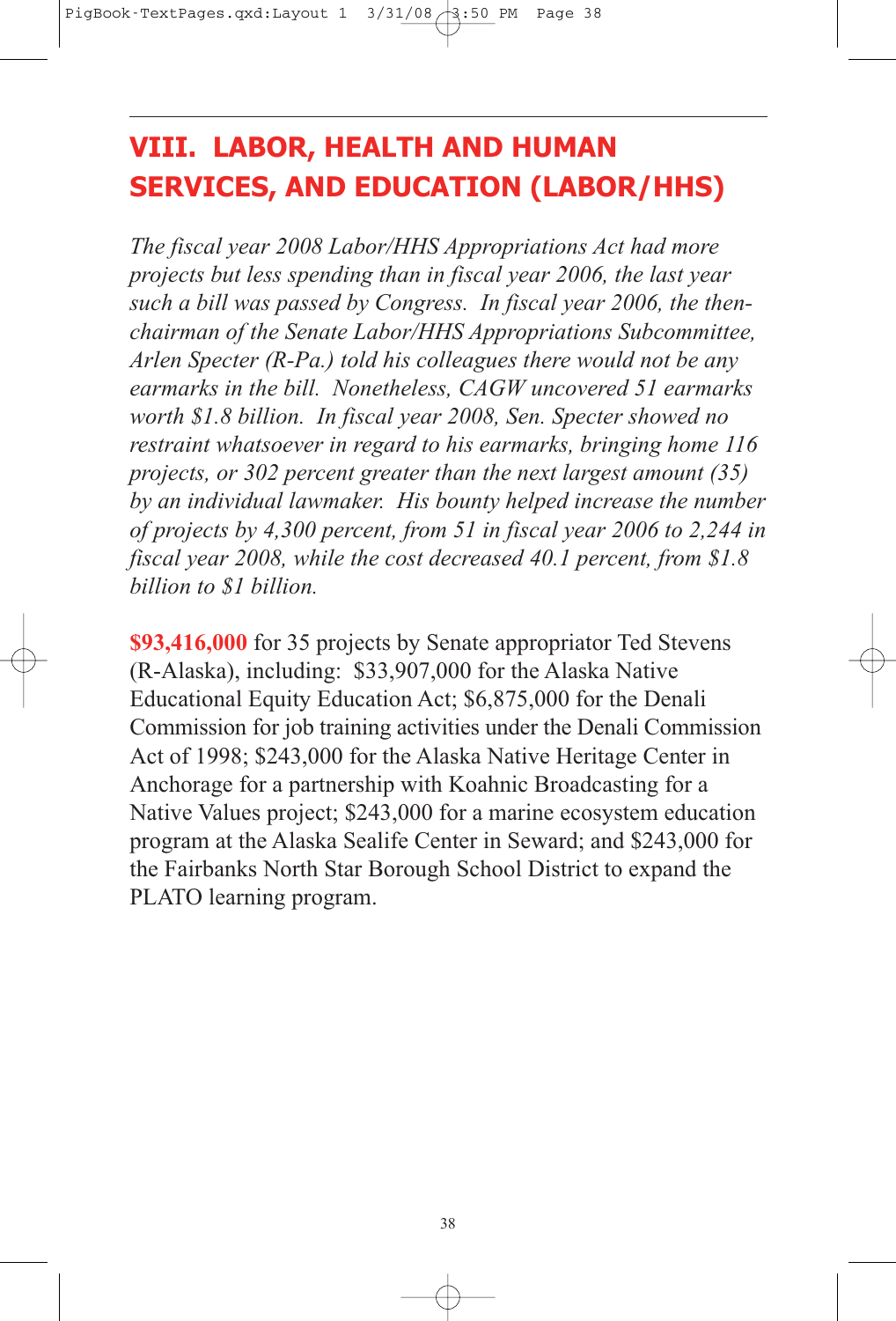## VIII. LABOR, HEALTH AND HUMAN SERVICES, AND EDUCATION (LABOR/HHS)

*The fiscal year 2008 Labor/HHS Appropriations Act had more projects but less spending than in fiscal year 2006, the last year such a bill was passed by Congress. In fiscal year 2006, the then-chairman of the Senate Labor/HHS Appropriations Subcommittee, Arlen Specter (R-Pa.) told his colleagues there would not be any earmarks in the bill. Nonetheless, CAGW uncovered 51 earmarks worth $1.8 billion. In fiscal year 2008, Sen. Specter showed no restraint whatsoever in regard to his earmarks, bringing home 116 projects, or 302 percent greater than the next largest amount (35) by an individual lawmaker. His bounty helped increase the number of projects by 4,300 percent, from 51 in fiscal year 2006 to 2,244 in fiscal year 2008, while the cost decreased 40.1 percent, from $1.8 billion to $1 billion.*

**$93,416,000** for 35 projects by Senate appropriator Ted Stevens (R-Alaska), including: $33,907,000 for the Alaska Native Educational Equity Education Act; $6,875,000 for the Denali Commission for job training activities under the Denali Commission Act of 1998; $243,000 for the Alaska Native Heritage Center in Anchorage for a partnership with Koahnic Broadcasting for a Native Values project; $243,000 for a marine ecosystem education program at the Alaska Sealife Center in Seward; and $243,000 for the Fairbanks North Star Borough School District to expand the PLATO learning program.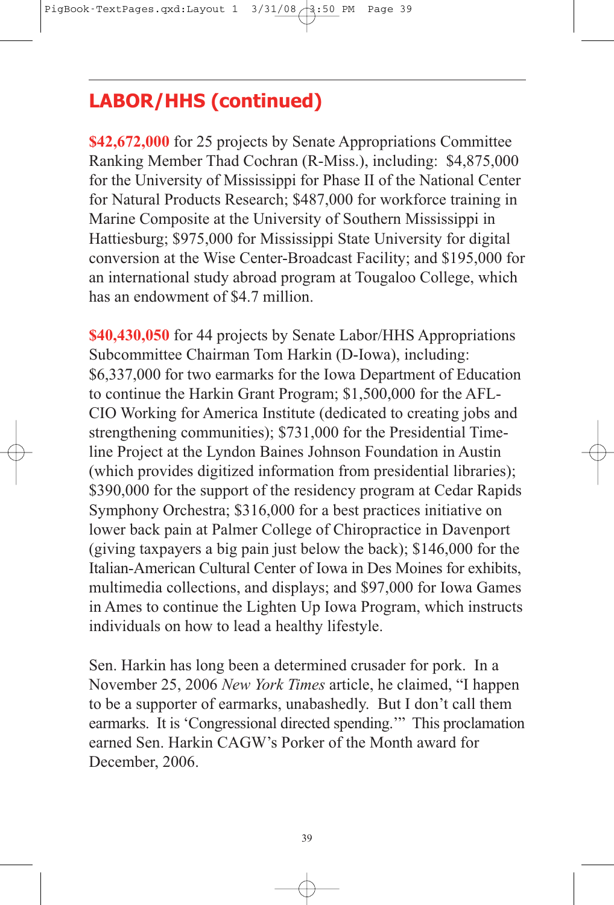## LABOR/HHS (continued)

**$42,672,000** for 25 projects by Senate Appropriations Committee Ranking Member Thad Cochran (R-Miss.), including: $4,875,000 for the University of Mississippi for Phase II of the National Center for Natural Products Research; $487,000 for workforce training in Marine Composite at the University of Southern Mississippi in Hattiesburg; $975,000 for Mississippi State University for digital conversion at the Wise Center-Broadcast Facility; and $195,000 for an international study abroad program at Tougaloo College, which has an endowment of $4.7 million.

**$40,430,050** for 44 projects by Senate Labor/HHS Appropriations Subcommittee Chairman Tom Harkin (D-Iowa), including: $6,337,000 for two earmarks for the Iowa Department of Education to continue the Harkin Grant Program; $1,500,000 for the AFL-CIO Working for America Institute (dedicated to creating jobs and strengthening communities); $731,000 for the Presidential Timeline Project at the Lyndon Baines Johnson Foundation in Austin (which provides digitized information from presidential libraries); $390,000 for the support of the residency program at Cedar Rapids Symphony Orchestra; $316,000 for a best practices initiative on lower back pain at Palmer College of Chiropractice in Davenport (giving taxpayers a big pain just below the back); $146,000 for the Italian-American Cultural Center of Iowa in Des Moines for exhibits, multimedia collections, and displays; and $97,000 for Iowa Games in Ames to continue the Lighten Up Iowa Program, which instructs individuals on how to lead a healthy lifestyle.

Sen. Harkin has long been a determined crusader for pork. In a November 25, 2006 *New York Times* article, he claimed, "I happen to be a supporter of earmarks, unabashedly. But I don't call them earmarks. It is 'Congressional directed spending.'" This proclamation earned Sen. Harkin CAGW's Porker of the Month award for December, 2006.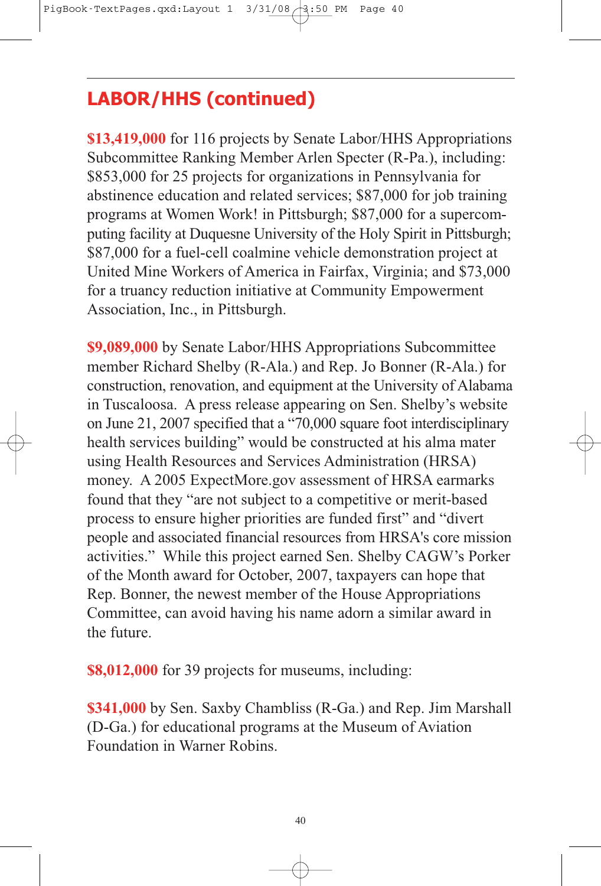## LABOR/HHS (continued)

**$13,419,000** for 116 projects by Senate Labor/HHS Appropriations Subcommittee Ranking Member Arlen Specter (R-Pa.), including: $853,000 for 25 projects for organizations in Pennsylvania for abstinence education and related services; $87,000 for job training programs at Women Work! in Pittsburgh; $87,000 for a supercomputing facility at Duquesne University of the Holy Spirit in Pittsburgh; $87,000 for a fuel-cell coalmine vehicle demonstration project at United Mine Workers of America in Fairfax, Virginia; and $73,000 for a truancy reduction initiative at Community Empowerment Association, Inc., in Pittsburgh.

**$9,089,000** by Senate Labor/HHS Appropriations Subcommittee member Richard Shelby (R-Ala.) and Rep. Jo Bonner (R-Ala.) for construction, renovation, and equipment at the University of Alabama in Tuscaloosa. A press release appearing on Sen. Shelby's website on June 21, 2007 specified that a "70,000 square foot interdisciplinary health services building" would be constructed at his alma mater using Health Resources and Services Administration (HRSA) money. A 2005 ExpectMore.gov assessment of HRSA earmarks found that they "are not subject to a competitive or merit-based process to ensure higher priorities are funded first" and "divert people and associated financial resources from HRSA's core mission activities." While this project earned Sen. Shelby CAGW's Porker of the Month award for October, 2007, taxpayers can hope that Rep. Bonner, the newest member of the House Appropriations Committee, can avoid having his name adorn a similar award in the future.

**$8,012,000** for 39 projects for museums, including:

**$341,000** by Sen. Saxby Chambliss (R-Ga.) and Rep. Jim Marshall (D-Ga.) for educational programs at the Museum of Aviation Foundation in Warner Robins.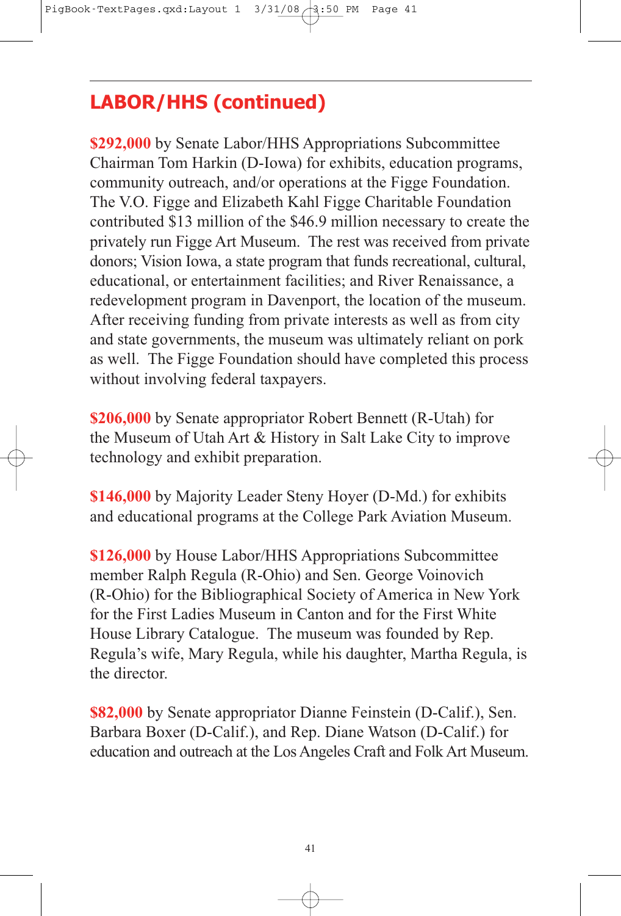## LABOR/HHS (continued)

**$292,000** by Senate Labor/HHS Appropriations Subcommittee Chairman Tom Harkin (D-Iowa) for exhibits, education programs, community outreach, and/or operations at the Figge Foundation. The V.O. Figge and Elizabeth Kahl Figge Charitable Foundation contributed $13 million of the $46.9 million necessary to create the privately run Figge Art Museum. The rest was received from private donors; Vision Iowa, a state program that funds recreational, cultural, educational, or entertainment facilities; and River Renaissance, a redevelopment program in Davenport, the location of the museum. After receiving funding from private interests as well as from city and state governments, the museum was ultimately reliant on pork as well. The Figge Foundation should have completed this process without involving federal taxpayers.

**$206,000** by Senate appropriator Robert Bennett (R-Utah) for the Museum of Utah Art & History in Salt Lake City to improve technology and exhibit preparation.

**$146,000** by Majority Leader Steny Hoyer (D-Md.) for exhibits and educational programs at the College Park Aviation Museum.

**$126,000** by House Labor/HHS Appropriations Subcommittee member Ralph Regula (R-Ohio) and Sen. George Voinovich (R-Ohio) for the Bibliographical Society of America in New York for the First Ladies Museum in Canton and for the First White House Library Catalogue. The museum was founded by Rep. Regula's wife, Mary Regula, while his daughter, Martha Regula, is the director.

**$82,000** by Senate appropriator Dianne Feinstein (D-Calif.), Sen. Barbara Boxer (D-Calif.), and Rep. Diane Watson (D-Calif.) for education and outreach at the Los Angeles Craft and Folk Art Museum.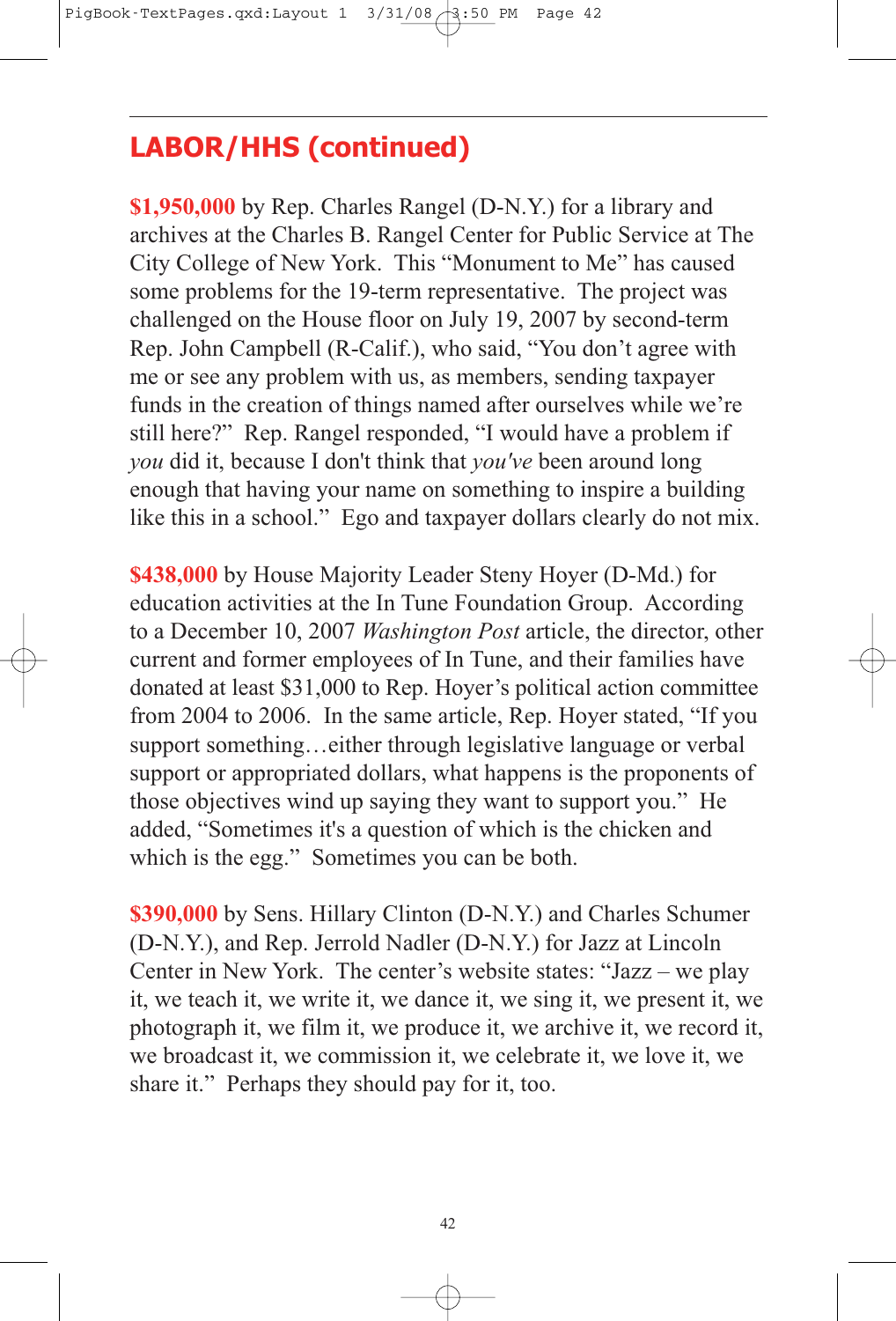## LABOR/HHS (continued)

**$1,950,000** by Rep. Charles Rangel (D-N.Y.) for a library and archives at the Charles B. Rangel Center for Public Service at The City College of New York. This "Monument to Me" has caused some problems for the 19-term representative. The project was challenged on the House floor on July 19, 2007 by second-term Rep. John Campbell (R-Calif.), who said, "You don't agree with me or see any problem with us, as members, sending taxpayer funds in the creation of things named after ourselves while we're still here?" Rep. Rangel responded, "I would have a problem if *you* did it, because I don't think that *you've* been around long enough that having your name on something to inspire a building like this in a school." Ego and taxpayer dollars clearly do not mix.

**$438,000** by House Majority Leader Steny Hoyer (D-Md.) for education activities at the In Tune Foundation Group. According to a December 10, 2007 *Washington Post* article, the director, other current and former employees of In Tune, and their families have donated at least $31,000 to Rep. Hoyer's political action committee from 2004 to 2006. In the same article, Rep. Hoyer stated, "If you support something…either through legislative language or verbal support or appropriated dollars, what happens is the proponents of those objectives wind up saying they want to support you." He added, "Sometimes it's a question of which is the chicken and which is the egg." Sometimes you can be both.

**$390,000** by Sens. Hillary Clinton (D-N.Y.) and Charles Schumer (D-N.Y.), and Rep. Jerrold Nadler (D-N.Y.) for Jazz at Lincoln Center in New York. The center's website states: "Jazz – we play it, we teach it, we write it, we dance it, we sing it, we present it, we photograph it, we film it, we produce it, we archive it, we record it, we broadcast it, we commission it, we celebrate it, we love it, we share it." Perhaps they should pay for it, too.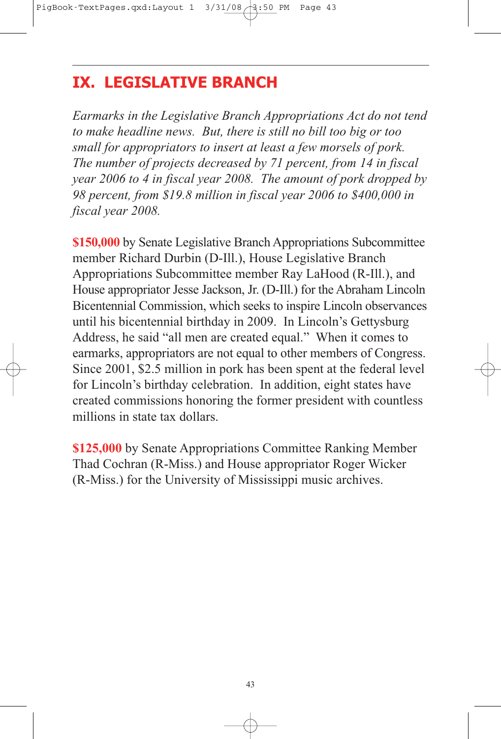## IX. LEGISLATIVE BRANCH

*Earmarks in the Legislative Branch Appropriations Act do not tend to make headline news. But, there is still no bill too big or too small for appropriators to insert at least a few morsels of pork. The number of projects decreased by 71 percent, from 14 in fiscal year 2006 to 4 in fiscal year 2008. The amount of pork dropped by 98 percent, from $19.8 million in fiscal year 2006 to $400,000 in fiscal year 2008.*

**$150,000** by Senate Legislative Branch Appropriations Subcommittee member Richard Durbin (D-Ill.), House Legislative Branch Appropriations Subcommittee member Ray LaHood (R-Ill.), and House appropriator Jesse Jackson, Jr. (D-Ill.) for the Abraham Lincoln Bicentennial Commission, which seeks to inspire Lincoln observances until his bicentennial birthday in 2009. In Lincoln's Gettysburg Address, he said "all men are created equal." When it comes to earmarks, appropriators are not equal to other members of Congress. Since 2001, $2.5 million in pork has been spent at the federal level for Lincoln's birthday celebration. In addition, eight states have created commissions honoring the former president with countless millions in state tax dollars.

**$125,000** by Senate Appropriations Committee Ranking Member Thad Cochran (R-Miss.) and House appropriator Roger Wicker (R-Miss.) for the University of Mississippi music archives.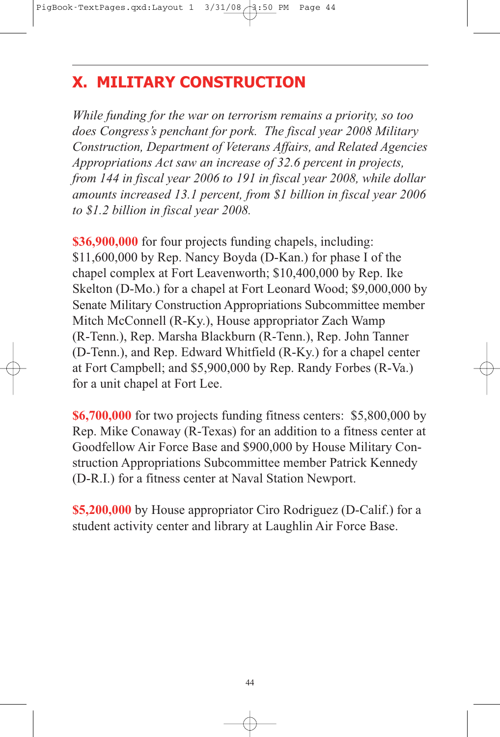## X. MILITARY CONSTRUCTION

*While funding for the war on terrorism remains a priority, so too does Congress's penchant for pork. The fiscal year 2008 Military Construction, Department of Veterans Affairs, and Related Agencies Appropriations Act saw an increase of 32.6 percent in projects, from 144 in fiscal year 2006 to 191 in fiscal year 2008, while dollar amounts increased 13.1 percent, from $1 billion in fiscal year 2006 to $1.2 billion in fiscal year 2008.*

**$36,900,000** for four projects funding chapels, including: $11,600,000 by Rep. Nancy Boyda (D-Kan.) for phase I of the chapel complex at Fort Leavenworth; $10,400,000 by Rep. Ike Skelton (D-Mo.) for a chapel at Fort Leonard Wood; $9,000,000 by Senate Military Construction Appropriations Subcommittee member Mitch McConnell (R-Ky.), House appropriator Zach Wamp (R-Tenn.), Rep. Marsha Blackburn (R-Tenn.), Rep. John Tanner (D-Tenn.), and Rep. Edward Whitfield (R-Ky.) for a chapel center at Fort Campbell; and $5,900,000 by Rep. Randy Forbes (R-Va.) for a unit chapel at Fort Lee.

**$6,700,000** for two projects funding fitness centers: $5,800,000 by Rep. Mike Conaway (R-Texas) for an addition to a fitness center at Goodfellow Air Force Base and $900,000 by House Military Construction Appropriations Subcommittee member Patrick Kennedy (D-R.I.) for a fitness center at Naval Station Newport.

**$5,200,000** by House appropriator Ciro Rodriguez (D-Calif.) for a student activity center and library at Laughlin Air Force Base.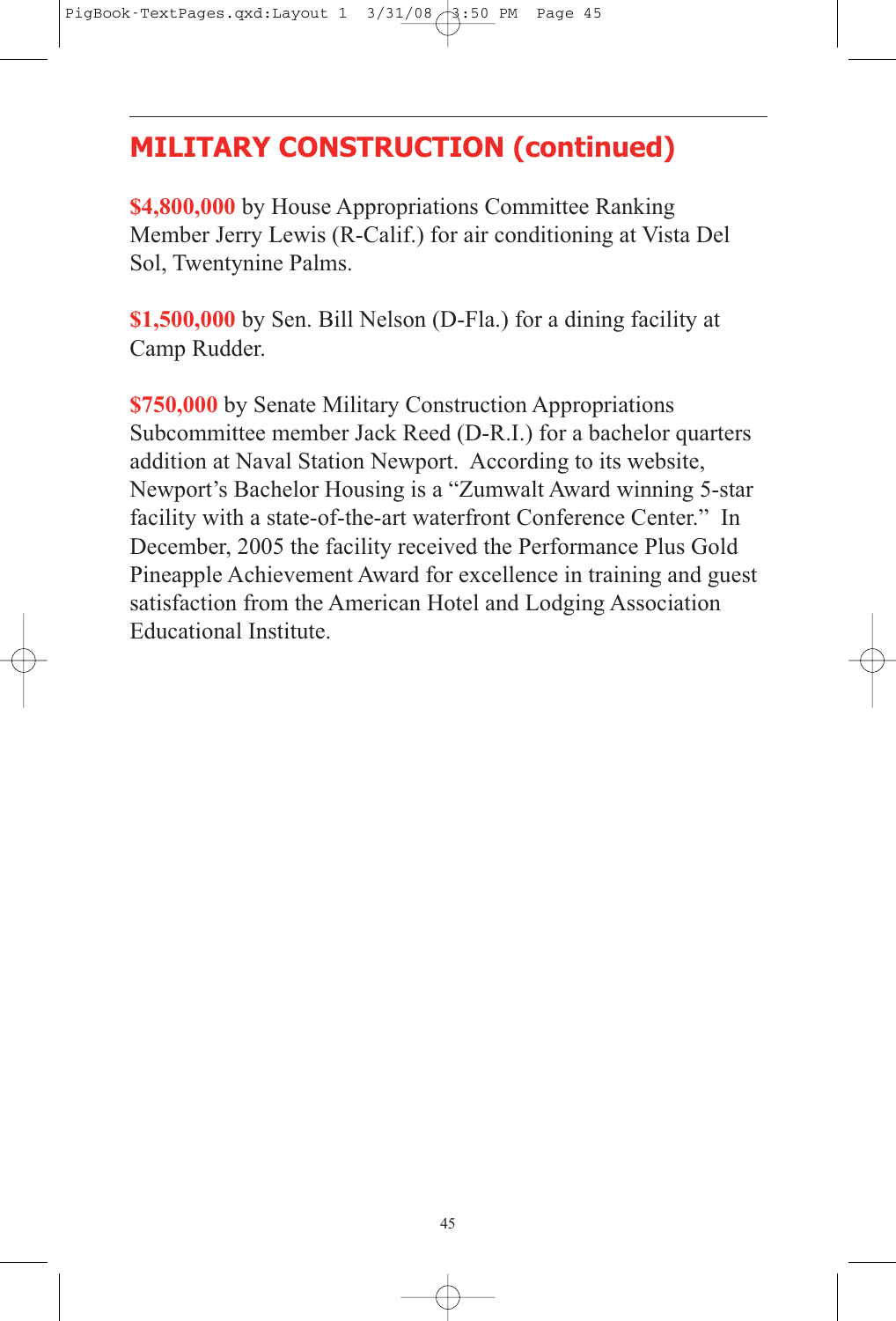## MILITARY CONSTRUCTION (continued)

**$4,800,000** by House Appropriations Committee Ranking Member Jerry Lewis (R-Calif.) for air conditioning at Vista Del Sol, Twentynine Palms.

**$1,500,000** by Sen. Bill Nelson (D-Fla.) for a dining facility at Camp Rudder.

**$750,000** by Senate Military Construction Appropriations Subcommittee member Jack Reed (D-R.I.) for a bachelor quarters addition at Naval Station Newport. According to its website, Newport's Bachelor Housing is a "Zumwalt Award winning 5-star facility with a state-of-the-art waterfront Conference Center." In December, 2005 the facility received the Performance Plus Gold Pineapple Achievement Award for excellence in training and guest satisfaction from the American Hotel and Lodging Association Educational Institute.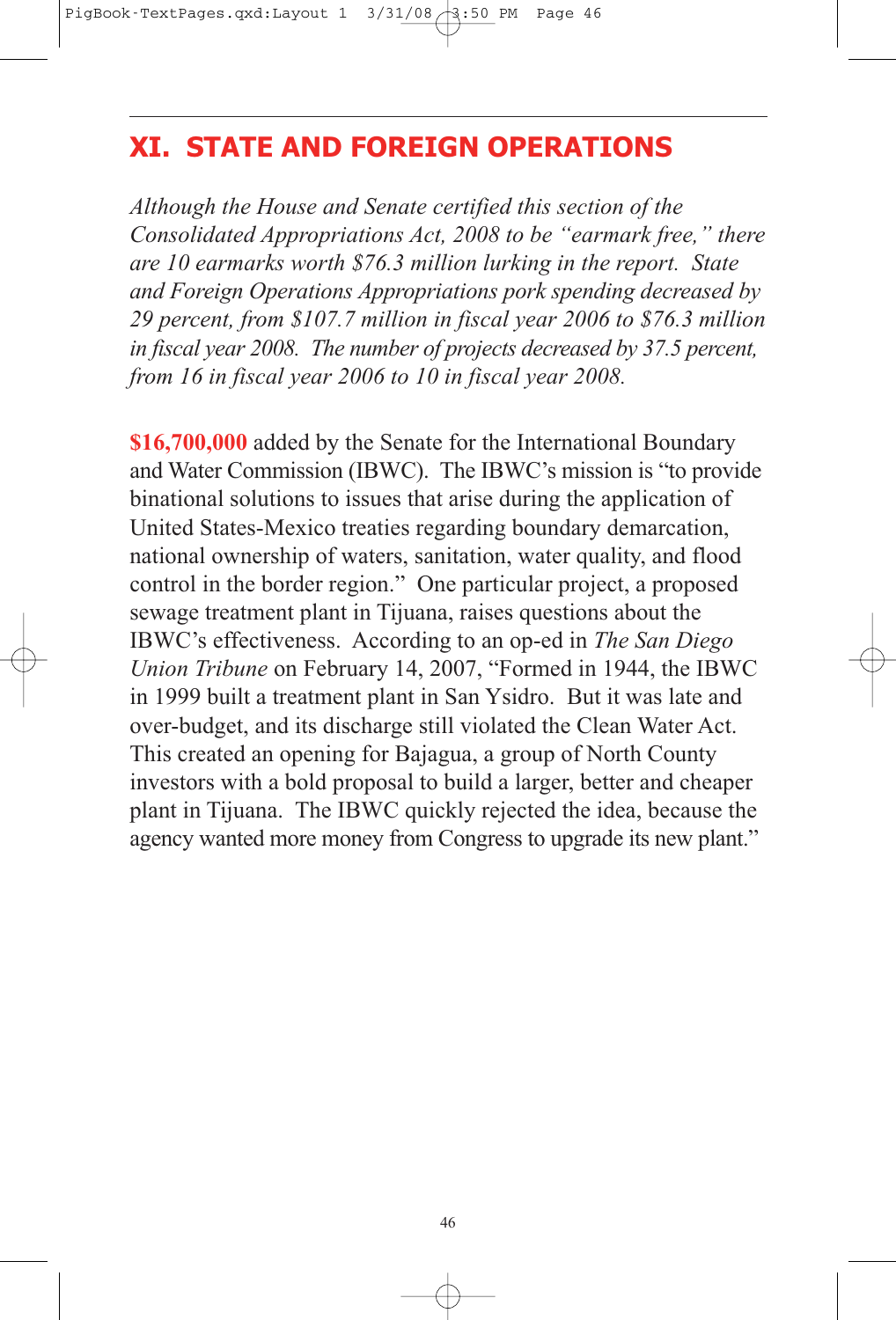## XI. STATE AND FOREIGN OPERATIONS

*Although the House and Senate certified this section of the Consolidated Appropriations Act, 2008 to be "earmark free," there are 10 earmarks worth $76.3 million lurking in the report. State and Foreign Operations Appropriations pork spending decreased by 29 percent, from $107.7 million in fiscal year 2006 to $76.3 million in fiscal year 2008. The number of projects decreased by 37.5 percent, from 16 in fiscal year 2006 to 10 in fiscal year 2008.*

**$16,700,000** added by the Senate for the International Boundary and Water Commission (IBWC). The IBWC's mission is "to provide binational solutions to issues that arise during the application of United States-Mexico treaties regarding boundary demarcation, national ownership of waters, sanitation, water quality, and flood control in the border region." One particular project, a proposed sewage treatment plant in Tijuana, raises questions about the IBWC's effectiveness. According to an op-ed in *The San Diego Union Tribune* on February 14, 2007, "Formed in 1944, the IBWC in 1999 built a treatment plant in San Ysidro. But it was late and over-budget, and its discharge still violated the Clean Water Act. This created an opening for Bajagua, a group of North County investors with a bold proposal to build a larger, better and cheaper plant in Tijuana. The IBWC quickly rejected the idea, because the agency wanted more money from Congress to upgrade its new plant."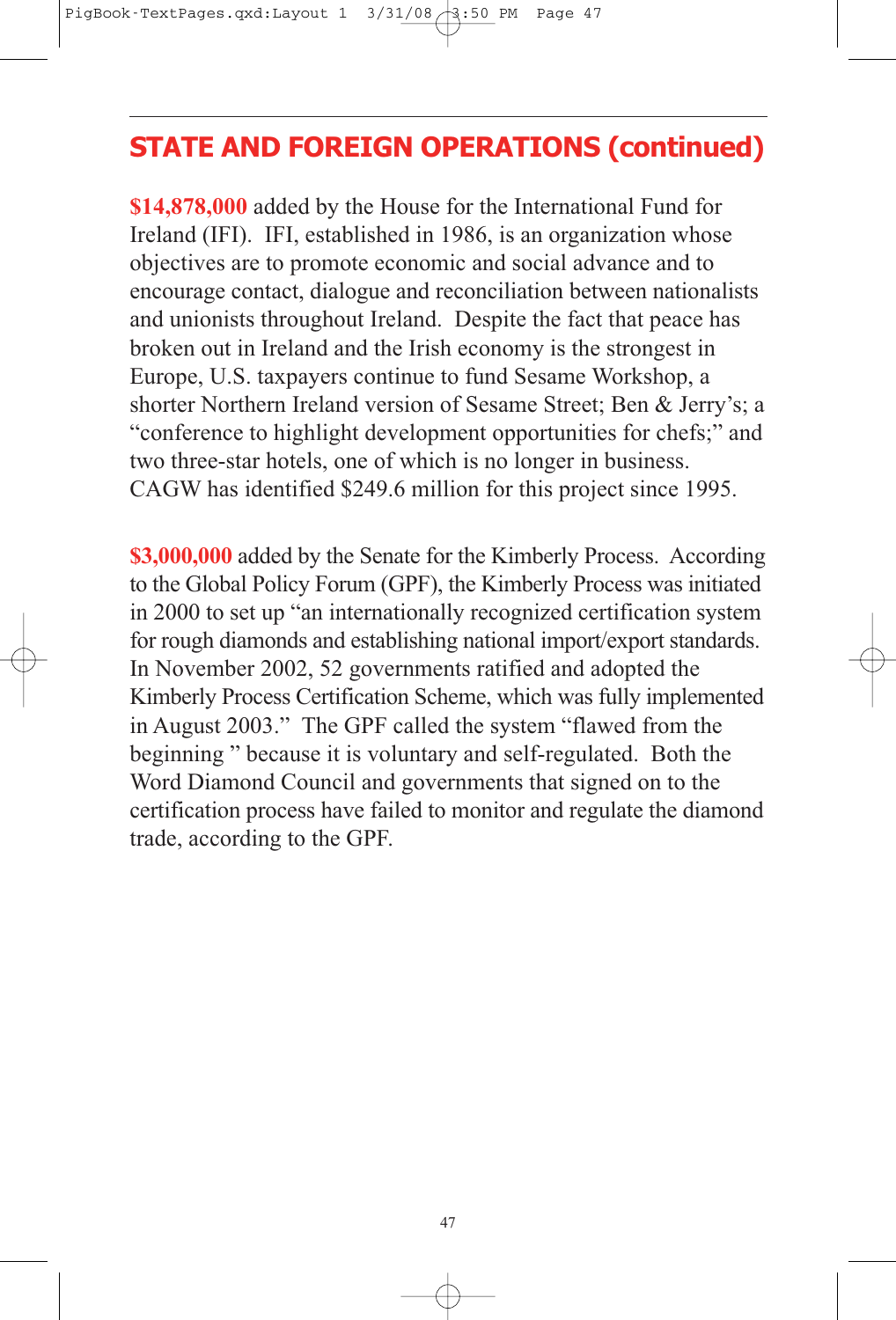## STATE AND FOREIGN OPERATIONS (continued)

**$14,878,000** added by the House for the International Fund for Ireland (IFI). IFI, established in 1986, is an organization whose objectives are to promote economic and social advance and to encourage contact, dialogue and reconciliation between nationalists and unionists throughout Ireland. Despite the fact that peace has broken out in Ireland and the Irish economy is the strongest in Europe, U.S. taxpayers continue to fund Sesame Workshop, a shorter Northern Ireland version of Sesame Street; Ben & Jerry's; a "conference to highlight development opportunities for chefs;" and two three-star hotels, one of which is no longer in business. CAGW has identified $249.6 million for this project since 1995.

**$3,000,000** added by the Senate for the Kimberly Process. According to the Global Policy Forum (GPF), the Kimberly Process was initiated in 2000 to set up "an internationally recognized certification system for rough diamonds and establishing national import/export standards. In November 2002, 52 governments ratified and adopted the Kimberly Process Certification Scheme, which was fully implemented in August 2003." The GPF called the system "flawed from the beginning " because it is voluntary and self-regulated. Both the Word Diamond Council and governments that signed on to the certification process have failed to monitor and regulate the diamond trade, according to the GPF.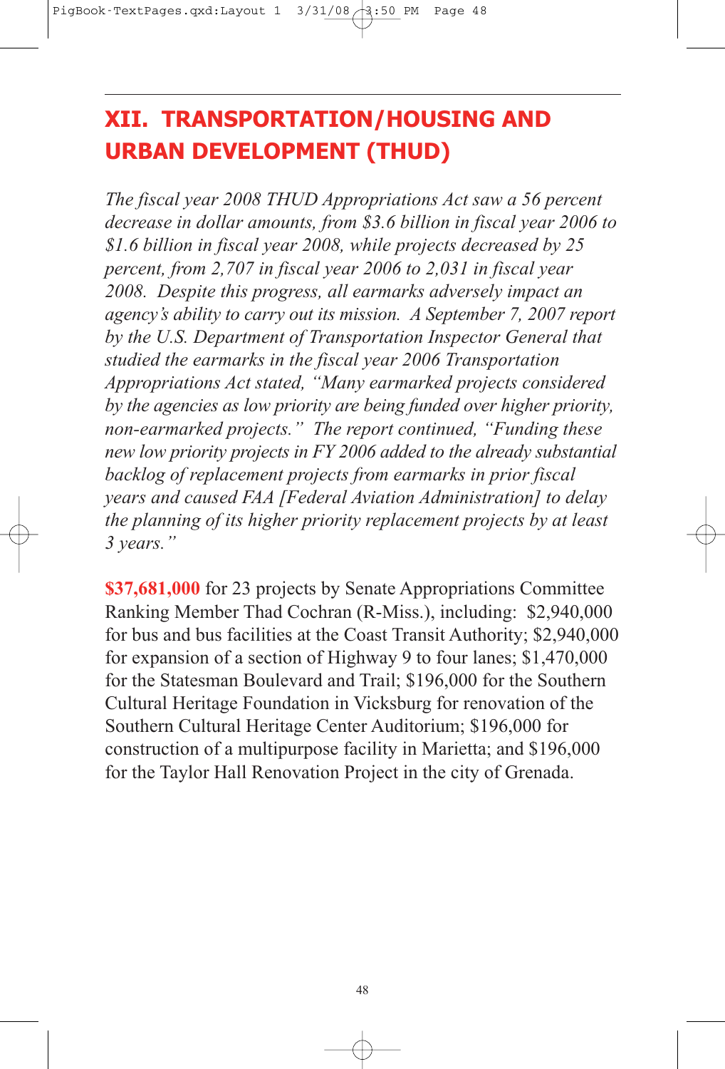## XII. TRANSPORTATION/HOUSING AND URBAN DEVELOPMENT (THUD)

*The fiscal year 2008 THUD Appropriations Act saw a 56 percent decrease in dollar amounts, from $3.6 billion in fiscal year 2006 to $1.6 billion in fiscal year 2008, while projects decreased by 25 percent, from 2,707 in fiscal year 2006 to 2,031 in fiscal year 2008. Despite this progress, all earmarks adversely impact an agency's ability to carry out its mission. A September 7, 2007 report by the U.S. Department of Transportation Inspector General that studied the earmarks in the fiscal year 2006 Transportation Appropriations Act stated, "Many earmarked projects considered by the agencies as low priority are being funded over higher priority, non-earmarked projects." The report continued, "Funding these new low priority projects in FY 2006 added to the already substantial backlog of replacement projects from earmarks in prior fiscal years and caused FAA [Federal Aviation Administration] to delay the planning of its higher priority replacement projects by at least 3 years."*

**$37,681,000** for 23 projects by Senate Appropriations Committee Ranking Member Thad Cochran (R-Miss.), including: $2,940,000 for bus and bus facilities at the Coast Transit Authority; $2,940,000 for expansion of a section of Highway 9 to four lanes; $1,470,000 for the Statesman Boulevard and Trail; $196,000 for the Southern Cultural Heritage Foundation in Vicksburg for renovation of the Southern Cultural Heritage Center Auditorium; $196,000 for construction of a multipurpose facility in Marietta; and $196,000 for the Taylor Hall Renovation Project in the city of Grenada.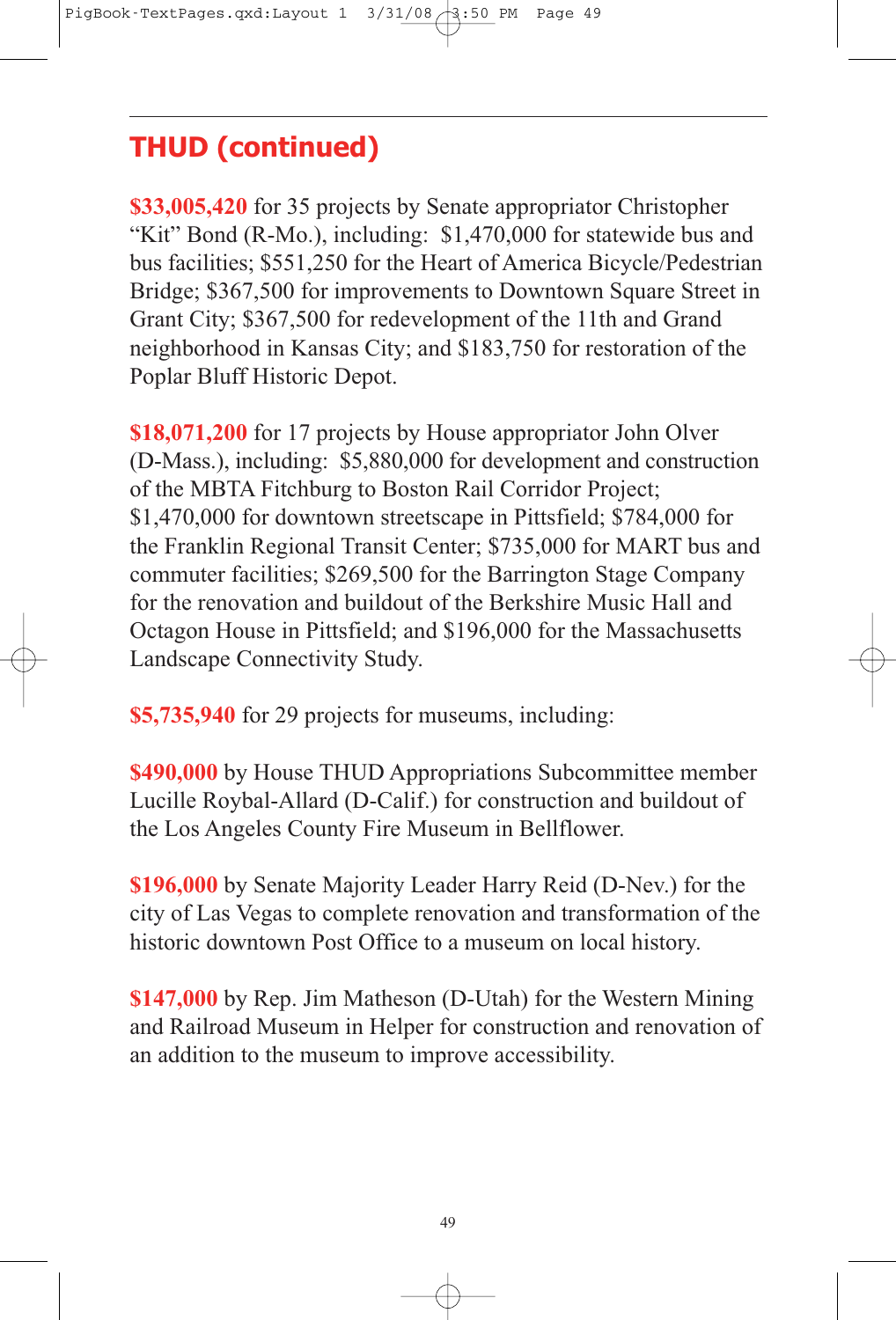## THUD (continued)

**$33,005,420** for 35 projects by Senate appropriator Christopher "Kit" Bond (R-Mo.), including: $1,470,000 for statewide bus and bus facilities; $551,250 for the Heart of America Bicycle/Pedestrian Bridge; $367,500 for improvements to Downtown Square Street in Grant City; $367,500 for redevelopment of the 11th and Grand neighborhood in Kansas City; and $183,750 for restoration of the Poplar Bluff Historic Depot.

**$18,071,200** for 17 projects by House appropriator John Olver (D-Mass.), including: $5,880,000 for development and construction of the MBTA Fitchburg to Boston Rail Corridor Project; $1,470,000 for downtown streetscape in Pittsfield; $784,000 for the Franklin Regional Transit Center; $735,000 for MART bus and commuter facilities; $269,500 for the Barrington Stage Company for the renovation and buildout of the Berkshire Music Hall and Octagon House in Pittsfield; and $196,000 for the Massachusetts Landscape Connectivity Study.

**$5,735,940** for 29 projects for museums, including:

**$490,000** by House THUD Appropriations Subcommittee member Lucille Roybal-Allard (D-Calif.) for construction and buildout of the Los Angeles County Fire Museum in Bellflower.

**$196,000** by Senate Majority Leader Harry Reid (D-Nev.) for the city of Las Vegas to complete renovation and transformation of the historic downtown Post Office to a museum on local history.

**$147,000** by Rep. Jim Matheson (D-Utah) for the Western Mining and Railroad Museum in Helper for construction and renovation of an addition to the museum to improve accessibility.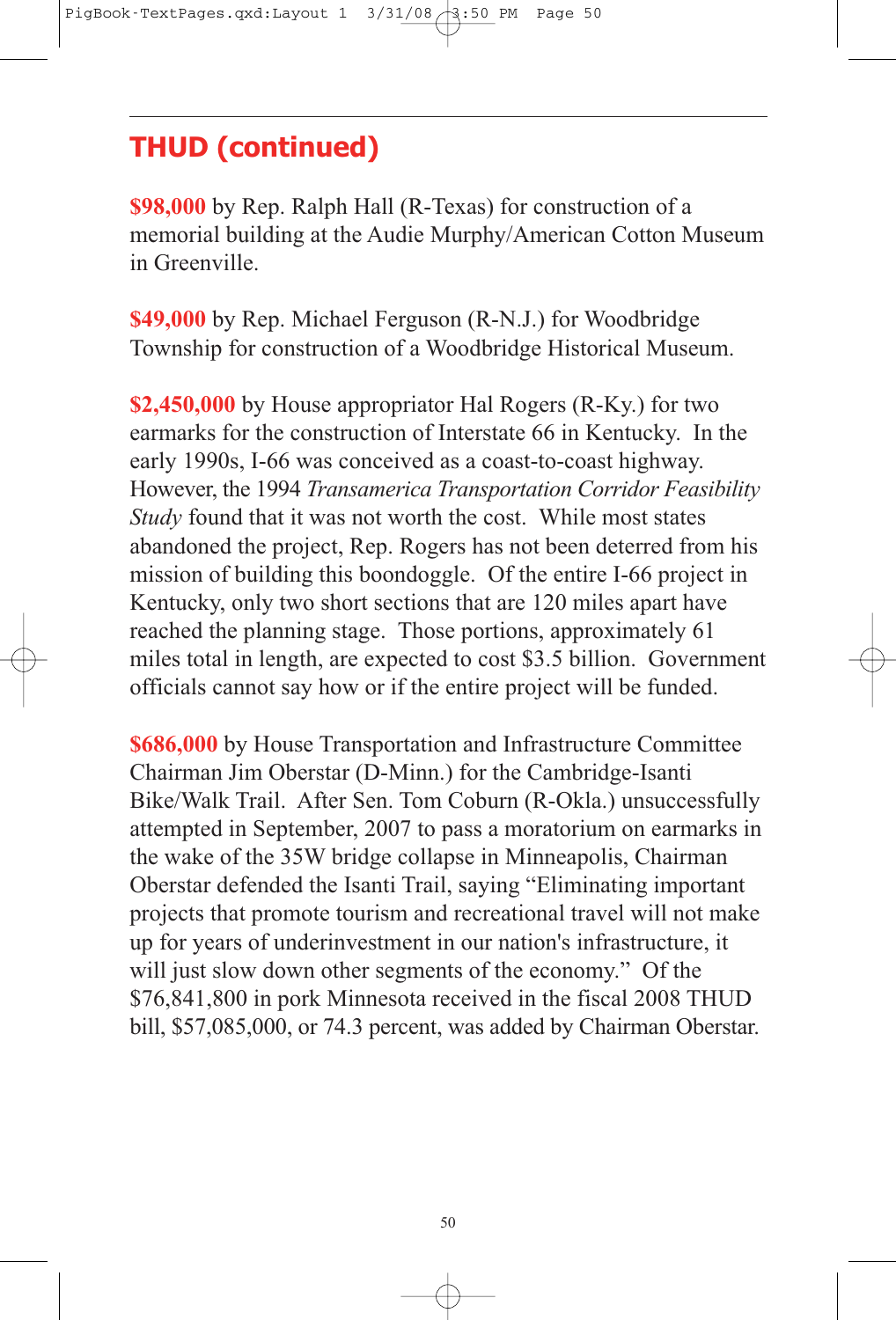## THUD (continued)

**$98,000** by Rep. Ralph Hall (R-Texas) for construction of a memorial building at the Audie Murphy/American Cotton Museum in Greenville.

**$49,000** by Rep. Michael Ferguson (R-N.J.) for Woodbridge Township for construction of a Woodbridge Historical Museum.

**$2,450,000** by House appropriator Hal Rogers (R-Ky.) for two earmarks for the construction of Interstate 66 in Kentucky. In the early 1990s, I-66 was conceived as a coast-to-coast highway. However, the 1994 *Transamerica Transportation Corridor Feasibility Study* found that it was not worth the cost. While most states abandoned the project, Rep. Rogers has not been deterred from his mission of building this boondoggle. Of the entire I-66 project in Kentucky, only two short sections that are 120 miles apart have reached the planning stage. Those portions, approximately 61 miles total in length, are expected to cost $3.5 billion. Government officials cannot say how or if the entire project will be funded.

**$686,000** by House Transportation and Infrastructure Committee Chairman Jim Oberstar (D-Minn.) for the Cambridge-Isanti Bike/Walk Trail. After Sen. Tom Coburn (R-Okla.) unsuccessfully attempted in September, 2007 to pass a moratorium on earmarks in the wake of the 35W bridge collapse in Minneapolis, Chairman Oberstar defended the Isanti Trail, saying "Eliminating important projects that promote tourism and recreational travel will not make up for years of underinvestment in our nation's infrastructure, it will just slow down other segments of the economy." Of the $76,841,800 in pork Minnesota received in the fiscal 2008 THUD bill, $57,085,000, or 74.3 percent, was added by Chairman Oberstar.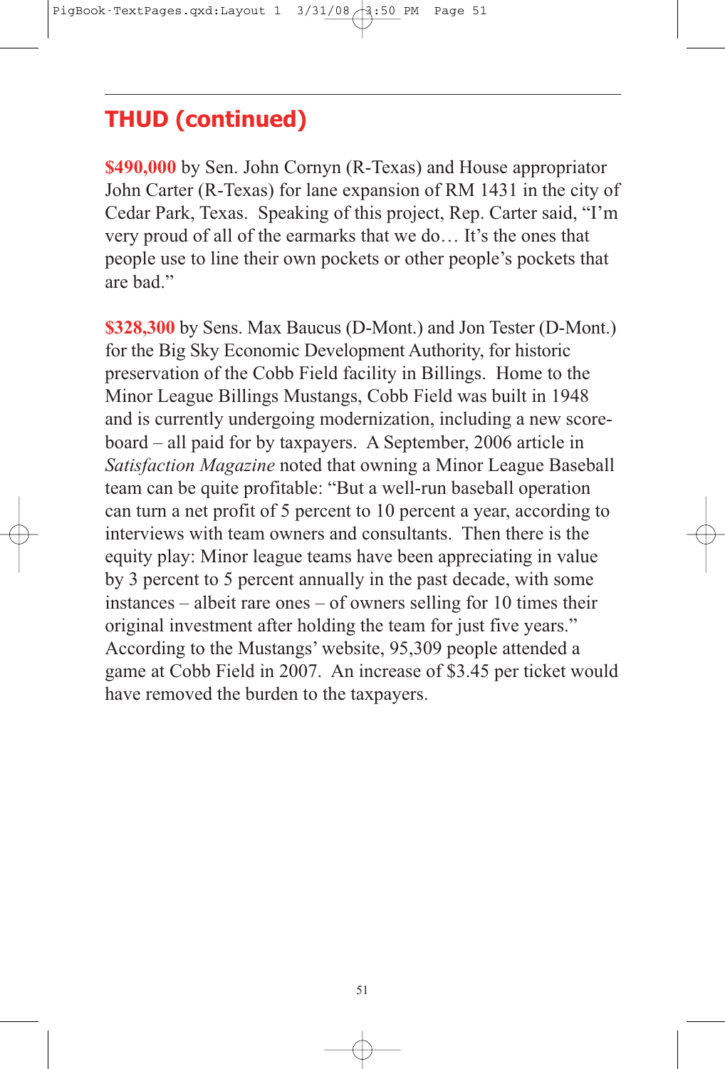## THUD (continued)

**$490,000** by Sen. John Cornyn (R-Texas) and House appropriator John Carter (R-Texas) for lane expansion of RM 1431 in the city of Cedar Park, Texas. Speaking of this project, Rep. Carter said, "I'm very proud of all of the earmarks that we do… It's the ones that people use to line their own pockets or other people's pockets that are bad."

**$328,300** by Sens. Max Baucus (D-Mont.) and Jon Tester (D-Mont.) for the Big Sky Economic Development Authority, for historic preservation of the Cobb Field facility in Billings. Home to the Minor League Billings Mustangs, Cobb Field was built in 1948 and is currently undergoing modernization, including a new scoreboard – all paid for by taxpayers. A September, 2006 article in *Satisfaction Magazine* noted that owning a Minor League Baseball team can be quite profitable: "But a well-run baseball operation can turn a net profit of 5 percent to 10 percent a year, according to interviews with team owners and consultants. Then there is the equity play: Minor league teams have been appreciating in value by 3 percent to 5 percent annually in the past decade, with some instances – albeit rare ones – of owners selling for 10 times their original investment after holding the team for just five years." According to the Mustangs' website, 95,309 people attended a game at Cobb Field in 2007. An increase of $3.45 per ticket would have removed the burden to the taxpayers.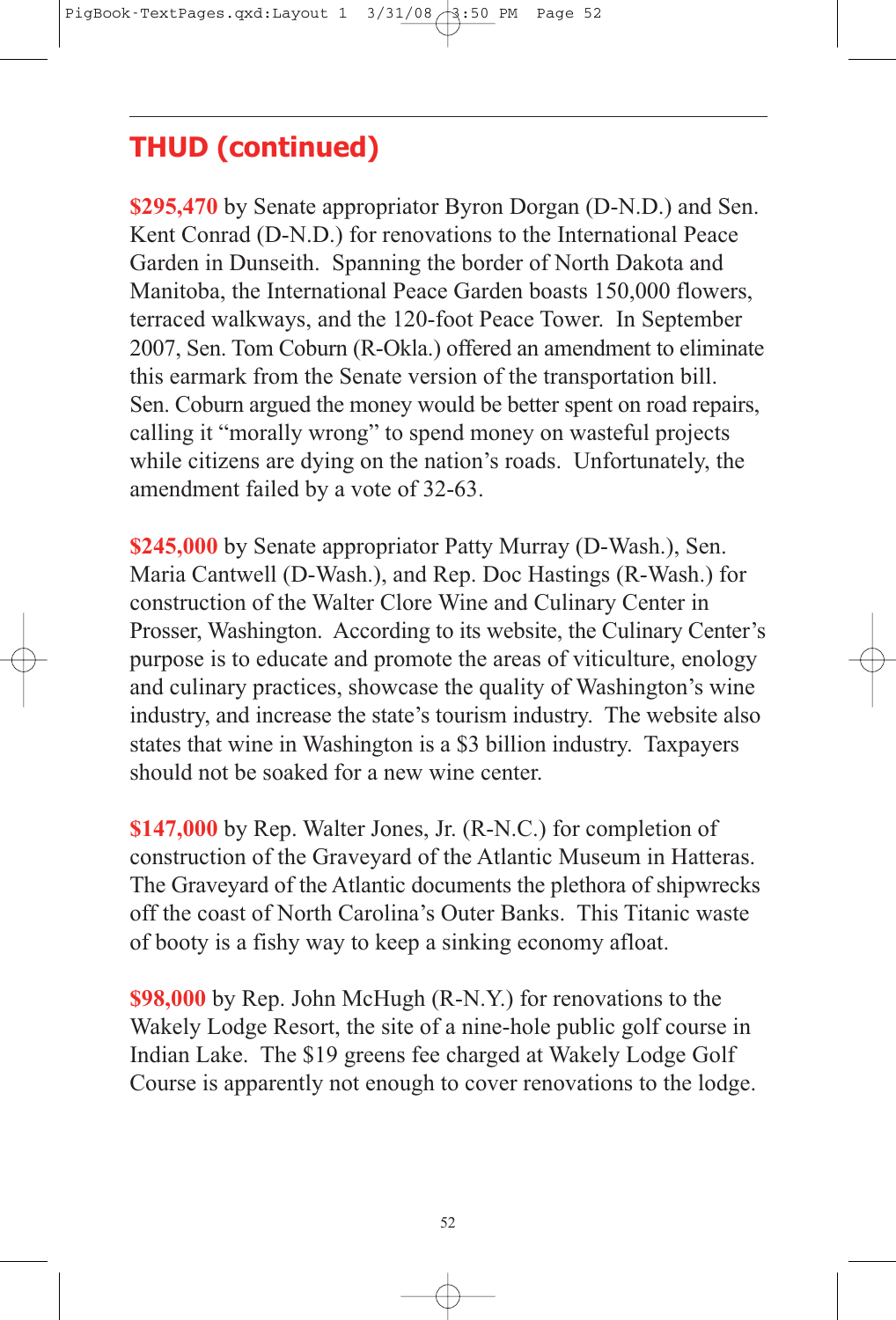## THUD (continued)

**$295,470** by Senate appropriator Byron Dorgan (D-N.D.) and Sen. Kent Conrad (D-N.D.) for renovations to the International Peace Garden in Dunseith. Spanning the border of North Dakota and Manitoba, the International Peace Garden boasts 150,000 flowers, terraced walkways, and the 120-foot Peace Tower. In September 2007, Sen. Tom Coburn (R-Okla.) offered an amendment to eliminate this earmark from the Senate version of the transportation bill. Sen. Coburn argued the money would be better spent on road repairs, calling it "morally wrong" to spend money on wasteful projects while citizens are dying on the nation's roads. Unfortunately, the amendment failed by a vote of 32-63.

**$245,000** by Senate appropriator Patty Murray (D-Wash.), Sen. Maria Cantwell (D-Wash.), and Rep. Doc Hastings (R-Wash.) for construction of the Walter Clore Wine and Culinary Center in Prosser, Washington. According to its website, the Culinary Center's purpose is to educate and promote the areas of viticulture, enology and culinary practices, showcase the quality of Washington's wine industry, and increase the state's tourism industry. The website also states that wine in Washington is a $3 billion industry. Taxpayers should not be soaked for a new wine center.

**$147,000** by Rep. Walter Jones, Jr. (R-N.C.) for completion of construction of the Graveyard of the Atlantic Museum in Hatteras. The Graveyard of the Atlantic documents the plethora of shipwrecks off the coast of North Carolina's Outer Banks. This Titanic waste of booty is a fishy way to keep a sinking economy afloat.

**$98,000** by Rep. John McHugh (R-N.Y.) for renovations to the Wakely Lodge Resort, the site of a nine-hole public golf course in Indian Lake. The $19 greens fee charged at Wakely Lodge Golf Course is apparently not enough to cover renovations to the lodge.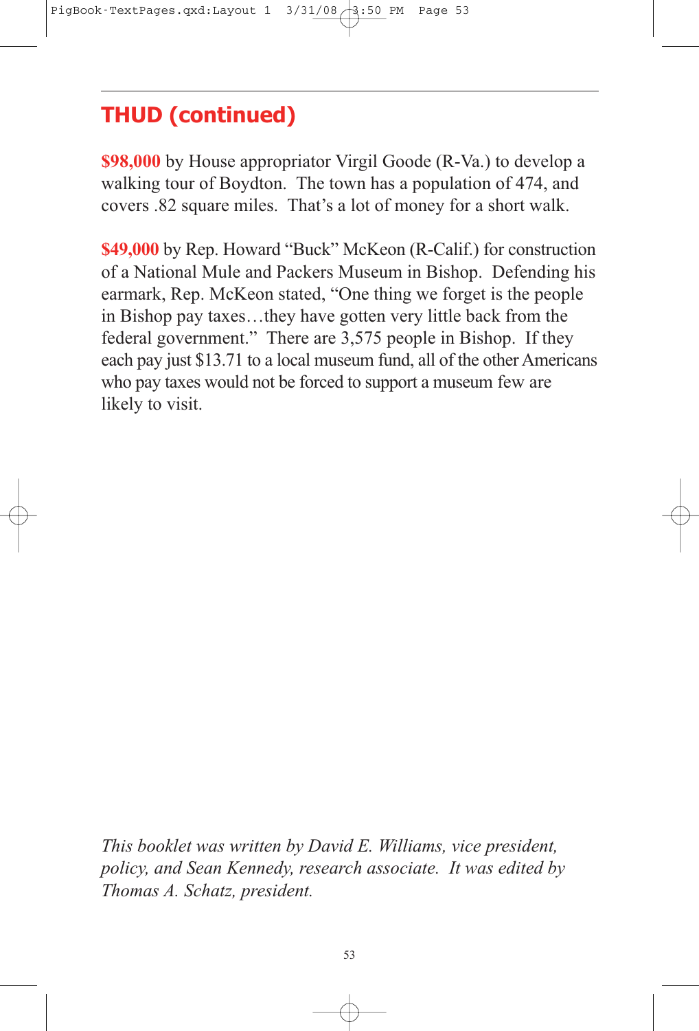## THUD (continued)

**$98,000** by House appropriator Virgil Goode (R-Va.) to develop a walking tour of Boydton. The town has a population of 474, and covers .82 square miles. That's a lot of money for a short walk.

**$49,000** by Rep. Howard "Buck" McKeon (R-Calif.) for construction of a National Mule and Packers Museum in Bishop. Defending his earmark, Rep. McKeon stated, "One thing we forget is the people in Bishop pay taxes…they have gotten very little back from the federal government." There are 3,575 people in Bishop. If they each pay just $13.71 to a local museum fund, all of the other Americans who pay taxes would not be forced to support a museum few are likely to visit.

*This booklet was written by David E. Williams, vice president, policy, and Sean Kennedy, research associate. It was edited by Thomas A. Schatz, president.*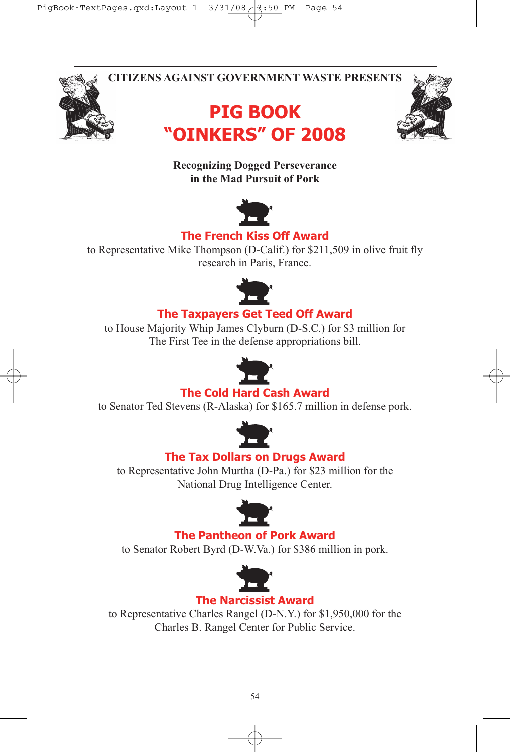CITIZENS AGAINST GOVERNMENT WASTE PRESENTS

# PIG BOOK "OINKERS" OF 2008

**Recognizing Dogged Perseverance in the Mad Pursuit of Pork**

## The French Kiss Off Award

to Representative Mike Thompson (D-Calif.) for $211,509 in olive fruit fly research in Paris, France.

## The Taxpayers Get Teed Off Award

to House Majority Whip James Clyburn (D-S.C.) for $3 million for The First Tee in the defense appropriations bill.

## The Cold Hard Cash Award

to Senator Ted Stevens (R-Alaska) for $165.7 million in defense pork.

## The Tax Dollars on Drugs Award

to Representative John Murtha (D-Pa.) for $23 million for the National Drug Intelligence Center.

## The Pantheon of Pork Award

to Senator Robert Byrd (D-W.Va.) for $386 million in pork.

## The Narcissist Award

to Representative Charles Rangel (D-N.Y.) for $1,950,000 for the Charles B. Rangel Center for Public Service.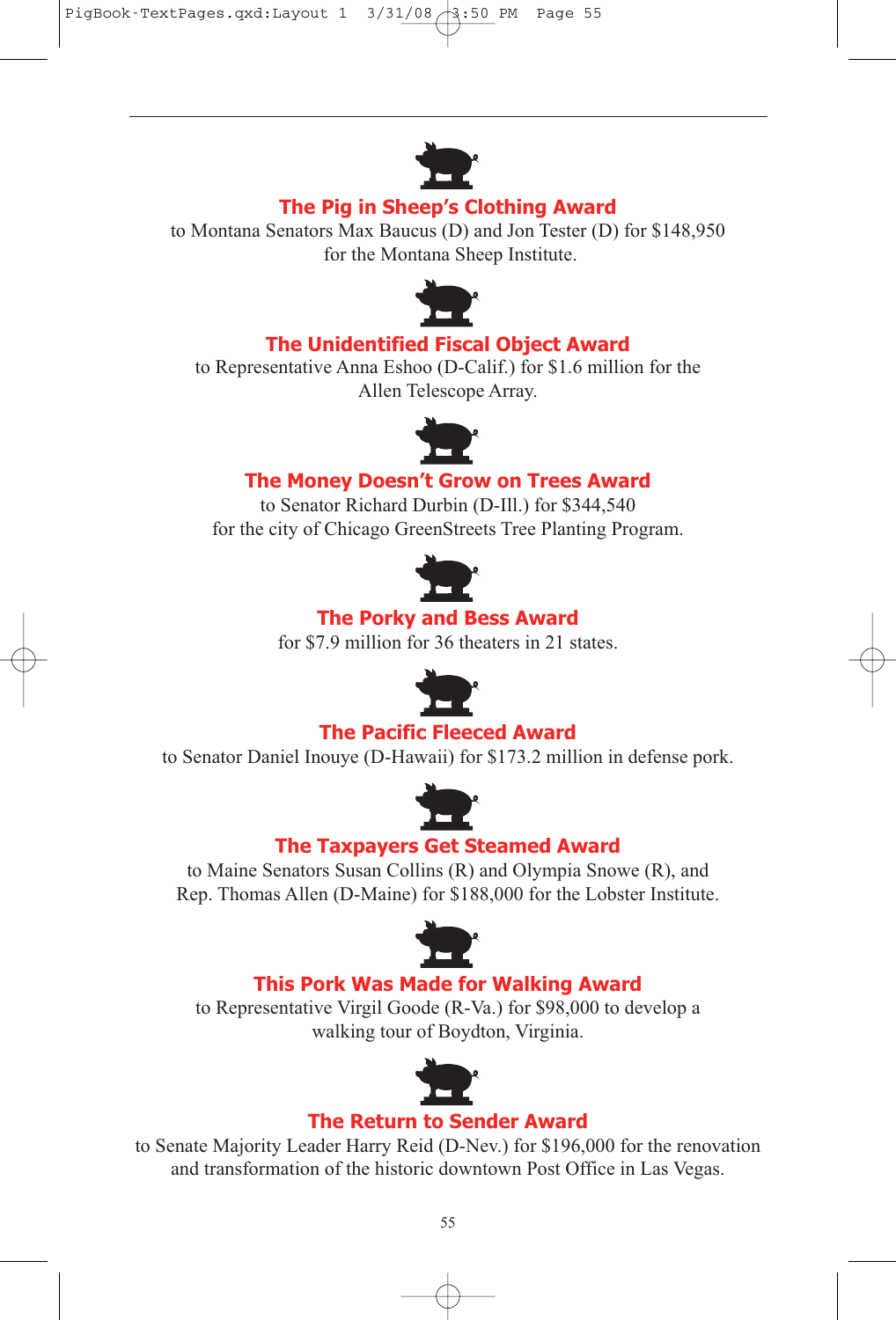### The Pig in Sheep's Clothing Award

to Montana Senators Max Baucus (D) and Jon Tester (D) for $148,950 for the Montana Sheep Institute.

### The Unidentified Fiscal Object Award

to Representative Anna Eshoo (D-Calif.) for $1.6 million for the Allen Telescope Array.

### The Money Doesn't Grow on Trees Award

to Senator Richard Durbin (D-Ill.) for $344,540 for the city of Chicago GreenStreets Tree Planting Program.

### The Porky and Bess Award

for $7.9 million for 36 theaters in 21 states.

### The Pacific Fleeced Award

to Senator Daniel Inouye (D-Hawaii) for $173.2 million in defense pork.

### The Taxpayers Get Steamed Award

to Maine Senators Susan Collins (R) and Olympia Snowe (R), and Rep. Thomas Allen (D-Maine) for $188,000 for the Lobster Institute.

### This Pork Was Made for Walking Award

to Representative Virgil Goode (R-Va.) for $98,000 to develop a walking tour of Boydton, Virginia.

### The Return to Sender Award

to Senate Majority Leader Harry Reid (D-Nev.) for $196,000 for the renovation and transformation of the historic downtown Post Office in Las Vegas.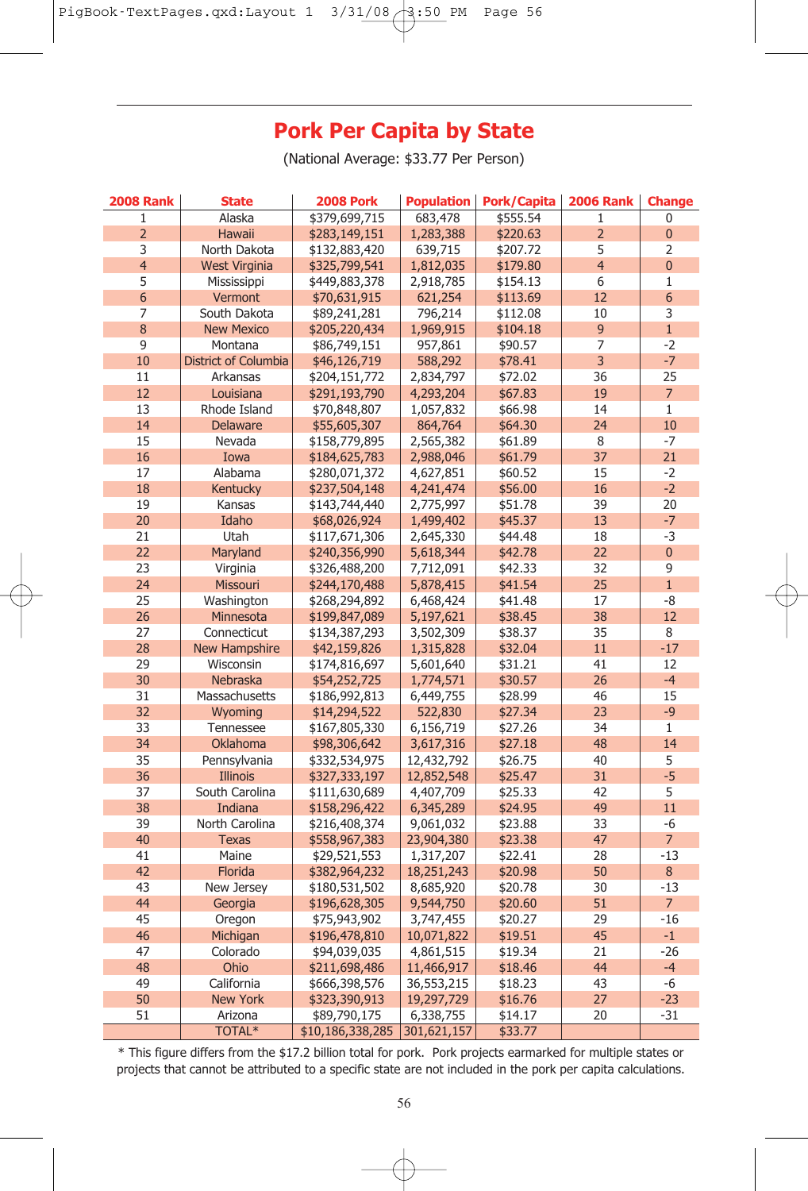# Pork Per Capita by State

(National Average: $33.77 Per Person)

| 2008 Rank | State | 2008 Pork | Population | Pork/Capita | 2006 Rank | Change |
|---|---|---|---|---|---|---|
| 1 | Alaska | $379,699,715 | 683,478 | $555.54 | 1 | 0 |
| 2 | Hawaii | $283,149,151 | 1,283,388 | $220.63 | 2 | 0 |
| 3 | North Dakota | $132,883,420 | 639,715 | $207.72 | 5 | 2 |
| 4 | West Virginia | $325,799,541 | 1,812,035 | $179.80 | 4 | 0 |
| 5 | Mississippi | $449,883,378 | 2,918,785 | $154.13 | 6 | 1 |
| 6 | Vermont | $70,631,915 | 621,254 | $113.69 | 12 | 6 |
| 7 | South Dakota | $89,241,281 | 796,214 | $112.08 | 10 | 3 |
| 8 | New Mexico | $205,220,434 | 1,969,915 | $104.18 | 9 | 1 |
| 9 | Montana | $86,749,151 | 957,861 | $90.57 | 7 | -2 |
| 10 | District of Columbia | $46,126,719 | 588,292 | $78.41 | 3 | -7 |
| 11 | Arkansas | $204,151,772 | 2,834,797 | $72.02 | 36 | 25 |
| 12 | Louisiana | $291,193,790 | 4,293,204 | $67.83 | 19 | 7 |
| 13 | Rhode Island | $70,848,807 | 1,057,832 | $66.98 | 14 | 1 |
| 14 | Delaware | $55,605,307 | 864,764 | $64.30 | 24 | 10 |
| 15 | Nevada | $158,779,895 | 2,565,382 | $61.89 | 8 | -7 |
| 16 | Iowa | $184,625,783 | 2,988,046 | $61.79 | 37 | 21 |
| 17 | Alabama | $280,071,372 | 4,627,851 | $60.52 | 15 | -2 |
| 18 | Kentucky | $237,504,148 | 4,241,474 | $56.00 | 16 | -2 |
| 19 | Kansas | $143,744,440 | 2,775,997 | $51.78 | 39 | 20 |
| 20 | Idaho | $68,026,924 | 1,499,402 | $45.37 | 13 | -7 |
| 21 | Utah | $117,671,306 | 2,645,330 | $44.48 | 18 | -3 |
| 22 | Maryland | $240,356,990 | 5,618,344 | $42.78 | 22 | 0 |
| 23 | Virginia | $326,488,200 | 7,712,091 | $42.33 | 32 | 9 |
| 24 | Missouri | $244,170,488 | 5,878,415 | $41.54 | 25 | 1 |
| 25 | Washington | $268,294,892 | 6,468,424 | $41.48 | 17 | -8 |
| 26 | Minnesota | $199,847,089 | 5,197,621 | $38.45 | 38 | 12 |
| 27 | Connecticut | $134,387,293 | 3,502,309 | $38.37 | 35 | 8 |
| 28 | New Hampshire | $42,159,826 | 1,315,828 | $32.04 | 11 | -17 |
| 29 | Wisconsin | $174,816,697 | 5,601,640 | $31.21 | 41 | 12 |
| 30 | Nebraska | $54,252,725 | 1,774,571 | $30.57 | 26 | -4 |
| 31 | Massachusetts | $186,992,813 | 6,449,755 | $28.99 | 46 | 15 |
| 32 | Wyoming | $14,294,522 | 522,830 | $27.34 | 23 | -9 |
| 33 | Tennessee | $167,805,330 | 6,156,719 | $27.26 | 34 | 1 |
| 34 | Oklahoma | $98,306,642 | 3,617,316 | $27.18 | 48 | 14 |
| 35 | Pennsylvania | $332,534,975 | 12,432,792 | $26.75 | 40 | 5 |
| 36 | Illinois | $327,333,197 | 12,852,548 | $25.47 | 31 | -5 |
| 37 | South Carolina | $111,630,689 | 4,407,709 | $25.33 | 42 | 5 |
| 38 | Indiana | $158,296,422 | 6,345,289 | $24.95 | 49 | 11 |
| 39 | North Carolina | $216,408,374 | 9,061,032 | $23.88 | 33 | -6 |
| 40 | Texas | $558,967,383 | 23,904,380 | $23.38 | 47 | 7 |
| 41 | Maine | $29,521,553 | 1,317,207 | $22.41 | 28 | -13 |
| 42 | Florida | $382,964,232 | 18,251,243 | $20.98 | 50 | 8 |
| 43 | New Jersey | $180,531,502 | 8,685,920 | $20.78 | 30 | -13 |
| 44 | Georgia | $196,628,305 | 9,544,750 | $20.60 | 51 | 7 |
| 45 | Oregon | $75,943,902 | 3,747,455 | $20.27 | 29 | -16 |
| 46 | Michigan | $196,478,810 | 10,071,822 | $19.51 | 45 | -1 |
| 47 | Colorado | $94,039,035 | 4,861,515 | $19.34 | 21 | -26 |
| 48 | Ohio | $211,698,486 | 11,466,917 | $18.46 | 44 | -4 |
| 49 | California | $666,398,576 | 36,553,215 | $18.23 | 43 | -6 |
| 50 | New York | $323,390,913 | 19,297,729 | $16.76 | 27 | -23 |
| 51 | Arizona | $89,790,175 | 6,338,755 | $14.17 | 20 | -31 |
| | TOTAL* | $10,186,338,285 | 301,621,157 | $33.77 | | |

* This figure differs from the $17.2 billion total for pork. Pork projects earmarked for multiple states or projects that cannot be attributed to a specific state are not included in the pork per capita calculations.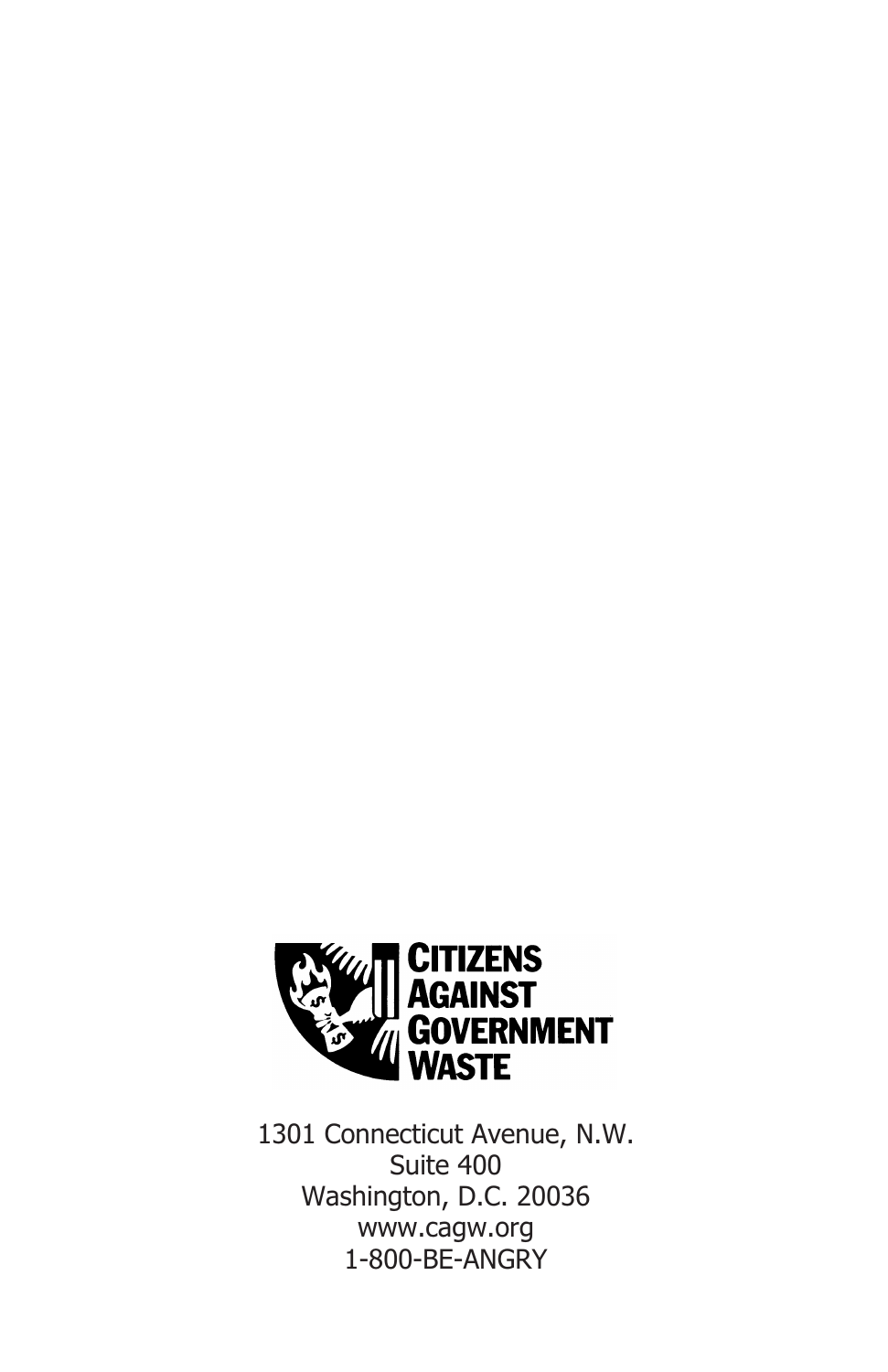**CITIZENS AGAINST GOVERNMENT WASTE**

1301 Connecticut Avenue, N.W.
Suite 400
Washington, D.C. 20036
www.cagw.org
1-800-BE-ANGRY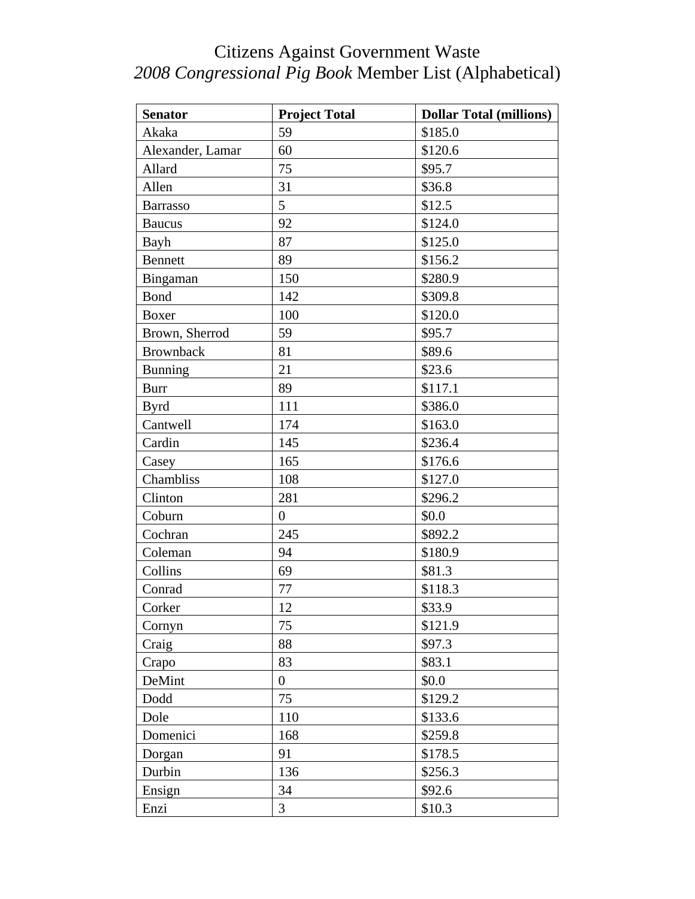# Citizens Against Government Waste

## *2008 Congressional Pig Book* Member List (Alphabetical)

| Senator | Project Total | Dollar Total (millions) |
|---|---|---|
| Akaka | 59 | $185.0 |
| Alexander, Lamar | 60 | $120.6 |
| Allard | 75 | $95.7 |
| Allen | 31 | $36.8 |
| Barrasso | 5 | $12.5 |
| Baucus | 92 | $124.0 |
| Bayh | 87 | $125.0 |
| Bennett | 89 | $156.2 |
| Bingaman | 150 | $280.9 |
| Bond | 142 | $309.8 |
| Boxer | 100 | $120.0 |
| Brown, Sherrod | 59 | $95.7 |
| Brownback | 81 | $89.6 |
| Bunning | 21 | $23.6 |
| Burr | 89 | $117.1 |
| Byrd | 111 | $386.0 |
| Cantwell | 174 | $163.0 |
| Cardin | 145 | $236.4 |
| Casey | 165 | $176.6 |
| Chambliss | 108 | $127.0 |
| Clinton | 281 | $296.2 |
| Coburn | 0 | $0.0 |
| Cochran | 245 | $892.2 |
| Coleman | 94 | $180.9 |
| Collins | 69 | $81.3 |
| Conrad | 77 | $118.3 |
| Corker | 12 | $33.9 |
| Cornyn | 75 | $121.9 |
| Craig | 88 | $97.3 |
| Crapo | 83 | $83.1 |
| DeMint | 0 | $0.0 |
| Dodd | 75 | $129.2 |
| Dole | 110 | $133.6 |
| Domenici | 168 | $259.8 |
| Dorgan | 91 | $178.5 |
| Durbin | 136 | $256.3 |
| Ensign | 34 | $92.6 |
| Enzi | 3 | $10.3 |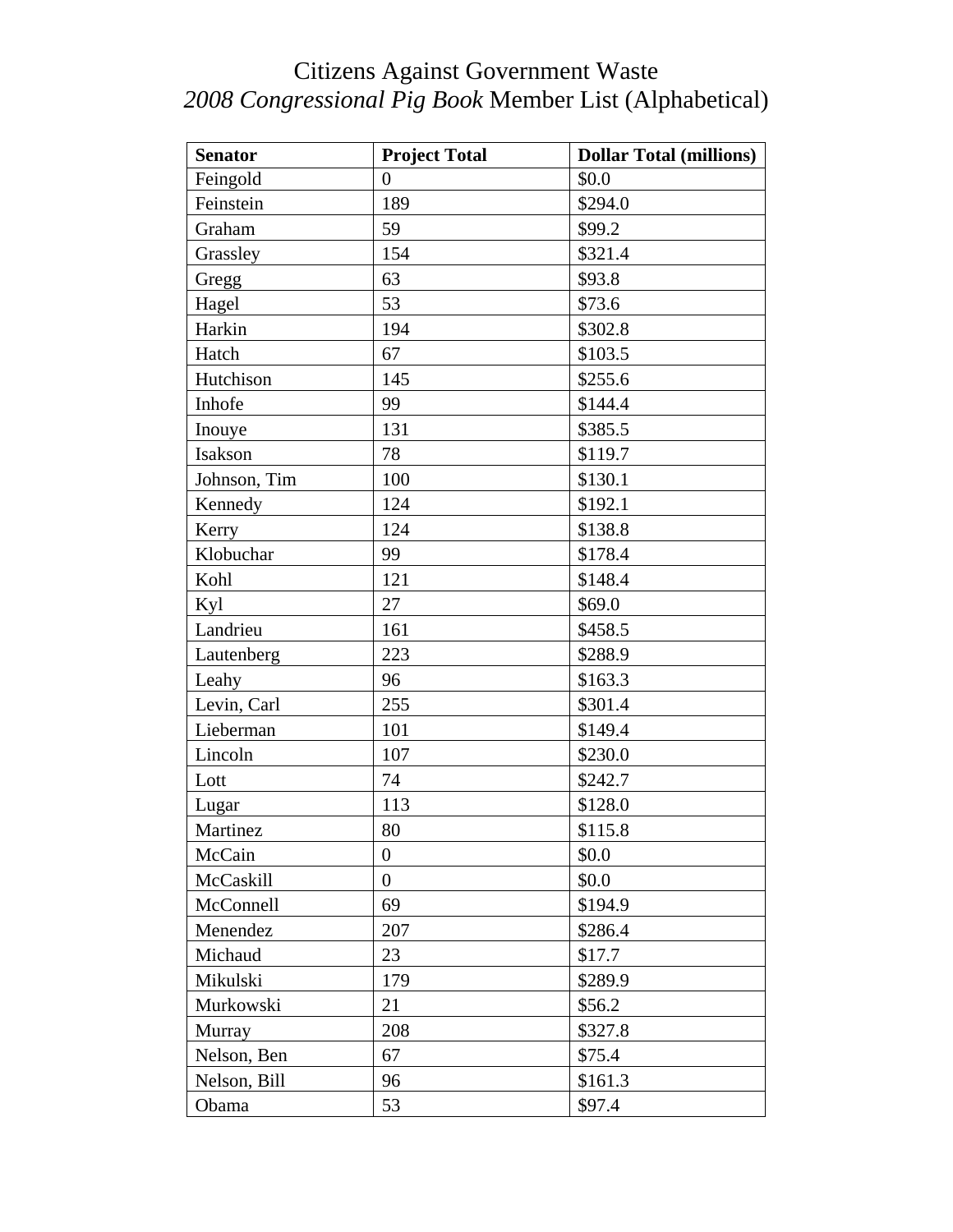# Citizens Against Government Waste
## *2008 Congressional Pig Book* Member List (Alphabetical)

| Senator | Project Total | Dollar Total (millions) |
| --- | --- | --- |
| Feingold | 0 | $0.0 |
| Feinstein | 189 | $294.0 |
| Graham | 59 | $99.2 |
| Grassley | 154 | $321.4 |
| Gregg | 63 | $93.8 |
| Hagel | 53 | $73.6 |
| Harkin | 194 | $302.8 |
| Hatch | 67 | $103.5 |
| Hutchison | 145 | $255.6 |
| Inhofe | 99 | $144.4 |
| Inouye | 131 | $385.5 |
| Isakson | 78 | $119.7 |
| Johnson, Tim | 100 | $130.1 |
| Kennedy | 124 | $192.1 |
| Kerry | 124 | $138.8 |
| Klobuchar | 99 | $178.4 |
| Kohl | 121 | $148.4 |
| Kyl | 27 | $69.0 |
| Landrieu | 161 | $458.5 |
| Lautenberg | 223 | $288.9 |
| Leahy | 96 | $163.3 |
| Levin, Carl | 255 | $301.4 |
| Lieberman | 101 | $149.4 |
| Lincoln | 107 | $230.0 |
| Lott | 74 | $242.7 |
| Lugar | 113 | $128.0 |
| Martinez | 80 | $115.8 |
| McCain | 0 | $0.0 |
| McCaskill | 0 | $0.0 |
| McConnell | 69 | $194.9 |
| Menendez | 207 | $286.4 |
| Michaud | 23 | $17.7 |
| Mikulski | 179 | $289.9 |
| Murkowski | 21 | $56.2 |
| Murray | 208 | $327.8 |
| Nelson, Ben | 67 | $75.4 |
| Nelson, Bill | 96 | $161.3 |
| Obama | 53 | $97.4 |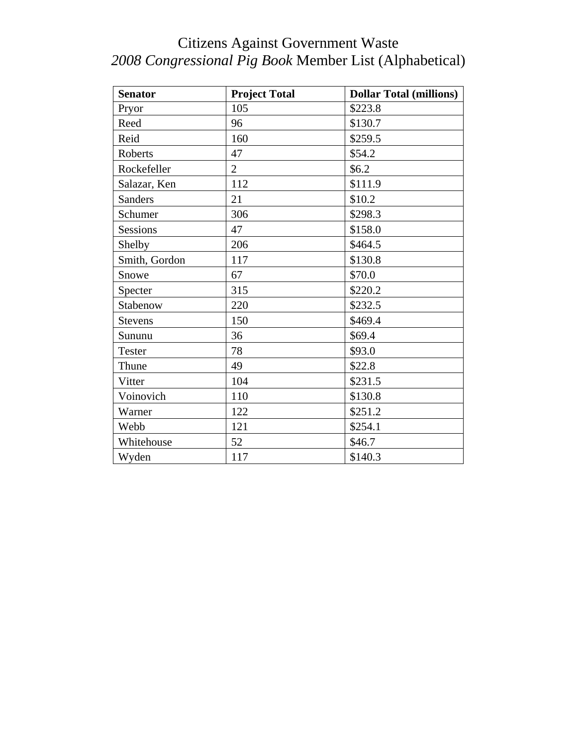# Citizens Against Government Waste
## *2008 Congressional Pig Book* Member List (Alphabetical)

| **Senator** | **Project Total** | **Dollar Total (millions)** |
|---|---|---|
| Pryor | 105 | $223.8 |
| Reed | 96 | $130.7 |
| Reid | 160 | $259.5 |
| Roberts | 47 | $54.2 |
| Rockefeller | 2 | $6.2 |
| Salazar, Ken | 112 | $111.9 |
| Sanders | 21 | $10.2 |
| Schumer | 306 | $298.3 |
| Sessions | 47 | $158.0 |
| Shelby | 206 | $464.5 |
| Smith, Gordon | 117 | $130.8 |
| Snowe | 67 | $70.0 |
| Specter | 315 | $220.2 |
| Stabenow | 220 | $232.5 |
| Stevens | 150 | $469.4 |
| Sununu | 36 | $69.4 |
| Tester | 78 | $93.0 |
| Thune | 49 | $22.8 |
| Vitter | 104 | $231.5 |
| Voinovich | 110 | $130.8 |
| Warner | 122 | $251.2 |
| Webb | 121 | $254.1 |
| Whitehouse | 52 | $46.7 |
| Wyden | 117 | $140.3 |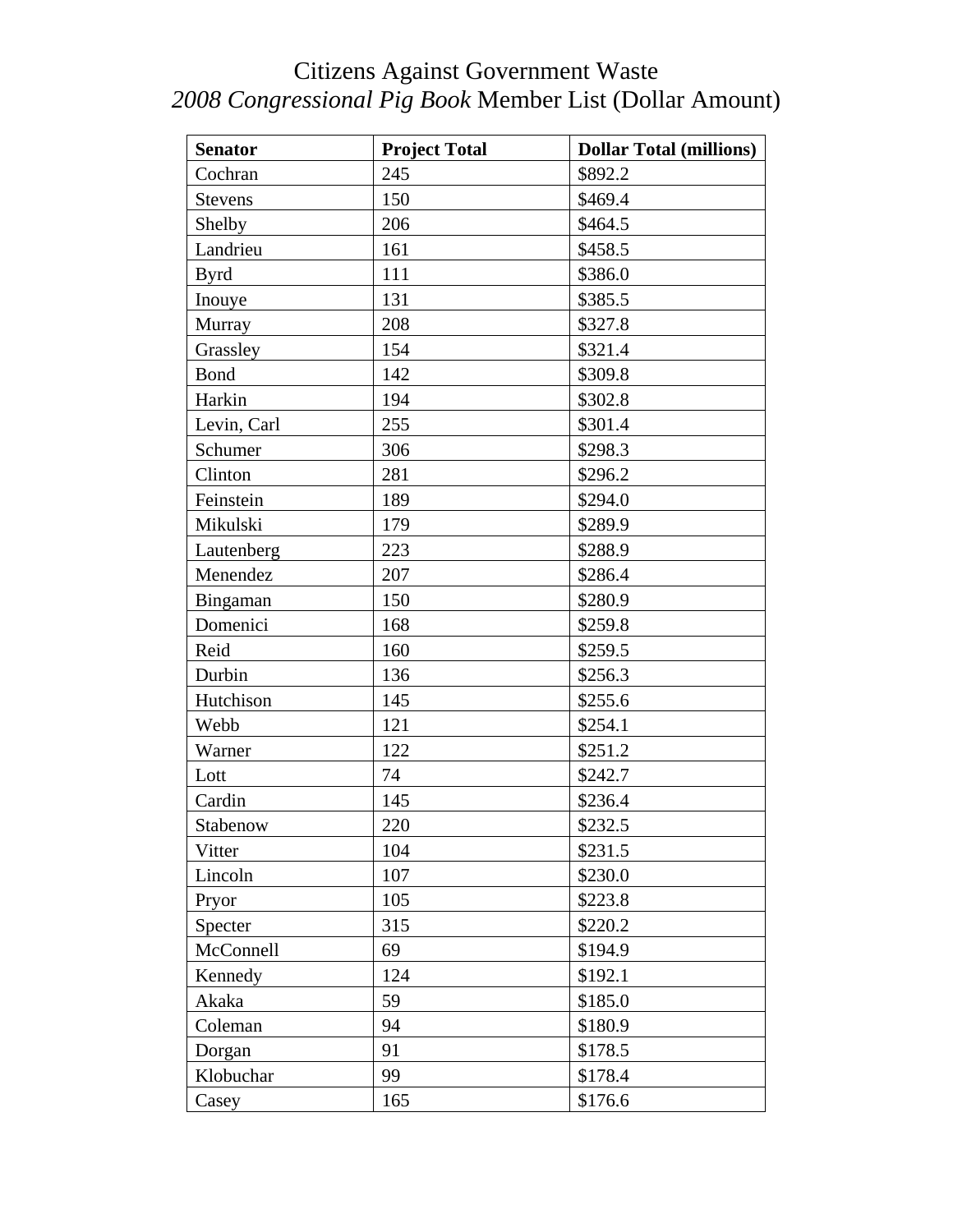# Citizens Against Government Waste
## *2008 Congressional Pig Book* Member List (Dollar Amount)

| **Senator** | **Project Total** | **Dollar Total (millions)** |
|---|---|---|
| Cochran | 245 | $892.2 |
| Stevens | 150 | $469.4 |
| Shelby | 206 | $464.5 |
| Landrieu | 161 | $458.5 |
| Byrd | 111 | $386.0 |
| Inouye | 131 | $385.5 |
| Murray | 208 | $327.8 |
| Grassley | 154 | $321.4 |
| Bond | 142 | $309.8 |
| Harkin | 194 | $302.8 |
| Levin, Carl | 255 | $301.4 |
| Schumer | 306 | $298.3 |
| Clinton | 281 | $296.2 |
| Feinstein | 189 | $294.0 |
| Mikulski | 179 | $289.9 |
| Lautenberg | 223 | $288.9 |
| Menendez | 207 | $286.4 |
| Bingaman | 150 | $280.9 |
| Domenici | 168 | $259.8 |
| Reid | 160 | $259.5 |
| Durbin | 136 | $256.3 |
| Hutchison | 145 | $255.6 |
| Webb | 121 | $254.1 |
| Warner | 122 | $251.2 |
| Lott | 74 | $242.7 |
| Cardin | 145 | $236.4 |
| Stabenow | 220 | $232.5 |
| Vitter | 104 | $231.5 |
| Lincoln | 107 | $230.0 |
| Pryor | 105 | $223.8 |
| Specter | 315 | $220.2 |
| McConnell | 69 | $194.9 |
| Kennedy | 124 | $192.1 |
| Akaka | 59 | $185.0 |
| Coleman | 94 | $180.9 |
| Dorgan | 91 | $178.5 |
| Klobuchar | 99 | $178.4 |
| Casey | 165 | $176.6 |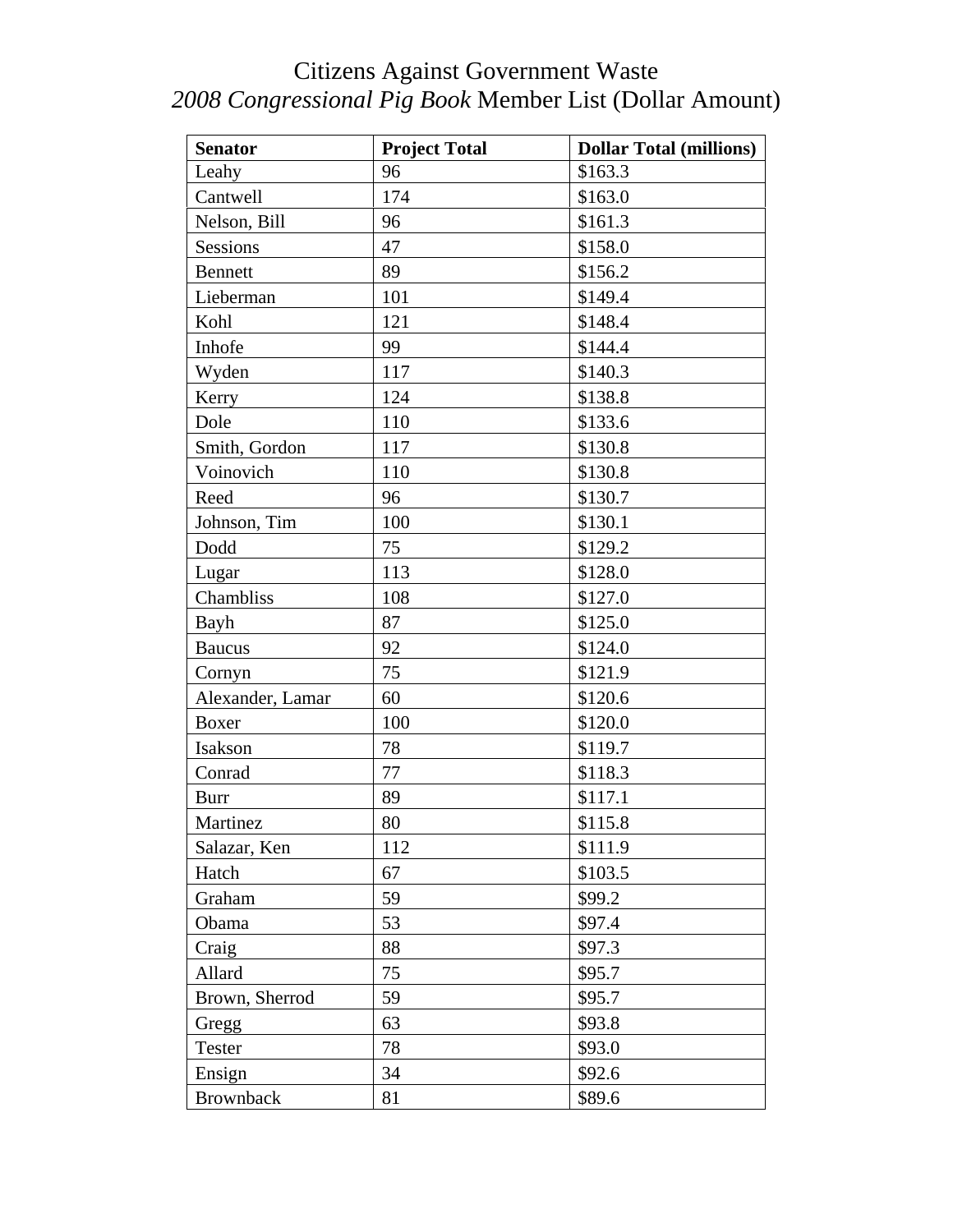# Citizens Against Government Waste
## *2008 Congressional Pig Book* Member List (Dollar Amount)

| Senator | Project Total | Dollar Total (millions) |
|---|---|---|
| Leahy | 96 | $163.3 |
| Cantwell | 174 | $163.0 |
| Nelson, Bill | 96 | $161.3 |
| Sessions | 47 | $158.0 |
| Bennett | 89 | $156.2 |
| Lieberman | 101 | $149.4 |
| Kohl | 121 | $148.4 |
| Inhofe | 99 | $144.4 |
| Wyden | 117 | $140.3 |
| Kerry | 124 | $138.8 |
| Dole | 110 | $133.6 |
| Smith, Gordon | 117 | $130.8 |
| Voinovich | 110 | $130.8 |
| Reed | 96 | $130.7 |
| Johnson, Tim | 100 | $130.1 |
| Dodd | 75 | $129.2 |
| Lugar | 113 | $128.0 |
| Chambliss | 108 | $127.0 |
| Bayh | 87 | $125.0 |
| Baucus | 92 | $124.0 |
| Cornyn | 75 | $121.9 |
| Alexander, Lamar | 60 | $120.6 |
| Boxer | 100 | $120.0 |
| Isakson | 78 | $119.7 |
| Conrad | 77 | $118.3 |
| Burr | 89 | $117.1 |
| Martinez | 80 | $115.8 |
| Salazar, Ken | 112 | $111.9 |
| Hatch | 67 | $103.5 |
| Graham | 59 | $99.2 |
| Obama | 53 | $97.4 |
| Craig | 88 | $97.3 |
| Allard | 75 | $95.7 |
| Brown, Sherrod | 59 | $95.7 |
| Gregg | 63 | $93.8 |
| Tester | 78 | $93.0 |
| Ensign | 34 | $92.6 |
| Brownback | 81 | $89.6 |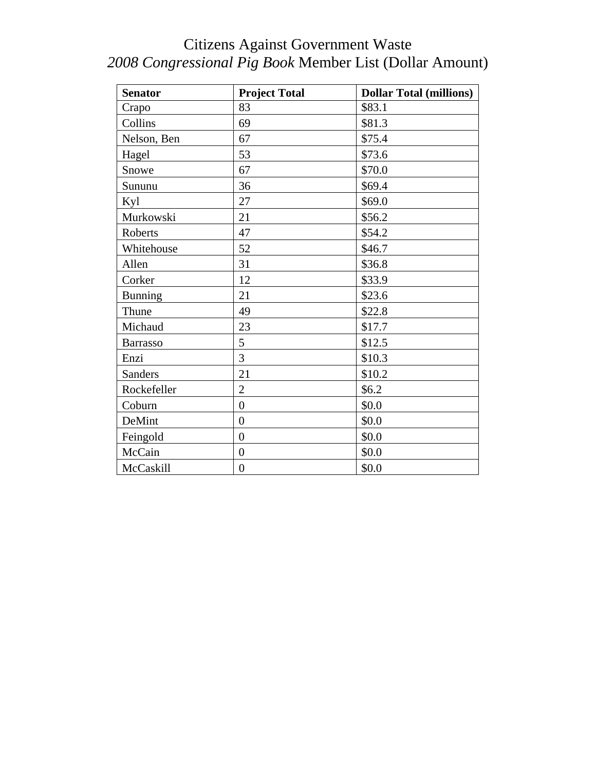# Citizens Against Government Waste

## *2008 Congressional Pig Book* Member List (Dollar Amount)

| **Senator** | **Project Total** | **Dollar Total (millions)** |
|---|---|---|
| Crapo | 83 | $83.1 |
| Collins | 69 | $81.3 |
| Nelson, Ben | 67 | $75.4 |
| Hagel | 53 | $73.6 |
| Snowe | 67 | $70.0 |
| Sununu | 36 | $69.4 |
| Kyl | 27 | $69.0 |
| Murkowski | 21 | $56.2 |
| Roberts | 47 | $54.2 |
| Whitehouse | 52 | $46.7 |
| Allen | 31 | $36.8 |
| Corker | 12 | $33.9 |
| Bunning | 21 | $23.6 |
| Thune | 49 | $22.8 |
| Michaud | 23 | $17.7 |
| Barrasso | 5 | $12.5 |
| Enzi | 3 | $10.3 |
| Sanders | 21 | $10.2 |
| Rockefeller | 2 | $6.2 |
| Coburn | 0 | $0.0 |
| DeMint | 0 | $0.0 |
| Feingold | 0 | $0.0 |
| McCain | 0 | $0.0 |
| McCaskill | 0 | $0.0 |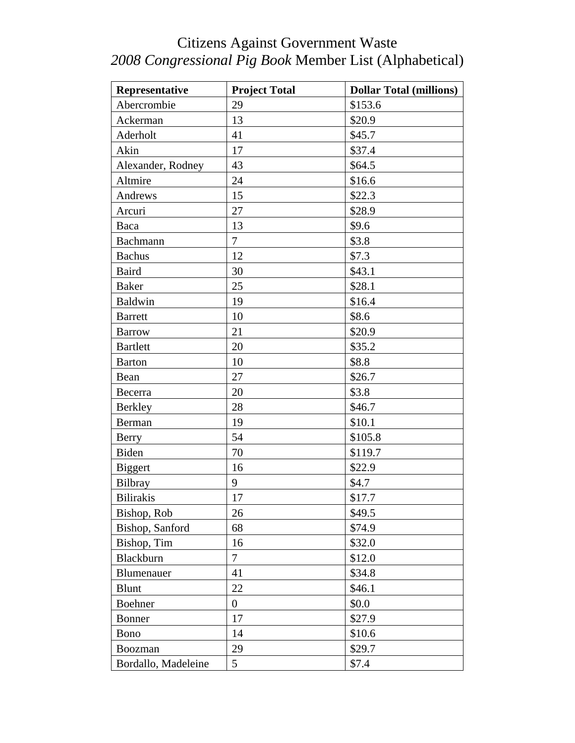# Citizens Against Government Waste

## *2008 Congressional Pig Book* Member List (Alphabetical)

| Representative | Project Total | Dollar Total (millions) |
|---|---|---|
| Abercrombie | 29 | $153.6 |
| Ackerman | 13 | $20.9 |
| Aderholt | 41 | $45.7 |
| Akin | 17 | $37.4 |
| Alexander, Rodney | 43 | $64.5 |
| Altmire | 24 | $16.6 |
| Andrews | 15 | $22.3 |
| Arcuri | 27 | $28.9 |
| Baca | 13 | $9.6 |
| Bachmann | 7 | $3.8 |
| Bachus | 12 | $7.3 |
| Baird | 30 | $43.1 |
| Baker | 25 | $28.1 |
| Baldwin | 19 | $16.4 |
| Barrett | 10 | $8.6 |
| Barrow | 21 | $20.9 |
| Bartlett | 20 | $35.2 |
| Barton | 10 | $8.8 |
| Bean | 27 | $26.7 |
| Becerra | 20 | $3.8 |
| Berkley | 28 | $46.7 |
| Berman | 19 | $10.1 |
| Berry | 54 | $105.8 |
| Biden | 70 | $119.7 |
| Biggert | 16 | $22.9 |
| Bilbray | 9 | $4.7 |
| Bilirakis | 17 | $17.7 |
| Bishop, Rob | 26 | $49.5 |
| Bishop, Sanford | 68 | $74.9 |
| Bishop, Tim | 16 | $32.0 |
| Blackburn | 7 | $12.0 |
| Blumenauer | 41 | $34.8 |
| Blunt | 22 | $46.1 |
| Boehner | 0 | $0.0 |
| Bonner | 17 | $27.9 |
| Bono | 14 | $10.6 |
| Boozman | 29 | $29.7 |
| Bordallo, Madeleine | 5 | $7.4 |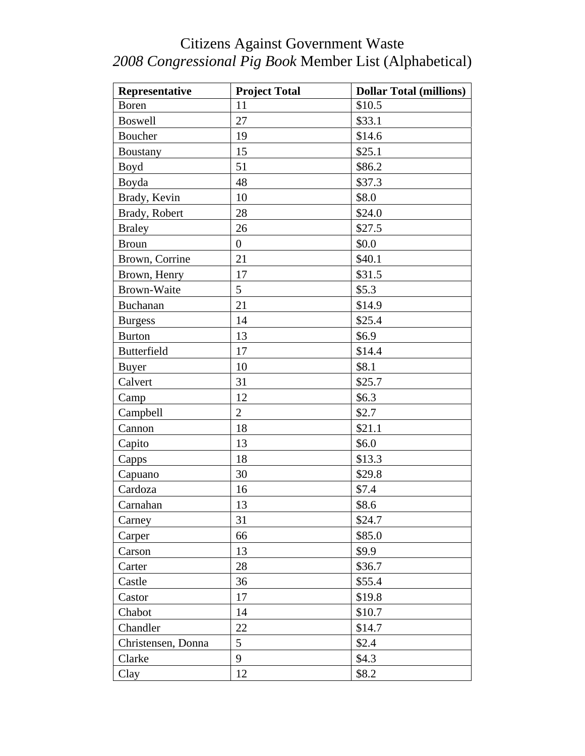# Citizens Against Government Waste

## *2008 Congressional Pig Book* Member List (Alphabetical)

| Representative | Project Total | Dollar Total (millions) |
|---|---|---|
| Boren | 11 | $10.5 |
| Boswell | 27 | $33.1 |
| Boucher | 19 | $14.6 |
| Boustany | 15 | $25.1 |
| Boyd | 51 | $86.2 |
| Boyda | 48 | $37.3 |
| Brady, Kevin | 10 | $8.0 |
| Brady, Robert | 28 | $24.0 |
| Braley | 26 | $27.5 |
| Broun | 0 | $0.0 |
| Brown, Corrine | 21 | $40.1 |
| Brown, Henry | 17 | $31.5 |
| Brown-Waite | 5 | $5.3 |
| Buchanan | 21 | $14.9 |
| Burgess | 14 | $25.4 |
| Burton | 13 | $6.9 |
| Butterfield | 17 | $14.4 |
| Buyer | 10 | $8.1 |
| Calvert | 31 | $25.7 |
| Camp | 12 | $6.3 |
| Campbell | 2 | $2.7 |
| Cannon | 18 | $21.1 |
| Capito | 13 | $6.0 |
| Capps | 18 | $13.3 |
| Capuano | 30 | $29.8 |
| Cardoza | 16 | $7.4 |
| Carnahan | 13 | $8.6 |
| Carney | 31 | $24.7 |
| Carper | 66 | $85.0 |
| Carson | 13 | $9.9 |
| Carter | 28 | $36.7 |
| Castle | 36 | $55.4 |
| Castor | 17 | $19.8 |
| Chabot | 14 | $10.7 |
| Chandler | 22 | $14.7 |
| Christensen, Donna | 5 | $2.4 |
| Clarke | 9 | $4.3 |
| Clay | 12 | $8.2 |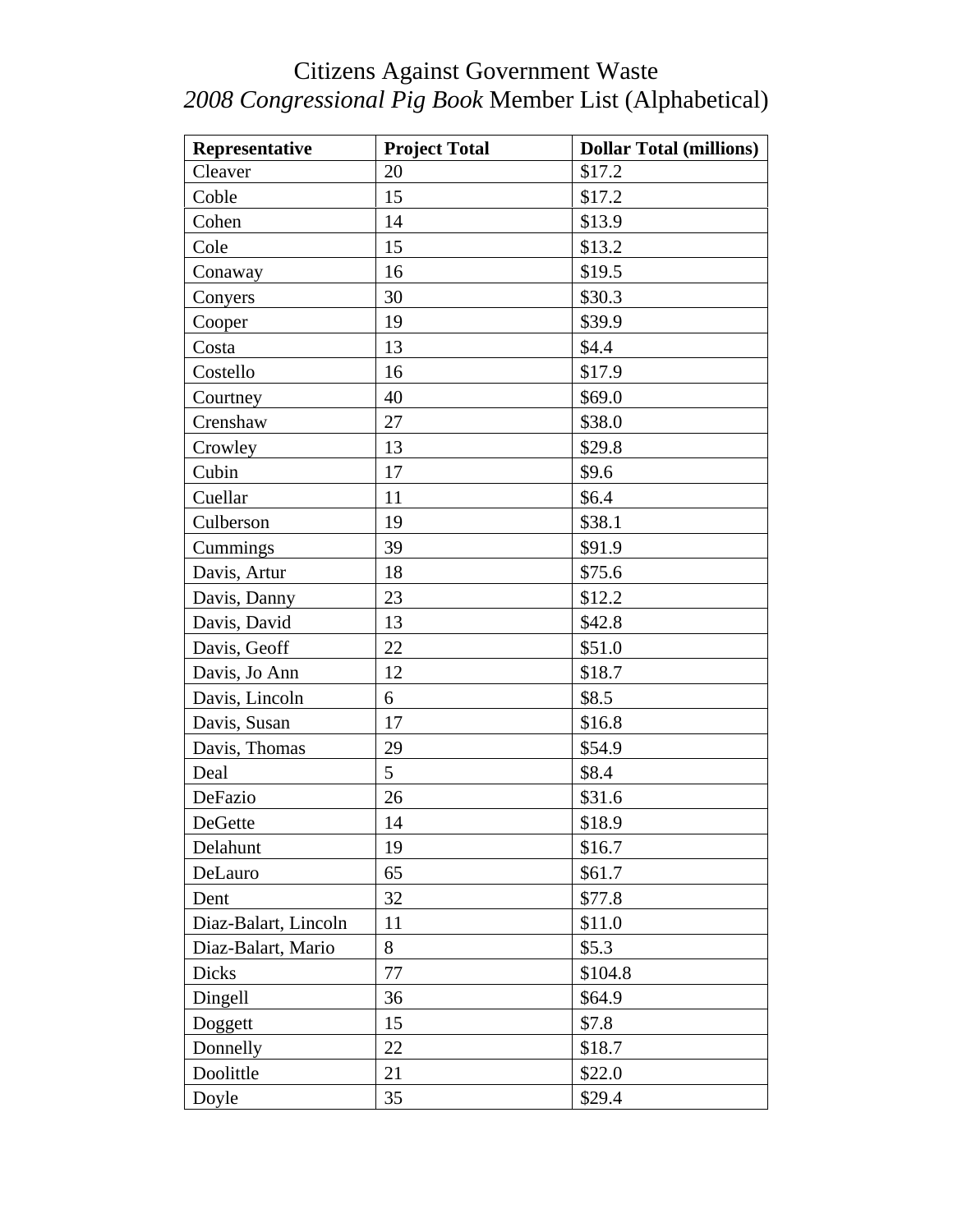# Citizens Against Government Waste
## *2008 Congressional Pig Book* Member List (Alphabetical)

| Representative | Project Total | Dollar Total (millions) |
|---|---|---|
| Cleaver | 20 | $17.2 |
| Coble | 15 | $17.2 |
| Cohen | 14 | $13.9 |
| Cole | 15 | $13.2 |
| Conaway | 16 | $19.5 |
| Conyers | 30 | $30.3 |
| Cooper | 19 | $39.9 |
| Costa | 13 | $4.4 |
| Costello | 16 | $17.9 |
| Courtney | 40 | $69.0 |
| Crenshaw | 27 | $38.0 |
| Crowley | 13 | $29.8 |
| Cubin | 17 | $9.6 |
| Cuellar | 11 | $6.4 |
| Culberson | 19 | $38.1 |
| Cummings | 39 | $91.9 |
| Davis, Artur | 18 | $75.6 |
| Davis, Danny | 23 | $12.2 |
| Davis, David | 13 | $42.8 |
| Davis, Geoff | 22 | $51.0 |
| Davis, Jo Ann | 12 | $18.7 |
| Davis, Lincoln | 6 | $8.5 |
| Davis, Susan | 17 | $16.8 |
| Davis, Thomas | 29 | $54.9 |
| Deal | 5 | $8.4 |
| DeFazio | 26 | $31.6 |
| DeGette | 14 | $18.9 |
| Delahunt | 19 | $16.7 |
| DeLauro | 65 | $61.7 |
| Dent | 32 | $77.8 |
| Diaz-Balart, Lincoln | 11 | $11.0 |
| Diaz-Balart, Mario | 8 | $5.3 |
| Dicks | 77 | $104.8 |
| Dingell | 36 | $64.9 |
| Doggett | 15 | $7.8 |
| Donnelly | 22 | $18.7 |
| Doolittle | 21 | $22.0 |
| Doyle | 35 | $29.4 |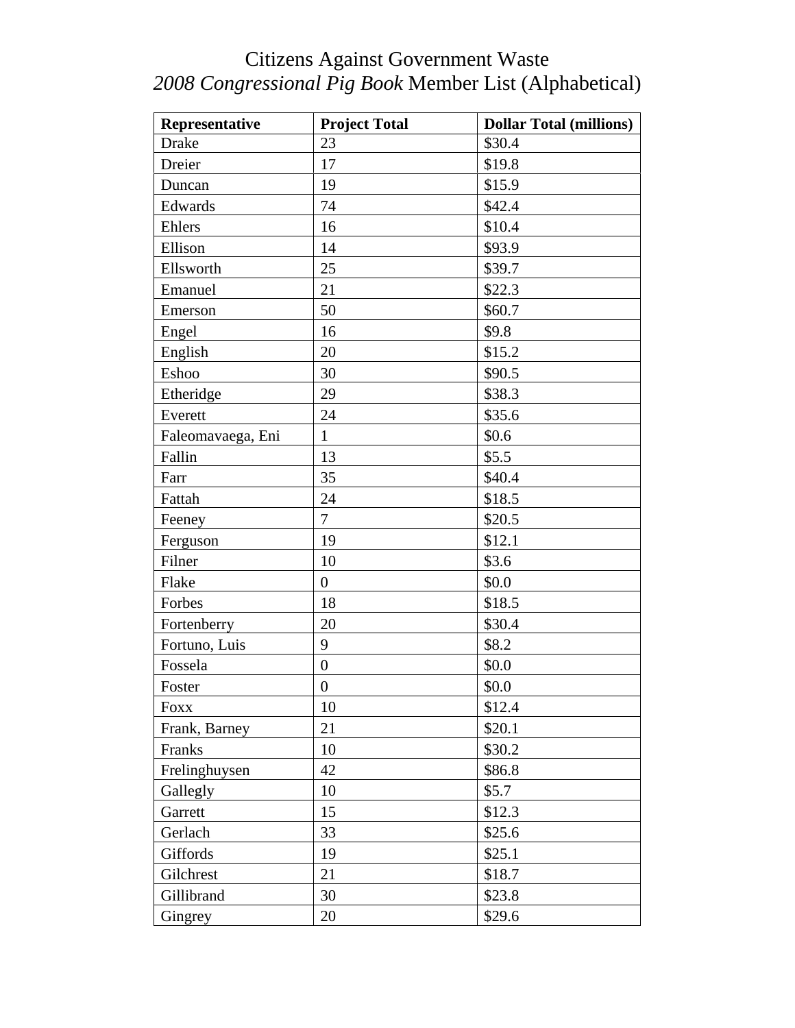# Citizens Against Government Waste
## *2008 Congressional Pig Book* Member List (Alphabetical)

| Representative | Project Total | Dollar Total (millions) |
|---|---|---|
| Drake | 23 | $30.4 |
| Dreier | 17 | $19.8 |
| Duncan | 19 | $15.9 |
| Edwards | 74 | $42.4 |
| Ehlers | 16 | $10.4 |
| Ellison | 14 | $93.9 |
| Ellsworth | 25 | $39.7 |
| Emanuel | 21 | $22.3 |
| Emerson | 50 | $60.7 |
| Engel | 16 | $9.8 |
| English | 20 | $15.2 |
| Eshoo | 30 | $90.5 |
| Etheridge | 29 | $38.3 |
| Everett | 24 | $35.6 |
| Faleomavaega, Eni | 1 | $0.6 |
| Fallin | 13 | $5.5 |
| Farr | 35 | $40.4 |
| Fattah | 24 | $18.5 |
| Feeney | 7 | $20.5 |
| Ferguson | 19 | $12.1 |
| Filner | 10 | $3.6 |
| Flake | 0 | $0.0 |
| Forbes | 18 | $18.5 |
| Fortenberry | 20 | $30.4 |
| Fortuno, Luis | 9 | $8.2 |
| Fossela | 0 | $0.0 |
| Foster | 0 | $0.0 |
| Foxx | 10 | $12.4 |
| Frank, Barney | 21 | $20.1 |
| Franks | 10 | $30.2 |
| Frelinghuysen | 42 | $86.8 |
| Gallegly | 10 | $5.7 |
| Garrett | 15 | $12.3 |
| Gerlach | 33 | $25.6 |
| Giffords | 19 | $25.1 |
| Gilchrest | 21 | $18.7 |
| Gillibrand | 30 | $23.8 |
| Gingrey | 20 | $29.6 |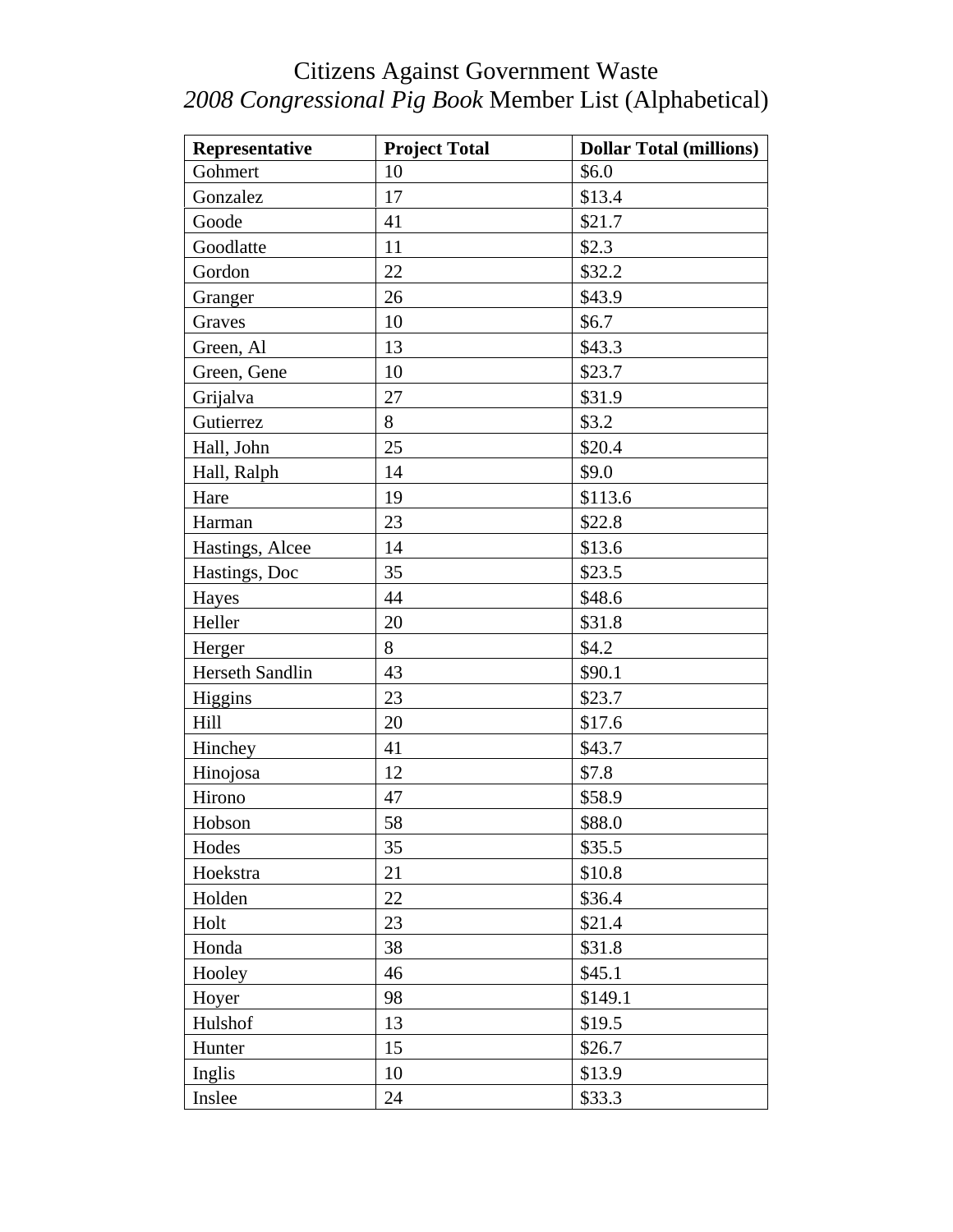# Citizens Against Government Waste

## *2008 Congressional Pig Book* Member List (Alphabetical)

| Representative | Project Total | Dollar Total (millions) |
|---|---|---|
| Gohmert | 10 | $6.0 |
| Gonzalez | 17 | $13.4 |
| Goode | 41 | $21.7 |
| Goodlatte | 11 | $2.3 |
| Gordon | 22 | $32.2 |
| Granger | 26 | $43.9 |
| Graves | 10 | $6.7 |
| Green, Al | 13 | $43.3 |
| Green, Gene | 10 | $23.7 |
| Grijalva | 27 | $31.9 |
| Gutierrez | 8 | $3.2 |
| Hall, John | 25 | $20.4 |
| Hall, Ralph | 14 | $9.0 |
| Hare | 19 | $113.6 |
| Harman | 23 | $22.8 |
| Hastings, Alcee | 14 | $13.6 |
| Hastings, Doc | 35 | $23.5 |
| Hayes | 44 | $48.6 |
| Heller | 20 | $31.8 |
| Herger | 8 | $4.2 |
| Herseth Sandlin | 43 | $90.1 |
| Higgins | 23 | $23.7 |
| Hill | 20 | $17.6 |
| Hinchey | 41 | $43.7 |
| Hinojosa | 12 | $7.8 |
| Hirono | 47 | $58.9 |
| Hobson | 58 | $88.0 |
| Hodes | 35 | $35.5 |
| Hoekstra | 21 | $10.8 |
| Holden | 22 | $36.4 |
| Holt | 23 | $21.4 |
| Honda | 38 | $31.8 |
| Hooley | 46 | $45.1 |
| Hoyer | 98 | $149.1 |
| Hulshof | 13 | $19.5 |
| Hunter | 15 | $26.7 |
| Inglis | 10 | $13.9 |
| Inslee | 24 | $33.3 |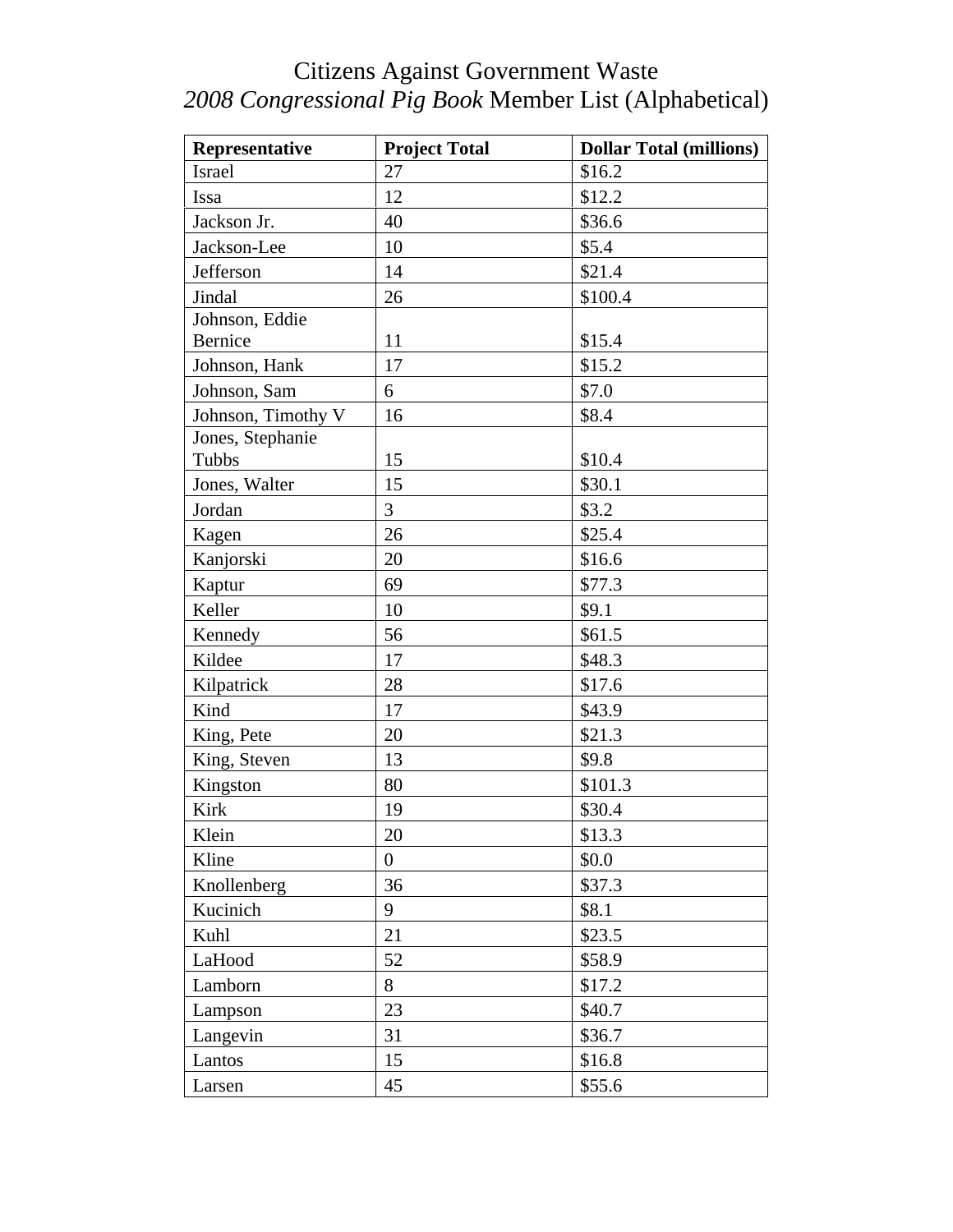# Citizens Against Government Waste
## *2008 Congressional Pig Book* Member List (Alphabetical)

| Representative | Project Total | Dollar Total (millions) |
|---|---|---|
| Israel | 27 | $16.2 |
| Issa | 12 | $12.2 |
| Jackson Jr. | 40 | $36.6 |
| Jackson-Lee | 10 | $5.4 |
| Jefferson | 14 | $21.4 |
| Jindal | 26 | $100.4 |
| Johnson, Eddie Bernice | 11 | $15.4 |
| Johnson, Hank | 17 | $15.2 |
| Johnson, Sam | 6 | $7.0 |
| Johnson, Timothy V | 16 | $8.4 |
| Jones, Stephanie Tubbs | 15 | $10.4 |
| Jones, Walter | 15 | $30.1 |
| Jordan | 3 | $3.2 |
| Kagen | 26 | $25.4 |
| Kanjorski | 20 | $16.6 |
| Kaptur | 69 | $77.3 |
| Keller | 10 | $9.1 |
| Kennedy | 56 | $61.5 |
| Kildee | 17 | $48.3 |
| Kilpatrick | 28 | $17.6 |
| Kind | 17 | $43.9 |
| King, Pete | 20 | $21.3 |
| King, Steven | 13 | $9.8 |
| Kingston | 80 | $101.3 |
| Kirk | 19 | $30.4 |
| Klein | 20 | $13.3 |
| Kline | 0 | $0.0 |
| Knollenberg | 36 | $37.3 |
| Kucinich | 9 | $8.1 |
| Kuhl | 21 | $23.5 |
| LaHood | 52 | $58.9 |
| Lamborn | 8 | $17.2 |
| Lampson | 23 | $40.7 |
| Langevin | 31 | $36.7 |
| Lantos | 15 | $16.8 |
| Larsen | 45 | $55.6 |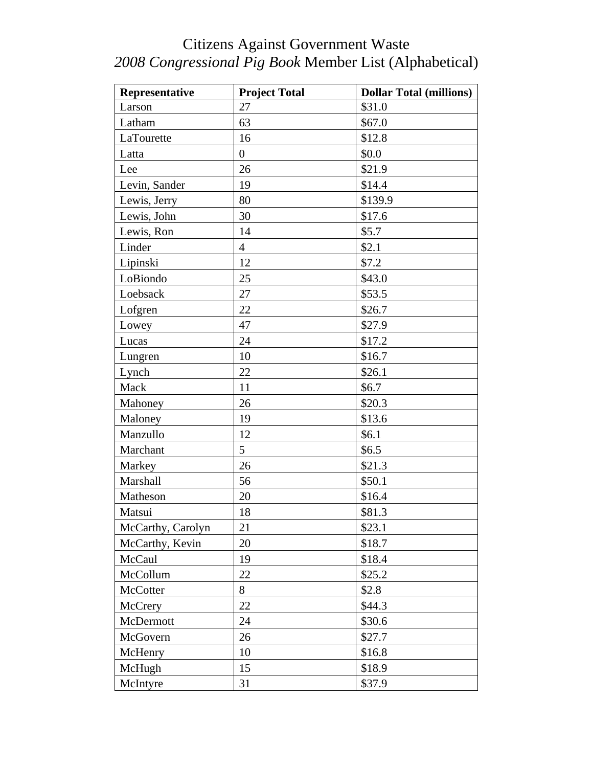# Citizens Against Government Waste
## *2008 Congressional Pig Book* Member List (Alphabetical)

| Representative | Project Total | Dollar Total (millions) |
|---|---|---|
| Larson | 27 | $31.0 |
| Latham | 63 | $67.0 |
| LaTourette | 16 | $12.8 |
| Latta | 0 | $0.0 |
| Lee | 26 | $21.9 |
| Levin, Sander | 19 | $14.4 |
| Lewis, Jerry | 80 | $139.9 |
| Lewis, John | 30 | $17.6 |
| Lewis, Ron | 14 | $5.7 |
| Linder | 4 | $2.1 |
| Lipinski | 12 | $7.2 |
| LoBiondo | 25 | $43.0 |
| Loebsack | 27 | $53.5 |
| Lofgren | 22 | $26.7 |
| Lowey | 47 | $27.9 |
| Lucas | 24 | $17.2 |
| Lungren | 10 | $16.7 |
| Lynch | 22 | $26.1 |
| Mack | 11 | $6.7 |
| Mahoney | 26 | $20.3 |
| Maloney | 19 | $13.6 |
| Manzullo | 12 | $6.1 |
| Marchant | 5 | $6.5 |
| Markey | 26 | $21.3 |
| Marshall | 56 | $50.1 |
| Matheson | 20 | $16.4 |
| Matsui | 18 | $81.3 |
| McCarthy, Carolyn | 21 | $23.1 |
| McCarthy, Kevin | 20 | $18.7 |
| McCaul | 19 | $18.4 |
| McCollum | 22 | $25.2 |
| McCotter | 8 | $2.8 |
| McCrery | 22 | $44.3 |
| McDermott | 24 | $30.6 |
| McGovern | 26 | $27.7 |
| McHenry | 10 | $16.8 |
| McHugh | 15 | $18.9 |
| McIntyre | 31 | $37.9 |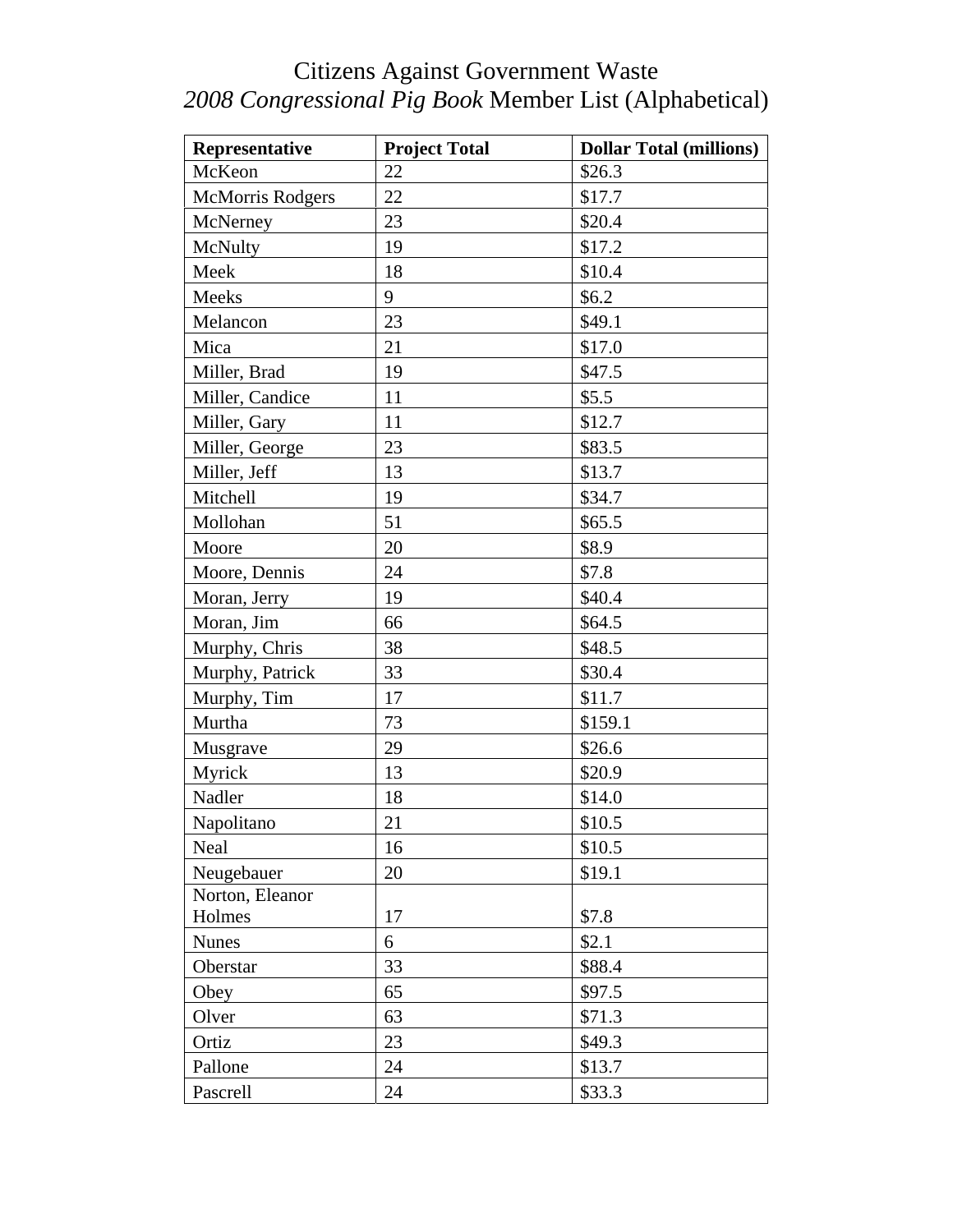# Citizens Against Government Waste

## *2008 Congressional Pig Book* Member List (Alphabetical)

| Representative | Project Total | Dollar Total (millions) |
|---|---|---|
| McKeon | 22 | $26.3 |
| McMorris Rodgers | 22 | $17.7 |
| McNerney | 23 | $20.4 |
| McNulty | 19 | $17.2 |
| Meek | 18 | $10.4 |
| Meeks | 9 | $6.2 |
| Melancon | 23 | $49.1 |
| Mica | 21 | $17.0 |
| Miller, Brad | 19 | $47.5 |
| Miller, Candice | 11 | $5.5 |
| Miller, Gary | 11 | $12.7 |
| Miller, George | 23 | $83.5 |
| Miller, Jeff | 13 | $13.7 |
| Mitchell | 19 | $34.7 |
| Mollohan | 51 | $65.5 |
| Moore | 20 | $8.9 |
| Moore, Dennis | 24 | $7.8 |
| Moran, Jerry | 19 | $40.4 |
| Moran, Jim | 66 | $64.5 |
| Murphy, Chris | 38 | $48.5 |
| Murphy, Patrick | 33 | $30.4 |
| Murphy, Tim | 17 | $11.7 |
| Murtha | 73 | $159.1 |
| Musgrave | 29 | $26.6 |
| Myrick | 13 | $20.9 |
| Nadler | 18 | $14.0 |
| Napolitano | 21 | $10.5 |
| Neal | 16 | $10.5 |
| Neugebauer | 20 | $19.1 |
| Norton, Eleanor Holmes | 17 | $7.8 |
| Nunes | 6 | $2.1 |
| Oberstar | 33 | $88.4 |
| Obey | 65 | $97.5 |
| Olver | 63 | $71.3 |
| Ortiz | 23 | $49.3 |
| Pallone | 24 | $13.7 |
| Pascrell | 24 | $33.3 |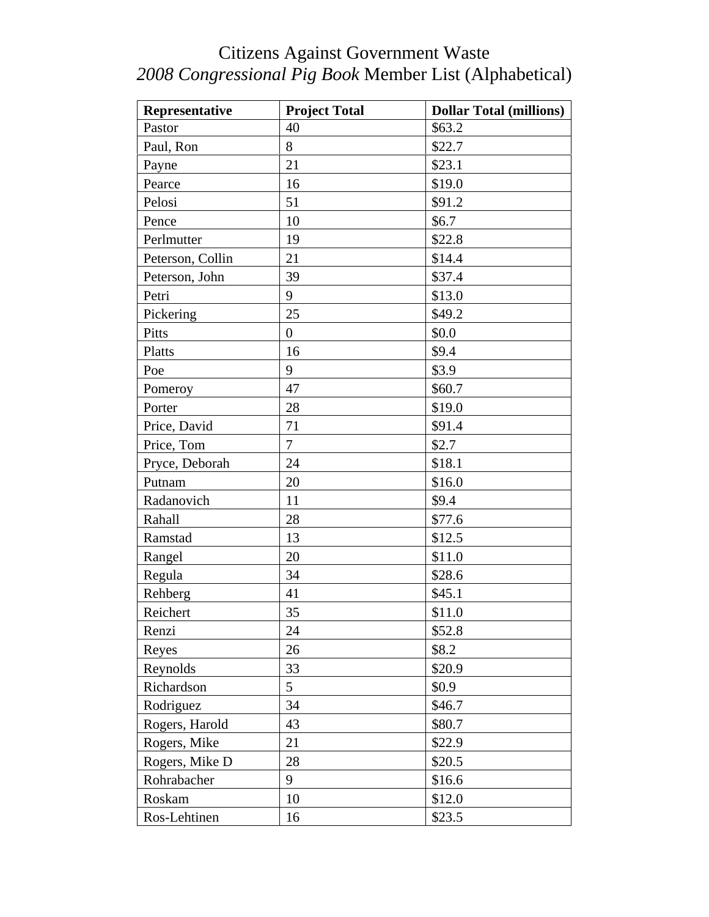# Citizens Against Government Waste
## *2008 Congressional Pig Book* Member List (Alphabetical)

| **Representative** | **Project Total** | **Dollar Total (millions)** |
|---|---|---|
| Pastor | 40 | $63.2 |
| Paul, Ron | 8 | $22.7 |
| Payne | 21 | $23.1 |
| Pearce | 16 | $19.0 |
| Pelosi | 51 | $91.2 |
| Pence | 10 | $6.7 |
| Perlmutter | 19 | $22.8 |
| Peterson, Collin | 21 | $14.4 |
| Peterson, John | 39 | $37.4 |
| Petri | 9 | $13.0 |
| Pickering | 25 | $49.2 |
| Pitts | 0 | $0.0 |
| Platts | 16 | $9.4 |
| Poe | 9 | $3.9 |
| Pomeroy | 47 | $60.7 |
| Porter | 28 | $19.0 |
| Price, David | 71 | $91.4 |
| Price, Tom | 7 | $2.7 |
| Pryce, Deborah | 24 | $18.1 |
| Putnam | 20 | $16.0 |
| Radanovich | 11 | $9.4 |
| Rahall | 28 | $77.6 |
| Ramstad | 13 | $12.5 |
| Rangel | 20 | $11.0 |
| Regula | 34 | $28.6 |
| Rehberg | 41 | $45.1 |
| Reichert | 35 | $11.0 |
| Renzi | 24 | $52.8 |
| Reyes | 26 | $8.2 |
| Reynolds | 33 | $20.9 |
| Richardson | 5 | $0.9 |
| Rodriguez | 34 | $46.7 |
| Rogers, Harold | 43 | $80.7 |
| Rogers, Mike | 21 | $22.9 |
| Rogers, Mike D | 28 | $20.5 |
| Rohrabacher | 9 | $16.6 |
| Roskam | 10 | $12.0 |
| Ros-Lehtinen | 16 | $23.5 |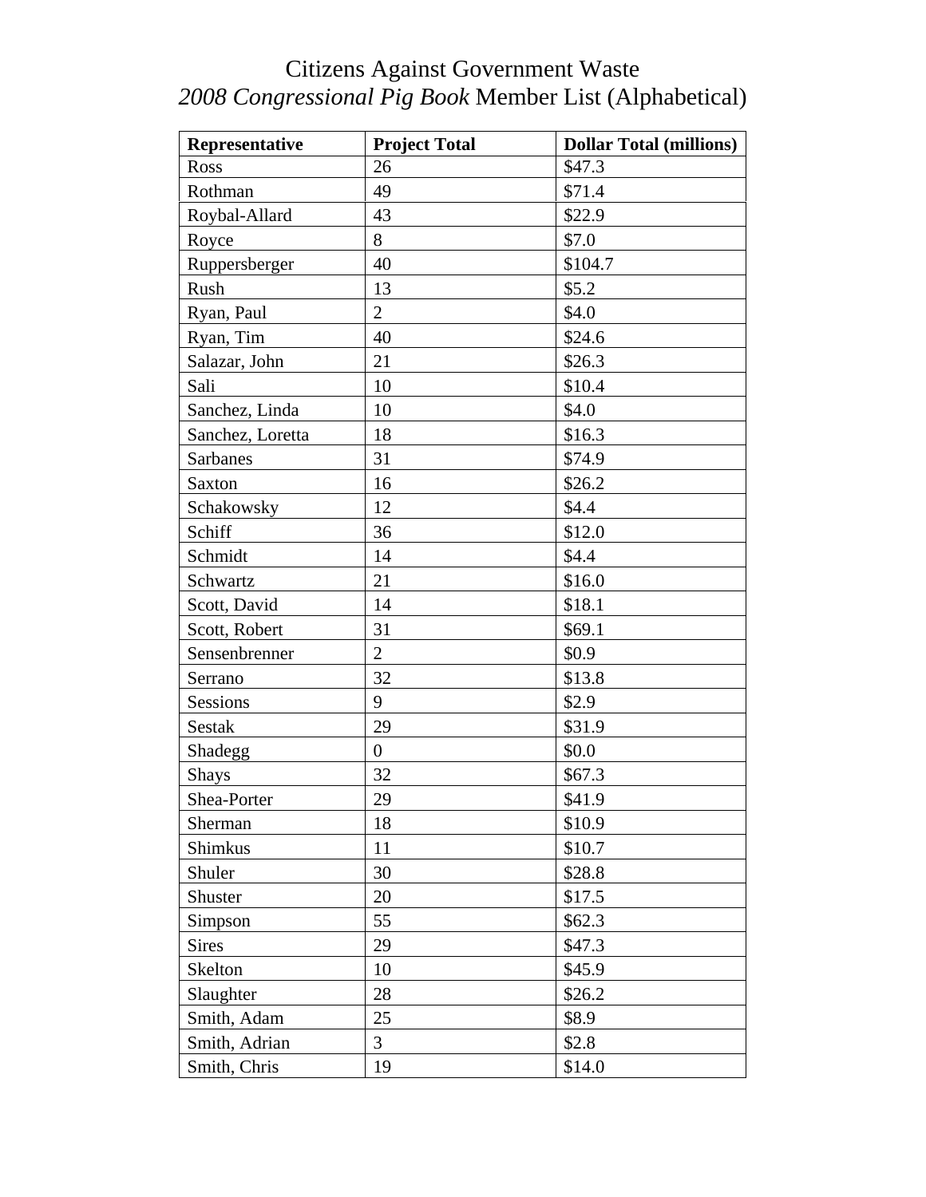# Citizens Against Government Waste

## *2008 Congressional Pig Book* Member List (Alphabetical)

| Representative | Project Total | Dollar Total (millions) |
|---|---|---|
| Ross | 26 | $47.3 |
| Rothman | 49 | $71.4 |
| Roybal-Allard | 43 | $22.9 |
| Royce | 8 | $7.0 |
| Ruppersberger | 40 | $104.7 |
| Rush | 13 | $5.2 |
| Ryan, Paul | 2 | $4.0 |
| Ryan, Tim | 40 | $24.6 |
| Salazar, John | 21 | $26.3 |
| Sali | 10 | $10.4 |
| Sanchez, Linda | 10 | $4.0 |
| Sanchez, Loretta | 18 | $16.3 |
| Sarbanes | 31 | $74.9 |
| Saxton | 16 | $26.2 |
| Schakowsky | 12 | $4.4 |
| Schiff | 36 | $12.0 |
| Schmidt | 14 | $4.4 |
| Schwartz | 21 | $16.0 |
| Scott, David | 14 | $18.1 |
| Scott, Robert | 31 | $69.1 |
| Sensenbrenner | 2 | $0.9 |
| Serrano | 32 | $13.8 |
| Sessions | 9 | $2.9 |
| Sestak | 29 | $31.9 |
| Shadegg | 0 | $0.0 |
| Shays | 32 | $67.3 |
| Shea-Porter | 29 | $41.9 |
| Sherman | 18 | $10.9 |
| Shimkus | 11 | $10.7 |
| Shuler | 30 | $28.8 |
| Shuster | 20 | $17.5 |
| Simpson | 55 | $62.3 |
| Sires | 29 | $47.3 |
| Skelton | 10 | $45.9 |
| Slaughter | 28 | $26.2 |
| Smith, Adam | 25 | $8.9 |
| Smith, Adrian | 3 | $2.8 |
| Smith, Chris | 19 | $14.0 |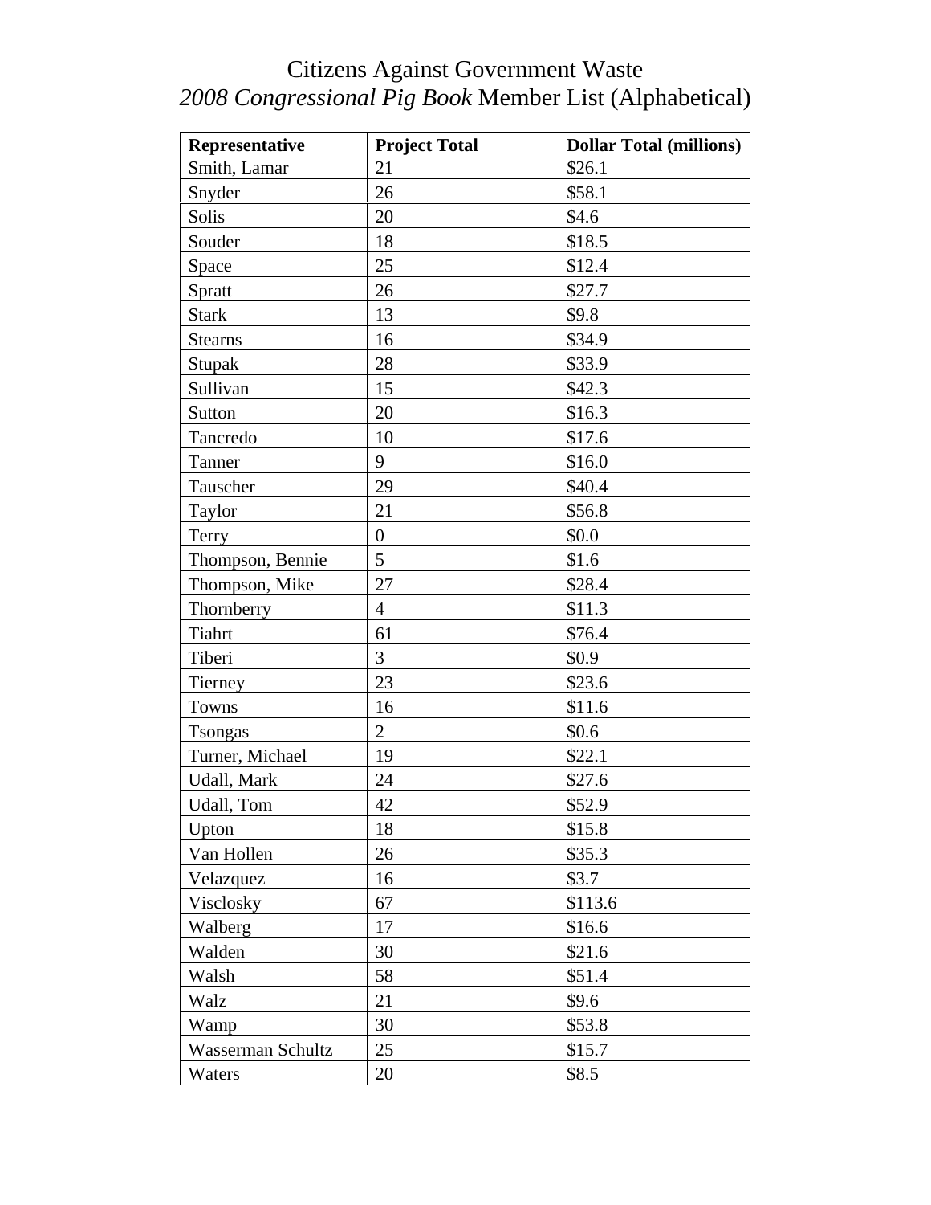# Citizens Against Government Waste

## *2008 Congressional Pig Book* Member List (Alphabetical)

| Representative | Project Total | Dollar Total (millions) |
| --- | --- | --- |
| Smith, Lamar | 21 | $26.1 |
| Snyder | 26 | $58.1 |
| Solis | 20 | $4.6 |
| Souder | 18 | $18.5 |
| Space | 25 | $12.4 |
| Spratt | 26 | $27.7 |
| Stark | 13 | $9.8 |
| Stearns | 16 | $34.9 |
| Stupak | 28 | $33.9 |
| Sullivan | 15 | $42.3 |
| Sutton | 20 | $16.3 |
| Tancredo | 10 | $17.6 |
| Tanner | 9 | $16.0 |
| Tauscher | 29 | $40.4 |
| Taylor | 21 | $56.8 |
| Terry | 0 | $0.0 |
| Thompson, Bennie | 5 | $1.6 |
| Thompson, Mike | 27 | $28.4 |
| Thornberry | 4 | $11.3 |
| Tiahrt | 61 | $76.4 |
| Tiberi | 3 | $0.9 |
| Tierney | 23 | $23.6 |
| Towns | 16 | $11.6 |
| Tsongas | 2 | $0.6 |
| Turner, Michael | 19 | $22.1 |
| Udall, Mark | 24 | $27.6 |
| Udall, Tom | 42 | $52.9 |
| Upton | 18 | $15.8 |
| Van Hollen | 26 | $35.3 |
| Velazquez | 16 | $3.7 |
| Visclosky | 67 | $113.6 |
| Walberg | 17 | $16.6 |
| Walden | 30 | $21.6 |
| Walsh | 58 | $51.4 |
| Walz | 21 | $9.6 |
| Wamp | 30 | $53.8 |
| Wasserman Schultz | 25 | $15.7 |
| Waters | 20 | $8.5 |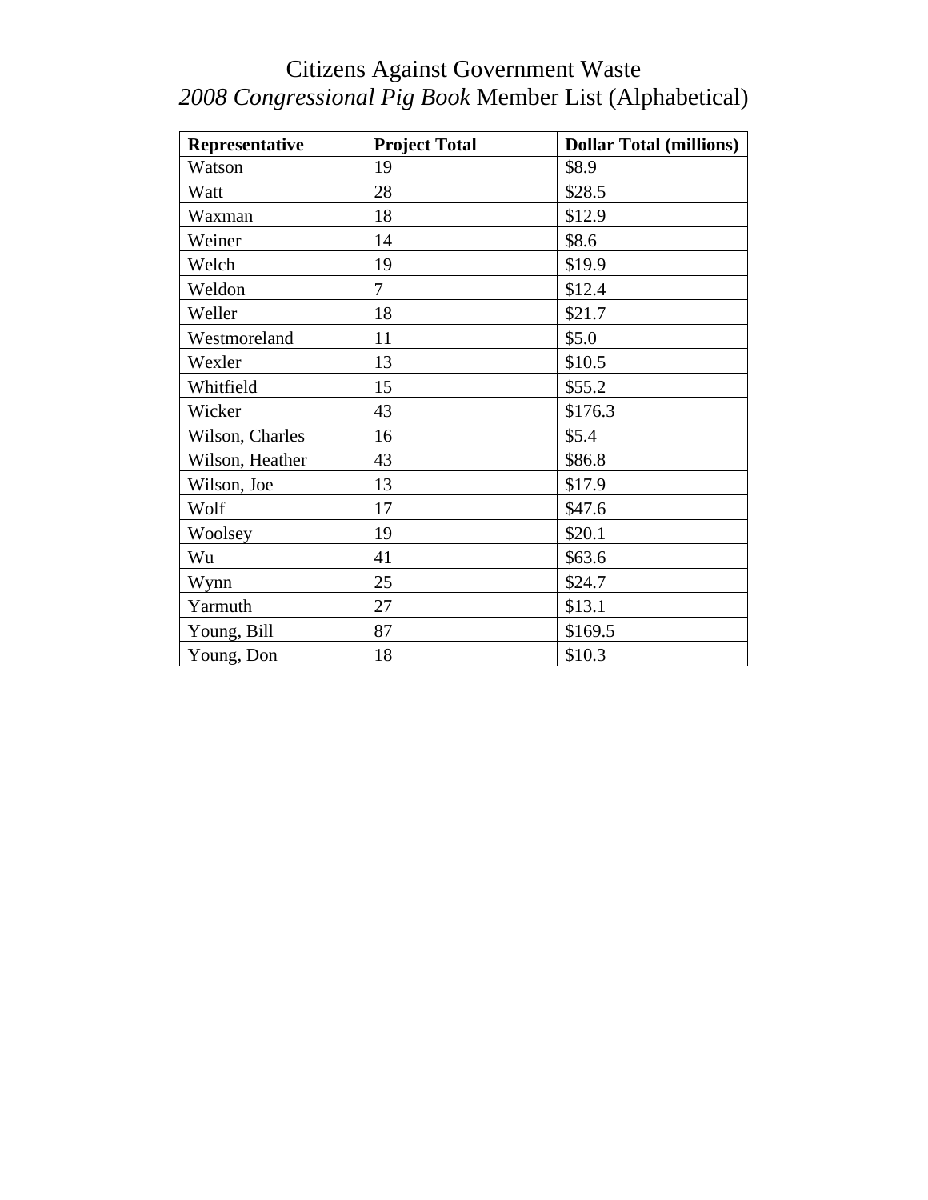# Citizens Against Government Waste

## *2008 Congressional Pig Book* Member List (Alphabetical)

| Representative | Project Total | Dollar Total (millions) |
|---|---|---|
| Watson | 19 | $8.9 |
| Watt | 28 | $28.5 |
| Waxman | 18 | $12.9 |
| Weiner | 14 | $8.6 |
| Welch | 19 | $19.9 |
| Weldon | 7 | $12.4 |
| Weller | 18 | $21.7 |
| Westmoreland | 11 | $5.0 |
| Wexler | 13 | $10.5 |
| Whitfield | 15 | $55.2 |
| Wicker | 43 | $176.3 |
| Wilson, Charles | 16 | $5.4 |
| Wilson, Heather | 43 | $86.8 |
| Wilson, Joe | 13 | $17.9 |
| Wolf | 17 | $47.6 |
| Woolsey | 19 | $20.1 |
| Wu | 41 | $63.6 |
| Wynn | 25 | $24.7 |
| Yarmuth | 27 | $13.1 |
| Young, Bill | 87 | $169.5 |
| Young, Don | 18 | $10.3 |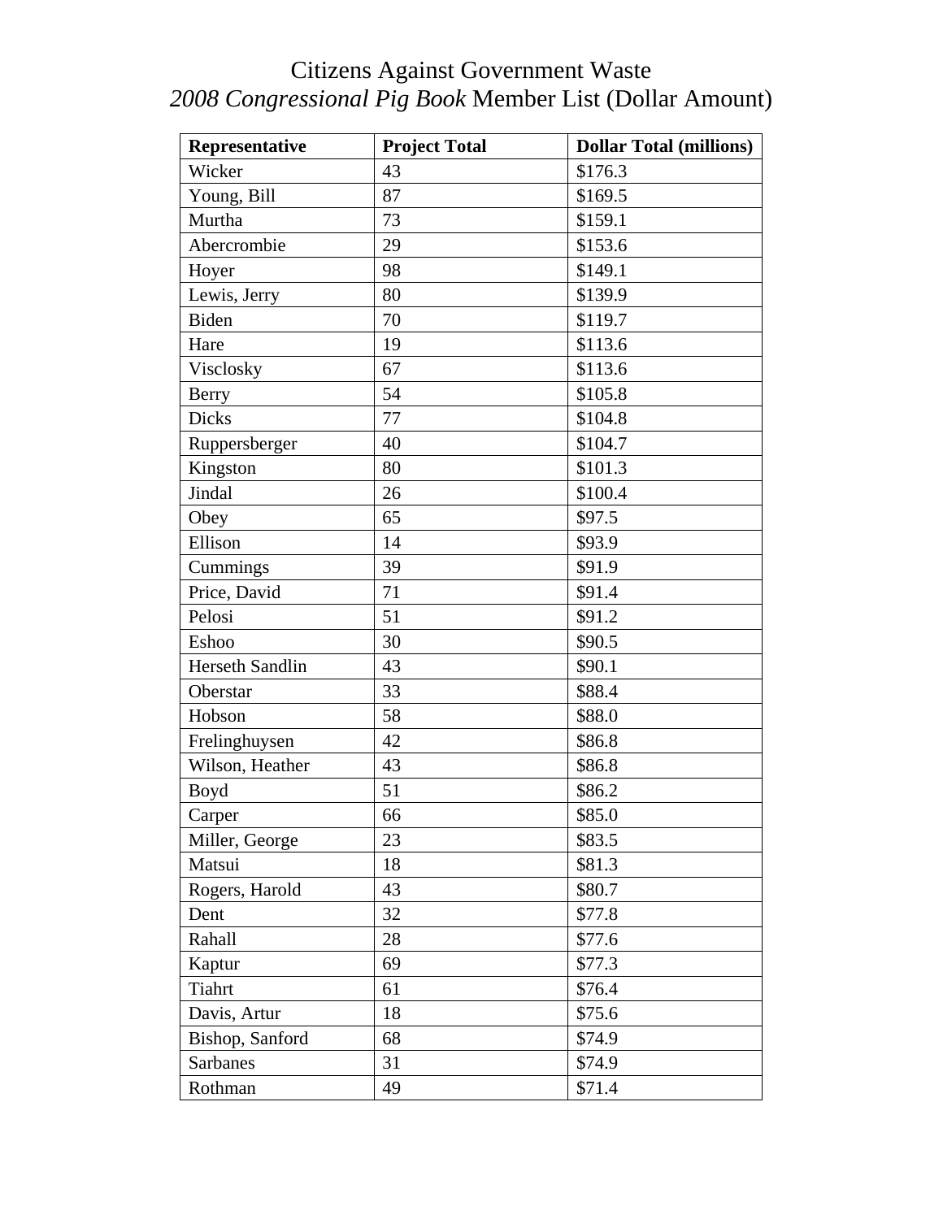# Citizens Against Government Waste

## *2008 Congressional Pig Book* Member List (Dollar Amount)

| Representative | Project Total | Dollar Total (millions) |
|---|---|---|
| Wicker | 43 | $176.3 |
| Young, Bill | 87 | $169.5 |
| Murtha | 73 | $159.1 |
| Abercrombie | 29 | $153.6 |
| Hoyer | 98 | $149.1 |
| Lewis, Jerry | 80 | $139.9 |
| Biden | 70 | $119.7 |
| Hare | 19 | $113.6 |
| Visclosky | 67 | $113.6 |
| Berry | 54 | $105.8 |
| Dicks | 77 | $104.8 |
| Ruppersberger | 40 | $104.7 |
| Kingston | 80 | $101.3 |
| Jindal | 26 | $100.4 |
| Obey | 65 | $97.5 |
| Ellison | 14 | $93.9 |
| Cummings | 39 | $91.9 |
| Price, David | 71 | $91.4 |
| Pelosi | 51 | $91.2 |
| Eshoo | 30 | $90.5 |
| Herseth Sandlin | 43 | $90.1 |
| Oberstar | 33 | $88.4 |
| Hobson | 58 | $88.0 |
| Frelinghuysen | 42 | $86.8 |
| Wilson, Heather | 43 | $86.8 |
| Boyd | 51 | $86.2 |
| Carper | 66 | $85.0 |
| Miller, George | 23 | $83.5 |
| Matsui | 18 | $81.3 |
| Rogers, Harold | 43 | $80.7 |
| Dent | 32 | $77.8 |
| Rahall | 28 | $77.6 |
| Kaptur | 69 | $77.3 |
| Tiahrt | 61 | $76.4 |
| Davis, Artur | 18 | $75.6 |
| Bishop, Sanford | 68 | $74.9 |
| Sarbanes | 31 | $74.9 |
| Rothman | 49 | $71.4 |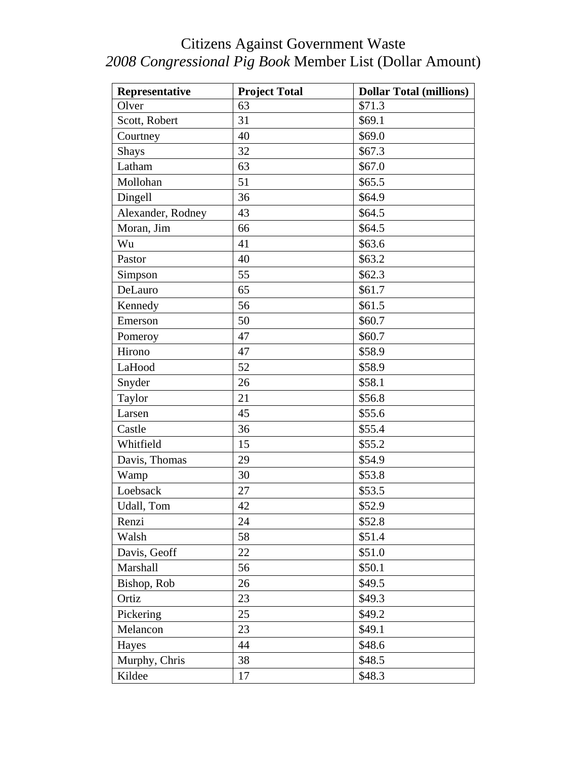# Citizens Against Government Waste
# *2008 Congressional Pig Book* Member List (Dollar Amount)

| Representative | Project Total | Dollar Total (millions) |
|---|---|---|
| Olver | 63 | $71.3 |
| Scott, Robert | 31 | $69.1 |
| Courtney | 40 | $69.0 |
| Shays | 32 | $67.3 |
| Latham | 63 | $67.0 |
| Mollohan | 51 | $65.5 |
| Dingell | 36 | $64.9 |
| Alexander, Rodney | 43 | $64.5 |
| Moran, Jim | 66 | $64.5 |
| Wu | 41 | $63.6 |
| Pastor | 40 | $63.2 |
| Simpson | 55 | $62.3 |
| DeLauro | 65 | $61.7 |
| Kennedy | 56 | $61.5 |
| Emerson | 50 | $60.7 |
| Pomeroy | 47 | $60.7 |
| Hirono | 47 | $58.9 |
| LaHood | 52 | $58.9 |
| Snyder | 26 | $58.1 |
| Taylor | 21 | $56.8 |
| Larsen | 45 | $55.6 |
| Castle | 36 | $55.4 |
| Whitfield | 15 | $55.2 |
| Davis, Thomas | 29 | $54.9 |
| Wamp | 30 | $53.8 |
| Loebsack | 27 | $53.5 |
| Udall, Tom | 42 | $52.9 |
| Renzi | 24 | $52.8 |
| Walsh | 58 | $51.4 |
| Davis, Geoff | 22 | $51.0 |
| Marshall | 56 | $50.1 |
| Bishop, Rob | 26 | $49.5 |
| Ortiz | 23 | $49.3 |
| Pickering | 25 | $49.2 |
| Melancon | 23 | $49.1 |
| Hayes | 44 | $48.6 |
| Murphy, Chris | 38 | $48.5 |
| Kildee | 17 | $48.3 |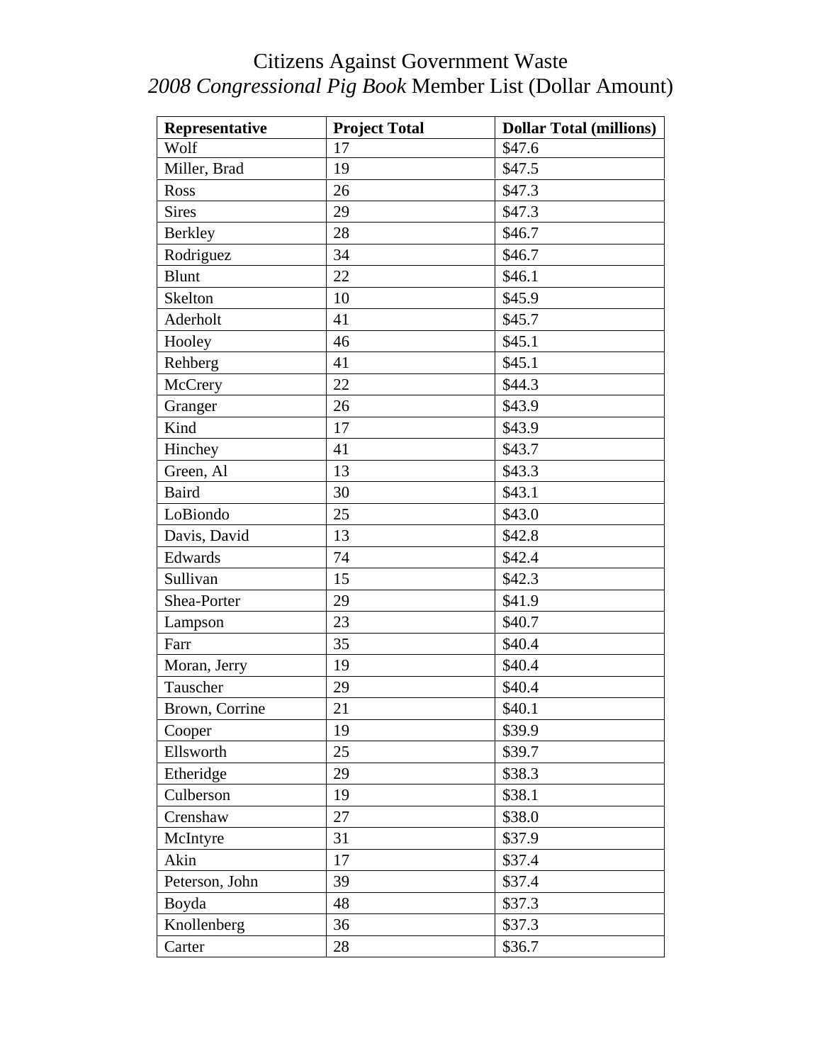# Citizens Against Government Waste

## *2008 Congressional Pig Book* Member List (Dollar Amount)

| Representative | Project Total | Dollar Total (millions) |
|---|---|---|
| Wolf | 17 | $47.6 |
| Miller, Brad | 19 | $47.5 |
| Ross | 26 | $47.3 |
| Sires | 29 | $47.3 |
| Berkley | 28 | $46.7 |
| Rodriguez | 34 | $46.7 |
| Blunt | 22 | $46.1 |
| Skelton | 10 | $45.9 |
| Aderholt | 41 | $45.7 |
| Hooley | 46 | $45.1 |
| Rehberg | 41 | $45.1 |
| McCrery | 22 | $44.3 |
| Granger | 26 | $43.9 |
| Kind | 17 | $43.9 |
| Hinchey | 41 | $43.7 |
| Green, Al | 13 | $43.3 |
| Baird | 30 | $43.1 |
| LoBiondo | 25 | $43.0 |
| Davis, David | 13 | $42.8 |
| Edwards | 74 | $42.4 |
| Sullivan | 15 | $42.3 |
| Shea-Porter | 29 | $41.9 |
| Lampson | 23 | $40.7 |
| Farr | 35 | $40.4 |
| Moran, Jerry | 19 | $40.4 |
| Tauscher | 29 | $40.4 |
| Brown, Corrine | 21 | $40.1 |
| Cooper | 19 | $39.9 |
| Ellsworth | 25 | $39.7 |
| Etheridge | 29 | $38.3 |
| Culberson | 19 | $38.1 |
| Crenshaw | 27 | $38.0 |
| McIntyre | 31 | $37.9 |
| Akin | 17 | $37.4 |
| Peterson, John | 39 | $37.4 |
| Boyda | 48 | $37.3 |
| Knollenberg | 36 | $37.3 |
| Carter | 28 | $36.7 |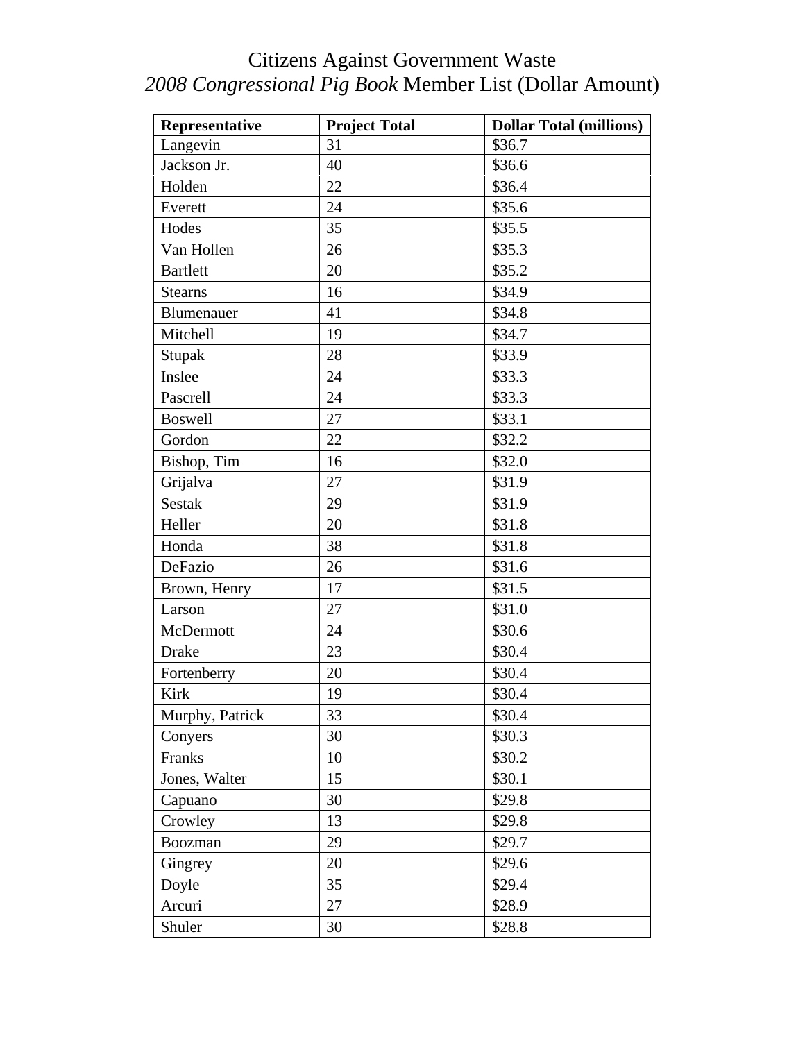# Citizens Against Government Waste
## *2008 Congressional Pig Book* Member List (Dollar Amount)

| Representative | Project Total | Dollar Total (millions) |
|---|---|---|
| Langevin | 31 | $36.7 |
| Jackson Jr. | 40 | $36.6 |
| Holden | 22 | $36.4 |
| Everett | 24 | $35.6 |
| Hodes | 35 | $35.5 |
| Van Hollen | 26 | $35.3 |
| Bartlett | 20 | $35.2 |
| Stearns | 16 | $34.9 |
| Blumenauer | 41 | $34.8 |
| Mitchell | 19 | $34.7 |
| Stupak | 28 | $33.9 |
| Inslee | 24 | $33.3 |
| Pascrell | 24 | $33.3 |
| Boswell | 27 | $33.1 |
| Gordon | 22 | $32.2 |
| Bishop, Tim | 16 | $32.0 |
| Grijalva | 27 | $31.9 |
| Sestak | 29 | $31.9 |
| Heller | 20 | $31.8 |
| Honda | 38 | $31.8 |
| DeFazio | 26 | $31.6 |
| Brown, Henry | 17 | $31.5 |
| Larson | 27 | $31.0 |
| McDermott | 24 | $30.6 |
| Drake | 23 | $30.4 |
| Fortenberry | 20 | $30.4 |
| Kirk | 19 | $30.4 |
| Murphy, Patrick | 33 | $30.4 |
| Conyers | 30 | $30.3 |
| Franks | 10 | $30.2 |
| Jones, Walter | 15 | $30.1 |
| Capuano | 30 | $29.8 |
| Crowley | 13 | $29.8 |
| Boozman | 29 | $29.7 |
| Gingrey | 20 | $29.6 |
| Doyle | 35 | $29.4 |
| Arcuri | 27 | $28.9 |
| Shuler | 30 | $28.8 |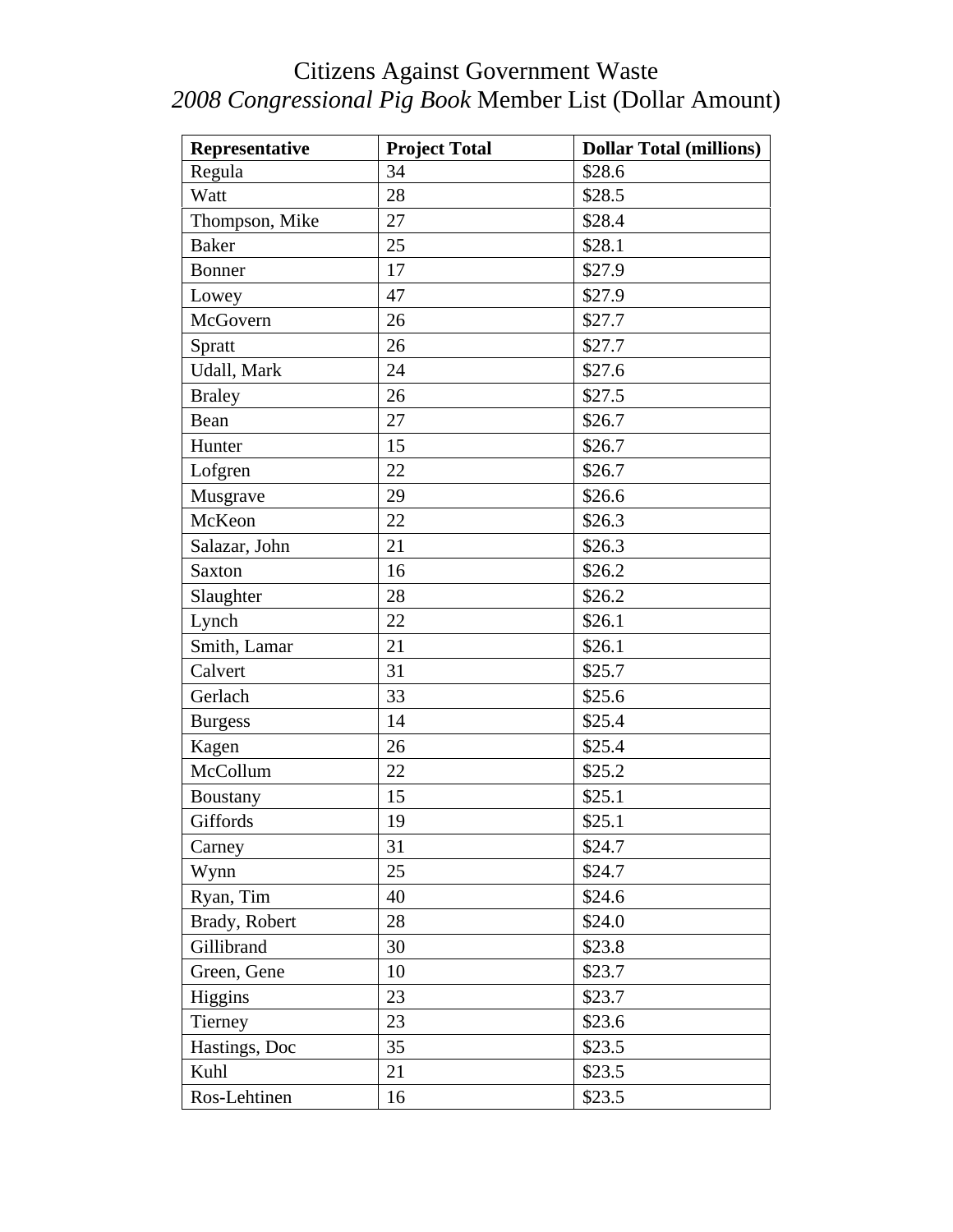# Citizens Against Government Waste
## *2008 Congressional Pig Book* Member List (Dollar Amount)

| Representative | Project Total | Dollar Total (millions) |
|---|---|---|
| Regula | 34 | $28.6 |
| Watt | 28 | $28.5 |
| Thompson, Mike | 27 | $28.4 |
| Baker | 25 | $28.1 |
| Bonner | 17 | $27.9 |
| Lowey | 47 | $27.9 |
| McGovern | 26 | $27.7 |
| Spratt | 26 | $27.7 |
| Udall, Mark | 24 | $27.6 |
| Braley | 26 | $27.5 |
| Bean | 27 | $26.7 |
| Hunter | 15 | $26.7 |
| Lofgren | 22 | $26.7 |
| Musgrave | 29 | $26.6 |
| McKeon | 22 | $26.3 |
| Salazar, John | 21 | $26.3 |
| Saxton | 16 | $26.2 |
| Slaughter | 28 | $26.2 |
| Lynch | 22 | $26.1 |
| Smith, Lamar | 21 | $26.1 |
| Calvert | 31 | $25.7 |
| Gerlach | 33 | $25.6 |
| Burgess | 14 | $25.4 |
| Kagen | 26 | $25.4 |
| McCollum | 22 | $25.2 |
| Boustany | 15 | $25.1 |
| Giffords | 19 | $25.1 |
| Carney | 31 | $24.7 |
| Wynn | 25 | $24.7 |
| Ryan, Tim | 40 | $24.6 |
| Brady, Robert | 28 | $24.0 |
| Gillibrand | 30 | $23.8 |
| Green, Gene | 10 | $23.7 |
| Higgins | 23 | $23.7 |
| Tierney | 23 | $23.6 |
| Hastings, Doc | 35 | $23.5 |
| Kuhl | 21 | $23.5 |
| Ros-Lehtinen | 16 | $23.5 |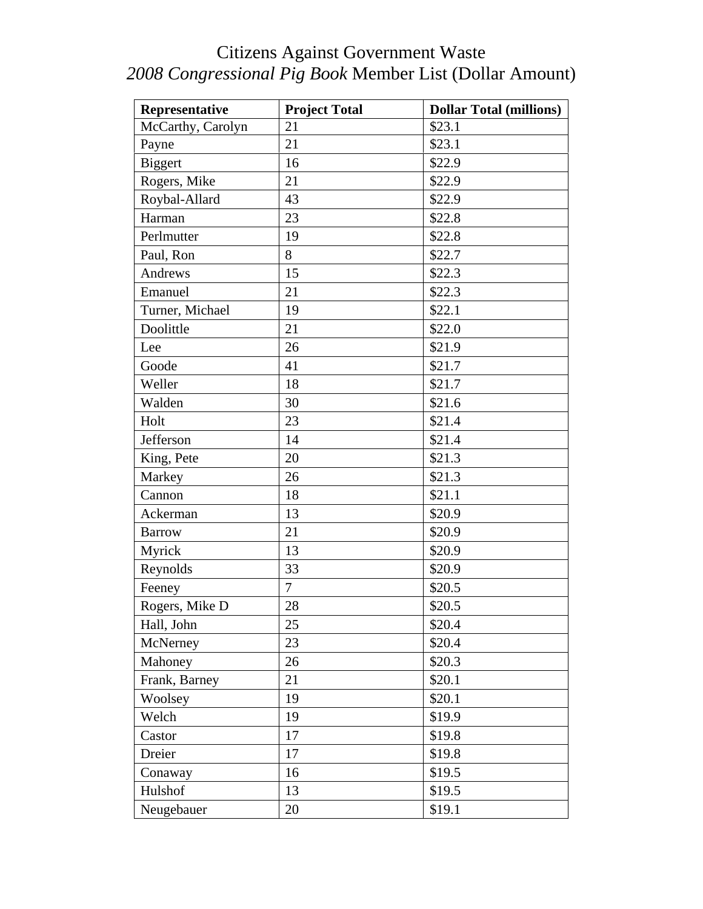# Citizens Against Government Waste
## *2008 Congressional Pig Book* Member List (Dollar Amount)

| Representative | Project Total | Dollar Total (millions) |
| --- | --- | --- |
| McCarthy, Carolyn | 21 | $23.1 |
| Payne | 21 | $23.1 |
| Biggert | 16 | $22.9 |
| Rogers, Mike | 21 | $22.9 |
| Roybal-Allard | 43 | $22.9 |
| Harman | 23 | $22.8 |
| Perlmutter | 19 | $22.8 |
| Paul, Ron | 8 | $22.7 |
| Andrews | 15 | $22.3 |
| Emanuel | 21 | $22.3 |
| Turner, Michael | 19 | $22.1 |
| Doolittle | 21 | $22.0 |
| Lee | 26 | $21.9 |
| Goode | 41 | $21.7 |
| Weller | 18 | $21.7 |
| Walden | 30 | $21.6 |
| Holt | 23 | $21.4 |
| Jefferson | 14 | $21.4 |
| King, Pete | 20 | $21.3 |
| Markey | 26 | $21.3 |
| Cannon | 18 | $21.1 |
| Ackerman | 13 | $20.9 |
| Barrow | 21 | $20.9 |
| Myrick | 13 | $20.9 |
| Reynolds | 33 | $20.9 |
| Feeney | 7 | $20.5 |
| Rogers, Mike D | 28 | $20.5 |
| Hall, John | 25 | $20.4 |
| McNerney | 23 | $20.4 |
| Mahoney | 26 | $20.3 |
| Frank, Barney | 21 | $20.1 |
| Woolsey | 19 | $20.1 |
| Welch | 19 | $19.9 |
| Castor | 17 | $19.8 |
| Dreier | 17 | $19.8 |
| Conaway | 16 | $19.5 |
| Hulshof | 13 | $19.5 |
| Neugebauer | 20 | $19.1 |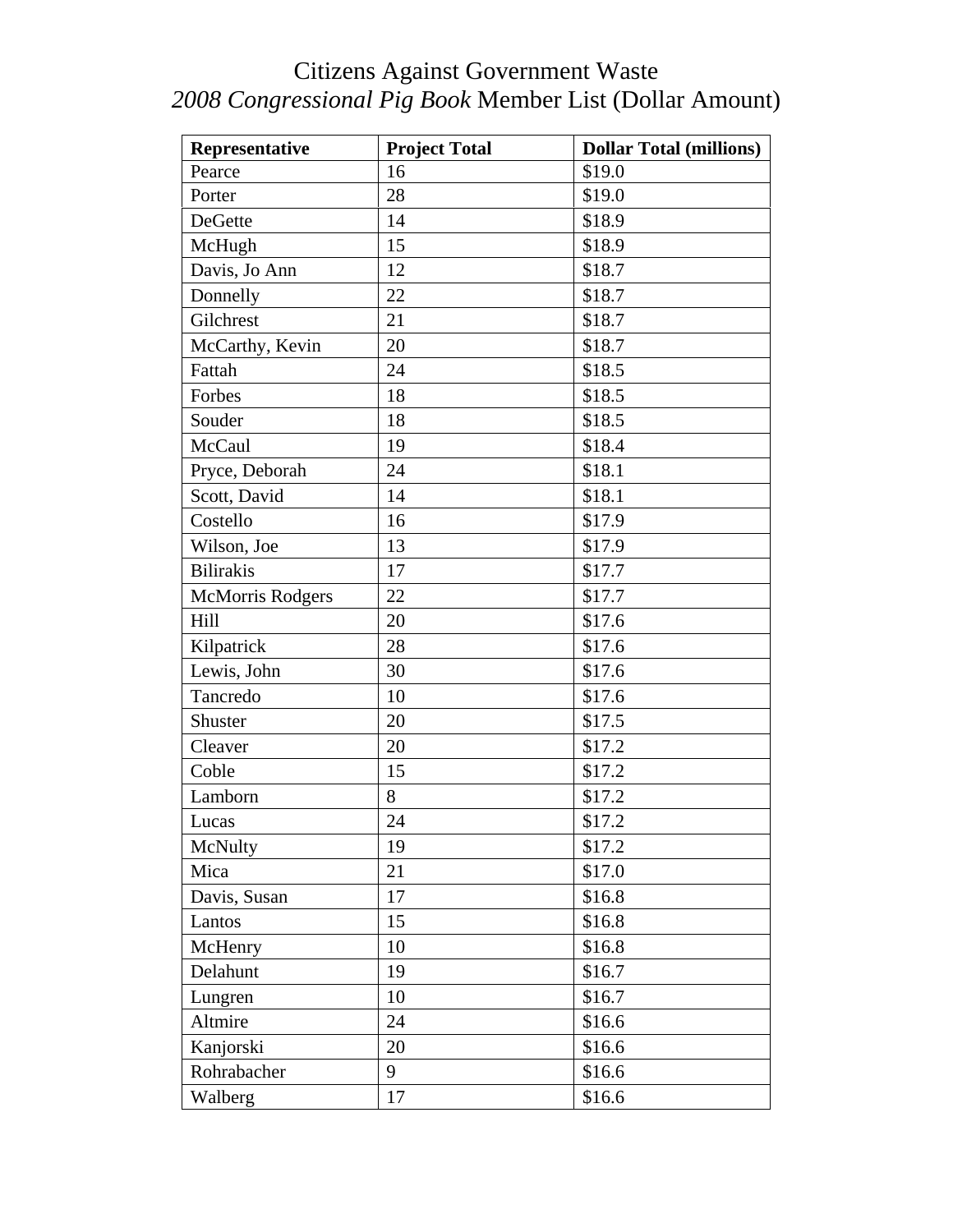# Citizens Against Government Waste
## *2008 Congressional Pig Book* Member List (Dollar Amount)

| Representative | Project Total | Dollar Total (millions) |
|---|---|---|
| Pearce | 16 | $19.0 |
| Porter | 28 | $19.0 |
| DeGette | 14 | $18.9 |
| McHugh | 15 | $18.9 |
| Davis, Jo Ann | 12 | $18.7 |
| Donnelly | 22 | $18.7 |
| Gilchrest | 21 | $18.7 |
| McCarthy, Kevin | 20 | $18.7 |
| Fattah | 24 | $18.5 |
| Forbes | 18 | $18.5 |
| Souder | 18 | $18.5 |
| McCaul | 19 | $18.4 |
| Pryce, Deborah | 24 | $18.1 |
| Scott, David | 14 | $18.1 |
| Costello | 16 | $17.9 |
| Wilson, Joe | 13 | $17.9 |
| Bilirakis | 17 | $17.7 |
| McMorris Rodgers | 22 | $17.7 |
| Hill | 20 | $17.6 |
| Kilpatrick | 28 | $17.6 |
| Lewis, John | 30 | $17.6 |
| Tancredo | 10 | $17.6 |
| Shuster | 20 | $17.5 |
| Cleaver | 20 | $17.2 |
| Coble | 15 | $17.2 |
| Lamborn | 8 | $17.2 |
| Lucas | 24 | $17.2 |
| McNulty | 19 | $17.2 |
| Mica | 21 | $17.0 |
| Davis, Susan | 17 | $16.8 |
| Lantos | 15 | $16.8 |
| McHenry | 10 | $16.8 |
| Delahunt | 19 | $16.7 |
| Lungren | 10 | $16.7 |
| Altmire | 24 | $16.6 |
| Kanjorski | 20 | $16.6 |
| Rohrabacher | 9 | $16.6 |
| Walberg | 17 | $16.6 |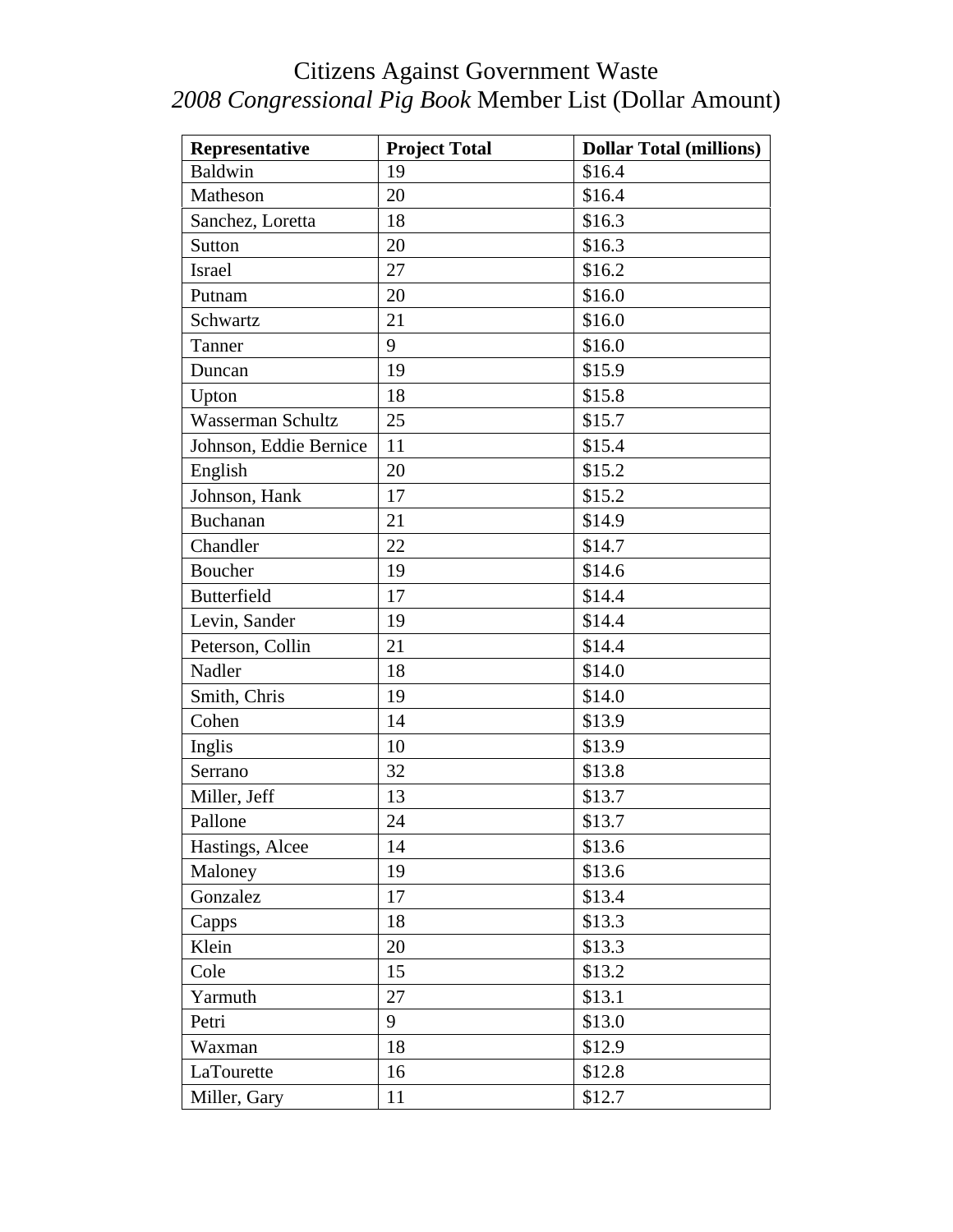# Citizens Against Government Waste

## *2008 Congressional Pig Book* Member List (Dollar Amount)

| Representative | Project Total | Dollar Total (millions) |
|---|---|---|
| Baldwin | 19 | $16.4 |
| Matheson | 20 | $16.4 |
| Sanchez, Loretta | 18 | $16.3 |
| Sutton | 20 | $16.3 |
| Israel | 27 | $16.2 |
| Putnam | 20 | $16.0 |
| Schwartz | 21 | $16.0 |
| Tanner | 9 | $16.0 |
| Duncan | 19 | $15.9 |
| Upton | 18 | $15.8 |
| Wasserman Schultz | 25 | $15.7 |
| Johnson, Eddie Bernice | 11 | $15.4 |
| English | 20 | $15.2 |
| Johnson, Hank | 17 | $15.2 |
| Buchanan | 21 | $14.9 |
| Chandler | 22 | $14.7 |
| Boucher | 19 | $14.6 |
| Butterfield | 17 | $14.4 |
| Levin, Sander | 19 | $14.4 |
| Peterson, Collin | 21 | $14.4 |
| Nadler | 18 | $14.0 |
| Smith, Chris | 19 | $14.0 |
| Cohen | 14 | $13.9 |
| Inglis | 10 | $13.9 |
| Serrano | 32 | $13.8 |
| Miller, Jeff | 13 | $13.7 |
| Pallone | 24 | $13.7 |
| Hastings, Alcee | 14 | $13.6 |
| Maloney | 19 | $13.6 |
| Gonzalez | 17 | $13.4 |
| Capps | 18 | $13.3 |
| Klein | 20 | $13.3 |
| Cole | 15 | $13.2 |
| Yarmuth | 27 | $13.1 |
| Petri | 9 | $13.0 |
| Waxman | 18 | $12.9 |
| LaTourette | 16 | $12.8 |
| Miller, Gary | 11 | $12.7 |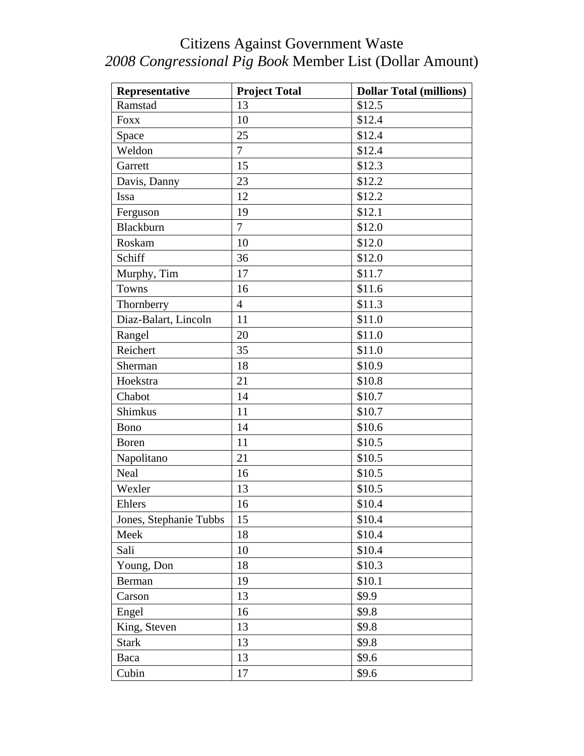# Citizens Against Government Waste

## *2008 Congressional Pig Book* Member List (Dollar Amount)

| Representative | Project Total | Dollar Total (millions) |
|---|---|---|
| Ramstad | 13 | $12.5 |
| Foxx | 10 | $12.4 |
| Space | 25 | $12.4 |
| Weldon | 7 | $12.4 |
| Garrett | 15 | $12.3 |
| Davis, Danny | 23 | $12.2 |
| Issa | 12 | $12.2 |
| Ferguson | 19 | $12.1 |
| Blackburn | 7 | $12.0 |
| Roskam | 10 | $12.0 |
| Schiff | 36 | $12.0 |
| Murphy, Tim | 17 | $11.7 |
| Towns | 16 | $11.6 |
| Thornberry | 4 | $11.3 |
| Diaz-Balart, Lincoln | 11 | $11.0 |
| Rangel | 20 | $11.0 |
| Reichert | 35 | $11.0 |
| Sherman | 18 | $10.9 |
| Hoekstra | 21 | $10.8 |
| Chabot | 14 | $10.7 |
| Shimkus | 11 | $10.7 |
| Bono | 14 | $10.6 |
| Boren | 11 | $10.5 |
| Napolitano | 21 | $10.5 |
| Neal | 16 | $10.5 |
| Wexler | 13 | $10.5 |
| Ehlers | 16 | $10.4 |
| Jones, Stephanie Tubbs | 15 | $10.4 |
| Meek | 18 | $10.4 |
| Sali | 10 | $10.4 |
| Young, Don | 18 | $10.3 |
| Berman | 19 | $10.1 |
| Carson | 13 | $9.9 |
| Engel | 16 | $9.8 |
| King, Steven | 13 | $9.8 |
| Stark | 13 | $9.8 |
| Baca | 13 | $9.6 |
| Cubin | 17 | $9.6 |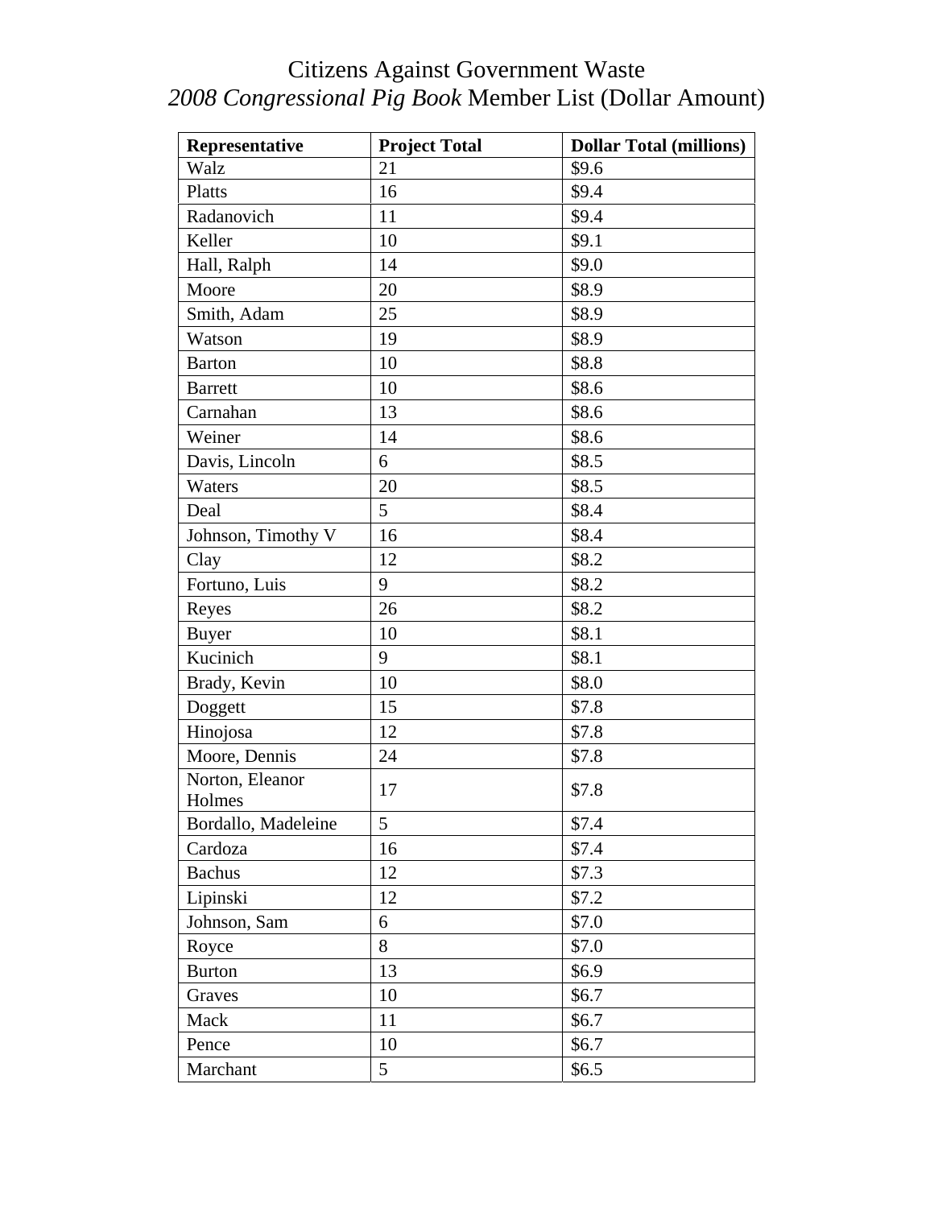# Citizens Against Government Waste
## *2008 Congressional Pig Book* Member List (Dollar Amount)

| Representative | Project Total | Dollar Total (millions) |
|---|---|---|
| Walz | 21 | $9.6 |
| Platts | 16 | $9.4 |
| Radanovich | 11 | $9.4 |
| Keller | 10 | $9.1 |
| Hall, Ralph | 14 | $9.0 |
| Moore | 20 | $8.9 |
| Smith, Adam | 25 | $8.9 |
| Watson | 19 | $8.9 |
| Barton | 10 | $8.8 |
| Barrett | 10 | $8.6 |
| Carnahan | 13 | $8.6 |
| Weiner | 14 | $8.6 |
| Davis, Lincoln | 6 | $8.5 |
| Waters | 20 | $8.5 |
| Deal | 5 | $8.4 |
| Johnson, Timothy V | 16 | $8.4 |
| Clay | 12 | $8.2 |
| Fortuno, Luis | 9 | $8.2 |
| Reyes | 26 | $8.2 |
| Buyer | 10 | $8.1 |
| Kucinich | 9 | $8.1 |
| Brady, Kevin | 10 | $8.0 |
| Doggett | 15 | $7.8 |
| Hinojosa | 12 | $7.8 |
| Moore, Dennis | 24 | $7.8 |
| Norton, Eleanor Holmes | 17 | $7.8 |
| Bordallo, Madeleine | 5 | $7.4 |
| Cardoza | 16 | $7.4 |
| Bachus | 12 | $7.3 |
| Lipinski | 12 | $7.2 |
| Johnson, Sam | 6 | $7.0 |
| Royce | 8 | $7.0 |
| Burton | 13 | $6.9 |
| Graves | 10 | $6.7 |
| Mack | 11 | $6.7 |
| Pence | 10 | $6.7 |
| Marchant | 5 | $6.5 |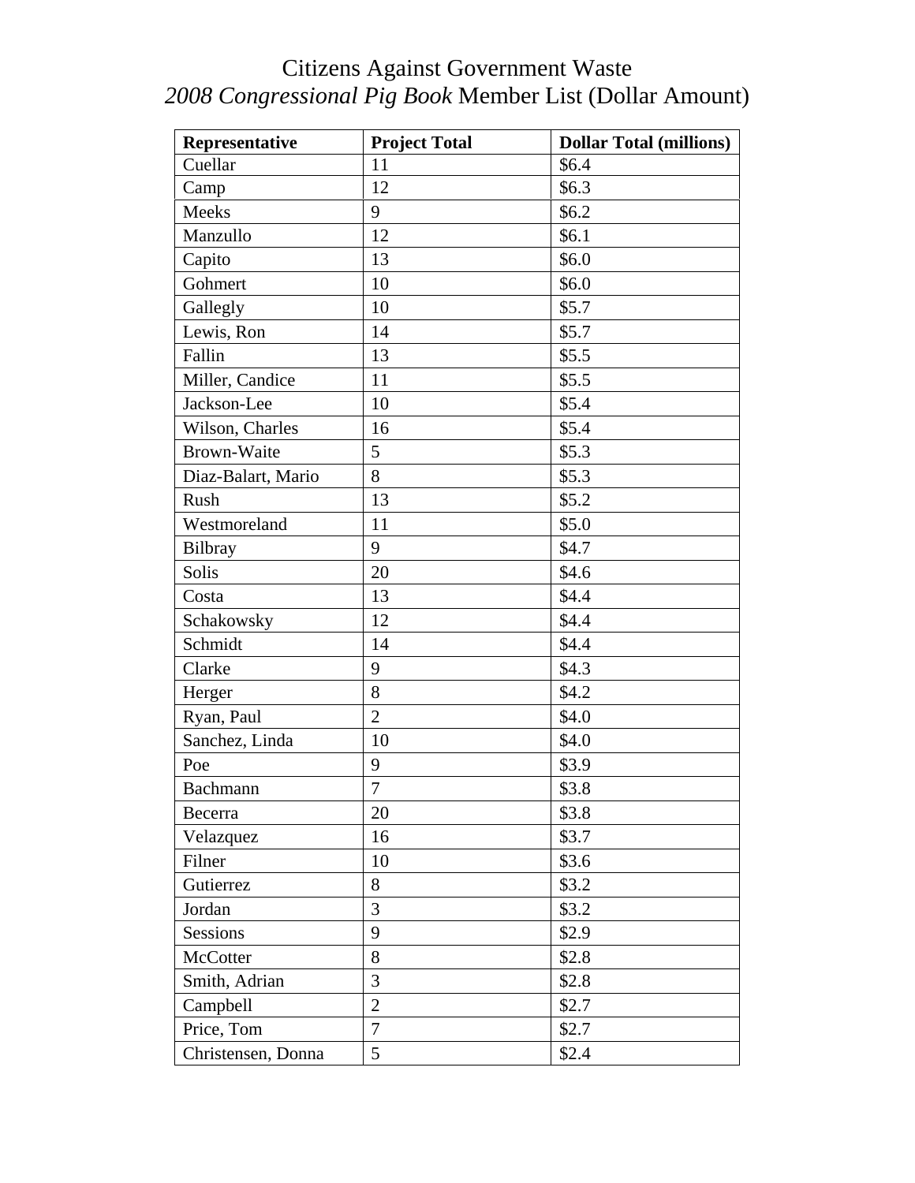# Citizens Against Government Waste
## *2008 Congressional Pig Book* Member List (Dollar Amount)

| Representative | Project Total | Dollar Total (millions) |
|---|---|---|
| Cuellar | 11 | $6.4 |
| Camp | 12 | $6.3 |
| Meeks | 9 | $6.2 |
| Manzullo | 12 | $6.1 |
| Capito | 13 | $6.0 |
| Gohmert | 10 | $6.0 |
| Gallegly | 10 | $5.7 |
| Lewis, Ron | 14 | $5.7 |
| Fallin | 13 | $5.5 |
| Miller, Candice | 11 | $5.5 |
| Jackson-Lee | 10 | $5.4 |
| Wilson, Charles | 16 | $5.4 |
| Brown-Waite | 5 | $5.3 |
| Diaz-Balart, Mario | 8 | $5.3 |
| Rush | 13 | $5.2 |
| Westmoreland | 11 | $5.0 |
| Bilbray | 9 | $4.7 |
| Solis | 20 | $4.6 |
| Costa | 13 | $4.4 |
| Schakowsky | 12 | $4.4 |
| Schmidt | 14 | $4.4 |
| Clarke | 9 | $4.3 |
| Herger | 8 | $4.2 |
| Ryan, Paul | 2 | $4.0 |
| Sanchez, Linda | 10 | $4.0 |
| Poe | 9 | $3.9 |
| Bachmann | 7 | $3.8 |
| Becerra | 20 | $3.8 |
| Velazquez | 16 | $3.7 |
| Filner | 10 | $3.6 |
| Gutierrez | 8 | $3.2 |
| Jordan | 3 | $3.2 |
| Sessions | 9 | $2.9 |
| McCotter | 8 | $2.8 |
| Smith, Adrian | 3 | $2.8 |
| Campbell | 2 | $2.7 |
| Price, Tom | 7 | $2.7 |
| Christensen, Donna | 5 | $2.4 |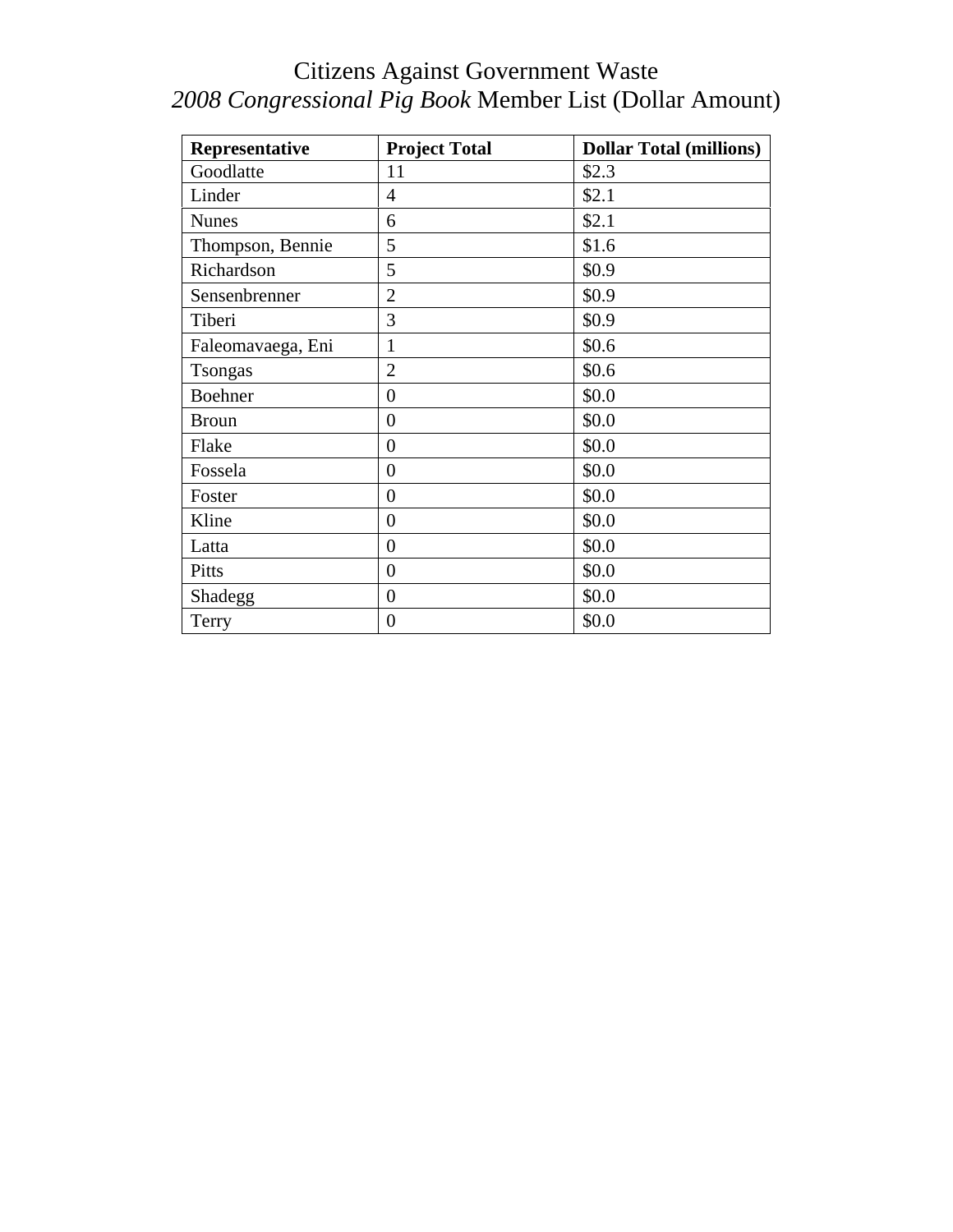# Citizens Against Government Waste

## *2008 Congressional Pig Book* Member List (Dollar Amount)

| **Representative** | **Project Total** | **Dollar Total (millions)** |
|---|---|---|
| Goodlatte | 11 | $2.3 |
| Linder | 4 | $2.1 |
| Nunes | 6 | $2.1 |
| Thompson, Bennie | 5 | $1.6 |
| Richardson | 5 | $0.9 |
| Sensenbrenner | 2 | $0.9 |
| Tiberi | 3 | $0.9 |
| Faleomavaega, Eni | 1 | $0.6 |
| Tsongas | 2 | $0.6 |
| Boehner | 0 | $0.0 |
| Broun | 0 | $0.0 |
| Flake | 0 | $0.0 |
| Fossela | 0 | $0.0 |
| Foster | 0 | $0.0 |
| Kline | 0 | $0.0 |
| Latta | 0 | $0.0 |
| Pitts | 0 | $0.0 |
| Shadegg | 0 | $0.0 |
| Terry | 0 | $0.0 |